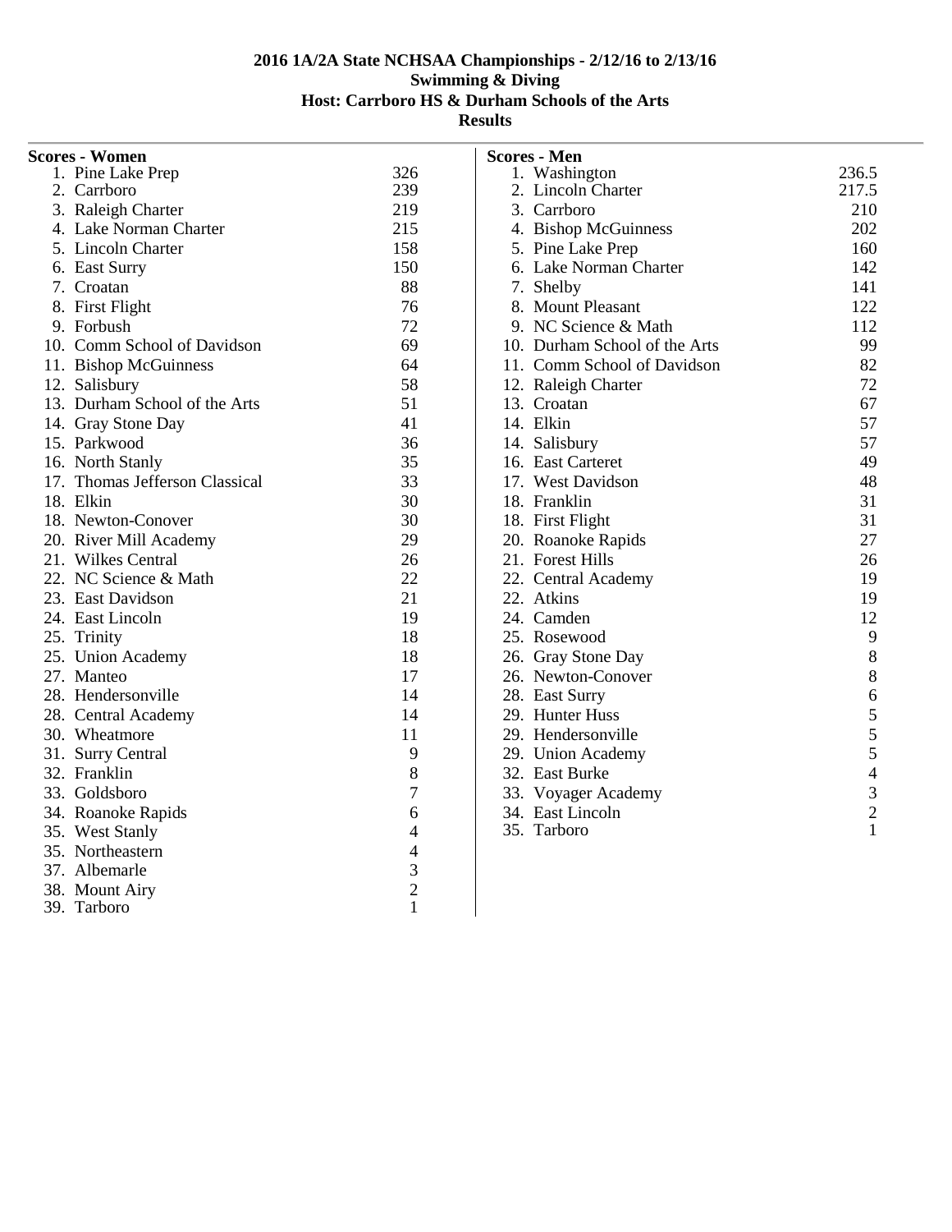**2016 1A/2A State NCHSAA Championships - 2/12/16 to 2/13/16**
**Swimming & Diving**
**Host: Carrboro HS & Durham Schools of the Arts**
**Results**

**Scores - Women**

| Place | School | Points |
|---|---|---|
| 1. | Pine Lake Prep | 326 |
| 2. | Carrboro | 239 |
| 3. | Raleigh Charter | 219 |
| 4. | Lake Norman Charter | 215 |
| 5. | Lincoln Charter | 158 |
| 6. | East Surry | 150 |
| 7. | Croatan | 88 |
| 8. | First Flight | 76 |
| 9. | Forbush | 72 |
| 10. | Comm School of Davidson | 69 |
| 11. | Bishop McGuinness | 64 |
| 12. | Salisbury | 58 |
| 13. | Durham School of the Arts | 51 |
| 14. | Gray Stone Day | 41 |
| 15. | Parkwood | 36 |
| 16. | North Stanly | 35 |
| 17. | Thomas Jefferson Classical | 33 |
| 18. | Elkin | 30 |
| 18. | Newton-Conover | 30 |
| 20. | River Mill Academy | 29 |
| 21. | Wilkes Central | 26 |
| 22. | NC Science & Math | 22 |
| 23. | East Davidson | 21 |
| 24. | East Lincoln | 19 |
| 25. | Trinity | 18 |
| 25. | Union Academy | 18 |
| 27. | Manteo | 17 |
| 28. | Hendersonville | 14 |
| 28. | Central Academy | 14 |
| 30. | Wheatmore | 11 |
| 31. | Surry Central | 9 |
| 32. | Franklin | 8 |
| 33. | Goldsboro | 7 |
| 34. | Roanoke Rapids | 6 |
| 35. | West Stanly | 4 |
| 35. | Northeastern | 4 |
| 37. | Albemarle | 3 |
| 38. | Mount Airy | 2 |
| 39. | Tarboro | 1 |

**Scores - Men**

| Place | School | Points |
|---|---|---|
| 1. | Washington | 236.5 |
| 2. | Lincoln Charter | 217.5 |
| 3. | Carrboro | 210 |
| 4. | Bishop McGuinness | 202 |
| 5. | Pine Lake Prep | 160 |
| 6. | Lake Norman Charter | 142 |
| 7. | Shelby | 141 |
| 8. | Mount Pleasant | 122 |
| 9. | NC Science & Math | 112 |
| 10. | Durham School of the Arts | 99 |
| 11. | Comm School of Davidson | 82 |
| 12. | Raleigh Charter | 72 |
| 13. | Croatan | 67 |
| 14. | Elkin | 57 |
| 14. | Salisbury | 57 |
| 16. | East Carteret | 49 |
| 17. | West Davidson | 48 |
| 18. | Franklin | 31 |
| 18. | First Flight | 31 |
| 20. | Roanoke Rapids | 27 |
| 21. | Forest Hills | 26 |
| 22. | Central Academy | 19 |
| 22. | Atkins | 19 |
| 24. | Camden | 12 |
| 25. | Rosewood | 9 |
| 26. | Gray Stone Day | 8 |
| 26. | Newton-Conover | 8 |
| 28. | East Surry | 6 |
| 29. | Hunter Huss | 5 |
| 29. | Hendersonville | 5 |
| 29. | Union Academy | 5 |
| 32. | East Burke | 4 |
| 33. | Voyager Academy | 3 |
| 34. | East Lincoln | 2 |
| 35. | Tarboro | 1 |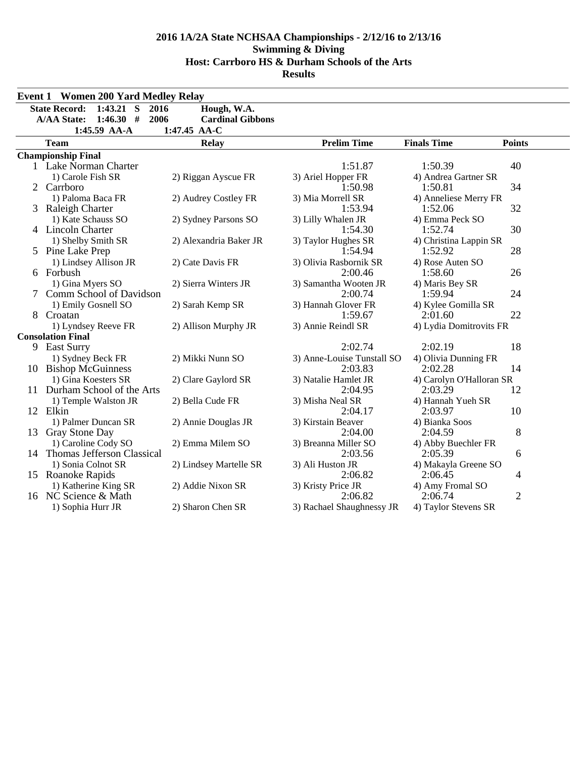**2016 1A/2A State NCHSAA Championships - 2/12/16 to 2/13/16**
**Swimming & Diving**
**Host: Carrboro HS & Durham Schools of the Arts**
**Results**

## Event 1 Women 200 Yard Medley Relay

State Record: 1:43.21 S 2016 Hough, W.A.
A/AA State: 1:46.30 # 2006 Cardinal Gibbons
1:45.59 AA-A 1:47.45 AA-C

| | Team | Relay | Prelim Time | Finals Time | Points |
|---|---|---|---|---|---|
| **Championship Final** | | | | | |
| 1 | Lake Norman Charter | | 1:51.87 | 1:50.39 | 40 |
| | 1) Carole Fish SR | 2) Riggan Ayscue FR | 3) Ariel Hopper FR | 4) Andrea Gartner SR | |
| 2 | Carrboro | | 1:50.98 | 1:50.81 | 34 |
| | 1) Paloma Baca FR | 2) Audrey Costley FR | 3) Mia Morrell SR | 4) Anneliese Merry FR | |
| 3 | Raleigh Charter | | 1:53.94 | 1:52.06 | 32 |
| | 1) Kate Schauss SO | 2) Sydney Parsons SO | 3) Lilly Whalen JR | 4) Emma Peck SO | |
| 4 | Lincoln Charter | | 1:54.30 | 1:52.74 | 30 |
| | 1) Shelby Smith SR | 2) Alexandria Baker JR | 3) Taylor Hughes SR | 4) Christina Lappin SR | |
| 5 | Pine Lake Prep | | 1:54.94 | 1:52.92 | 28 |
| | 1) Lindsey Allison JR | 2) Cate Davis FR | 3) Olivia Rasbornik SR | 4) Rose Auten SO | |
| 6 | Forbush | | 2:00.46 | 1:58.60 | 26 |
| | 1) Gina Myers SO | 2) Sierra Winters JR | 3) Samantha Wooten JR | 4) Maris Bey SR | |
| 7 | Comm School of Davidson | | 2:00.74 | 1:59.94 | 24 |
| | 1) Emily Gosnell SO | 2) Sarah Kemp SR | 3) Hannah Glover FR | 4) Kylee Gomilla SR | |
| 8 | Croatan | | 1:59.67 | 2:01.60 | 22 |
| | 1) Lyndsey Reeve FR | 2) Allison Murphy JR | 3) Annie Reindl SR | 4) Lydia Domitrovits FR | |
| **Consolation Final** | | | | | |
| 9 | East Surry | | 2:02.74 | 2:02.19 | 18 |
| | 1) Sydney Beck FR | 2) Mikki Nunn SO | 3) Anne-Louise Tunstall SO | 4) Olivia Dunning FR | |
| 10 | Bishop McGuinness | | 2:03.83 | 2:02.28 | 14 |
| | 1) Gina Koesters SR | 2) Clare Gaylord SR | 3) Natalie Hamlet JR | 4) Carolyn O'Halloran SR | |
| 11 | Durham School of the Arts | | 2:04.95 | 2:03.29 | 12 |
| | 1) Temple Walston JR | 2) Bella Cude FR | 3) Misha Neal SR | 4) Hannah Yueh SR | |
| 12 | Elkin | | 2:04.17 | 2:03.97 | 10 |
| | 1) Palmer Duncan SR | 2) Annie Douglas JR | 3) Kirstain Beaver | 4) Bianka Soos | |
| 13 | Gray Stone Day | | 2:04.00 | 2:04.59 | 8 |
| | 1) Caroline Cody SO | 2) Emma Milem SO | 3) Breanna Miller SO | 4) Abby Buechler FR | |
| 14 | Thomas Jefferson Classical | | 2:03.56 | 2:05.39 | 6 |
| | 1) Sonia Colnot SR | 2) Lindsey Martelle SR | 3) Ali Huston JR | 4) Makayla Greene SO | |
| 15 | Roanoke Rapids | | 2:06.82 | 2:06.45 | 4 |
| | 1) Katherine King SR | 2) Addie Nixon SR | 3) Kristy Price JR | 4) Amy Fromal SO | |
| 16 | NC Science & Math | | 2:06.82 | 2:06.74 | 2 |
| | 1) Sophia Hurr JR | 2) Sharon Chen SR | 3) Rachael Shaughnessy JR | 4) Taylor Stevens SR | |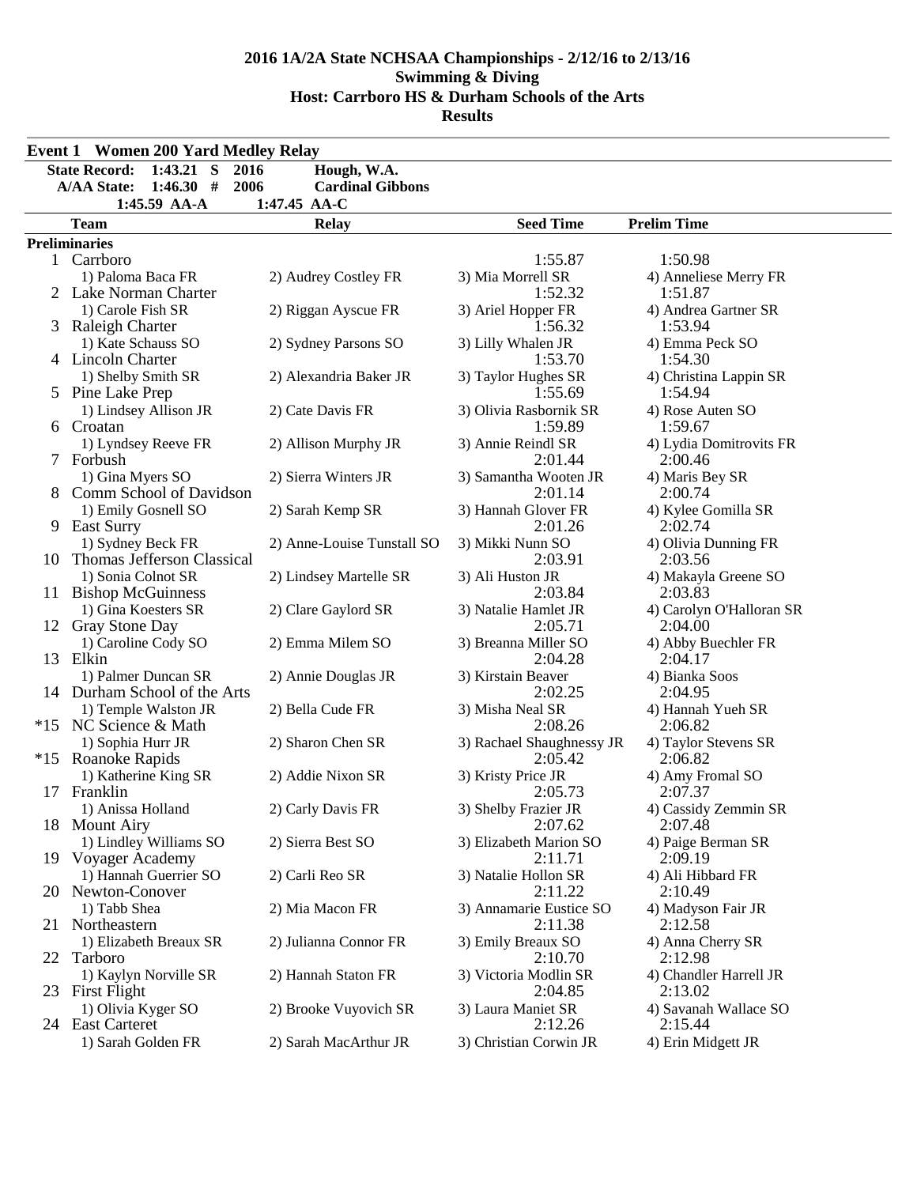# 2016 1A/2A State NCHSAA Championships - 2/12/16 to 2/13/16
## Swimming & Diving
## Host: Carrboro HS & Durham Schools of the Arts
## Results

### Event 1 Women 200 Yard Medley Relay

| | | | |
|---|---|---|---|
| State Record: | 1:43.21 S | 2016 | Hough, W.A. |
| A/AA State: | 1:46.30 # | 2006 | Cardinal Gibbons |
| | 1:45.59 AA-A | 1:47.45 AA-C | |

| | Team | Relay | Seed Time | Prelim Time |
|---|---|---|---|---|
| **Preliminaries** | | | | |
| 1 | Carrboro | | 1:55.87 | 1:50.98 |
| | 1) Paloma Baca FR | 2) Audrey Costley FR | 3) Mia Morrell SR | 4) Anneliese Merry FR |
| 2 | Lake Norman Charter | | 1:52.32 | 1:51.87 |
| | 1) Carole Fish SR | 2) Riggan Ayscue FR | 3) Ariel Hopper FR | 4) Andrea Gartner SR |
| 3 | Raleigh Charter | | 1:56.32 | 1:53.94 |
| | 1) Kate Schauss SO | 2) Sydney Parsons SO | 3) Lilly Whalen JR | 4) Emma Peck SO |
| 4 | Lincoln Charter | | 1:53.70 | 1:54.30 |
| | 1) Shelby Smith SR | 2) Alexandria Baker JR | 3) Taylor Hughes SR | 4) Christina Lappin SR |
| 5 | Pine Lake Prep | | 1:55.69 | 1:54.94 |
| | 1) Lindsey Allison JR | 2) Cate Davis FR | 3) Olivia Rasbornik SR | 4) Rose Auten SO |
| 6 | Croatan | | 1:59.89 | 1:59.67 |
| | 1) Lyndsey Reeve FR | 2) Allison Murphy JR | 3) Annie Reindl SR | 4) Lydia Domitrovits FR |
| 7 | Forbush | | 2:01.44 | 2:00.46 |
| | 1) Gina Myers SO | 2) Sierra Winters JR | 3) Samantha Wooten JR | 4) Maris Bey SR |
| 8 | Comm School of Davidson | | 2:01.14 | 2:00.74 |
| | 1) Emily Gosnell SO | 2) Sarah Kemp SR | 3) Hannah Glover FR | 4) Kylee Gomilla SR |
| 9 | East Surry | | 2:01.26 | 2:02.74 |
| | 1) Sydney Beck FR | 2) Anne-Louise Tunstall SO | 3) Mikki Nunn SO | 4) Olivia Dunning FR |
| 10 | Thomas Jefferson Classical | | 2:03.91 | 2:03.56 |
| | 1) Sonia Colnot SR | 2) Lindsey Martelle SR | 3) Ali Huston JR | 4) Makayla Greene SO |
| 11 | Bishop McGuinness | | 2:03.84 | 2:03.83 |
| | 1) Gina Koesters SR | 2) Clare Gaylord SR | 3) Natalie Hamlet JR | 4) Carolyn O'Halloran SR |
| 12 | Gray Stone Day | | 2:05.71 | 2:04.00 |
| | 1) Caroline Cody SO | 2) Emma Milem SO | 3) Breanna Miller SO | 4) Abby Buechler FR |
| 13 | Elkin | | 2:04.28 | 2:04.17 |
| | 1) Palmer Duncan SR | 2) Annie Douglas JR | 3) Kirstain Beaver | 4) Bianka Soos |
| 14 | Durham School of the Arts | | 2:02.25 | 2:04.95 |
| | 1) Temple Walston JR | 2) Bella Cude FR | 3) Misha Neal SR | 4) Hannah Yueh SR |
| *15 | NC Science & Math | | 2:08.26 | 2:06.82 |
| | 1) Sophia Hurr JR | 2) Sharon Chen SR | 3) Rachael Shaughnessy JR | 4) Taylor Stevens SR |
| *15 | Roanoke Rapids | | 2:05.42 | 2:06.82 |
| | 1) Katherine King SR | 2) Addie Nixon SR | 3) Kristy Price JR | 4) Amy Fromal SO |
| 17 | Franklin | | 2:05.73 | 2:07.37 |
| | 1) Anissa Holland | 2) Carly Davis FR | 3) Shelby Frazier JR | 4) Cassidy Zemmin SR |
| 18 | Mount Airy | | 2:07.62 | 2:07.48 |
| | 1) Lindley Williams SO | 2) Sierra Best SO | 3) Elizabeth Marion SO | 4) Paige Berman SR |
| 19 | Voyager Academy | | 2:11.71 | 2:09.19 |
| | 1) Hannah Guerrier SO | 2) Carli Reo SR | 3) Natalie Hollon SR | 4) Ali Hibbard FR |
| 20 | Newton-Conover | | 2:11.22 | 2:10.49 |
| | 1) Tabb Shea | 2) Mia Macon FR | 3) Annamarie Eustice SO | 4) Madyson Fair JR |
| 21 | Northeastern | | 2:11.38 | 2:12.58 |
| | 1) Elizabeth Breaux SR | 2) Julianna Connor FR | 3) Emily Breaux SO | 4) Anna Cherry SR |
| 22 | Tarboro | | 2:10.70 | 2:12.98 |
| | 1) Kaylyn Norville SR | 2) Hannah Staton FR | 3) Victoria Modlin SR | 4) Chandler Harrell JR |
| 23 | First Flight | | 2:04.85 | 2:13.02 |
| | 1) Olivia Kyger SO | 2) Brooke Vuyovich SR | 3) Laura Maniet SR | 4) Savanah Wallace SO |
| 24 | East Carteret | | 2:12.26 | 2:15.44 |
| | 1) Sarah Golden FR | 2) Sarah MacArthur JR | 3) Christian Corwin JR | 4) Erin Midgett JR |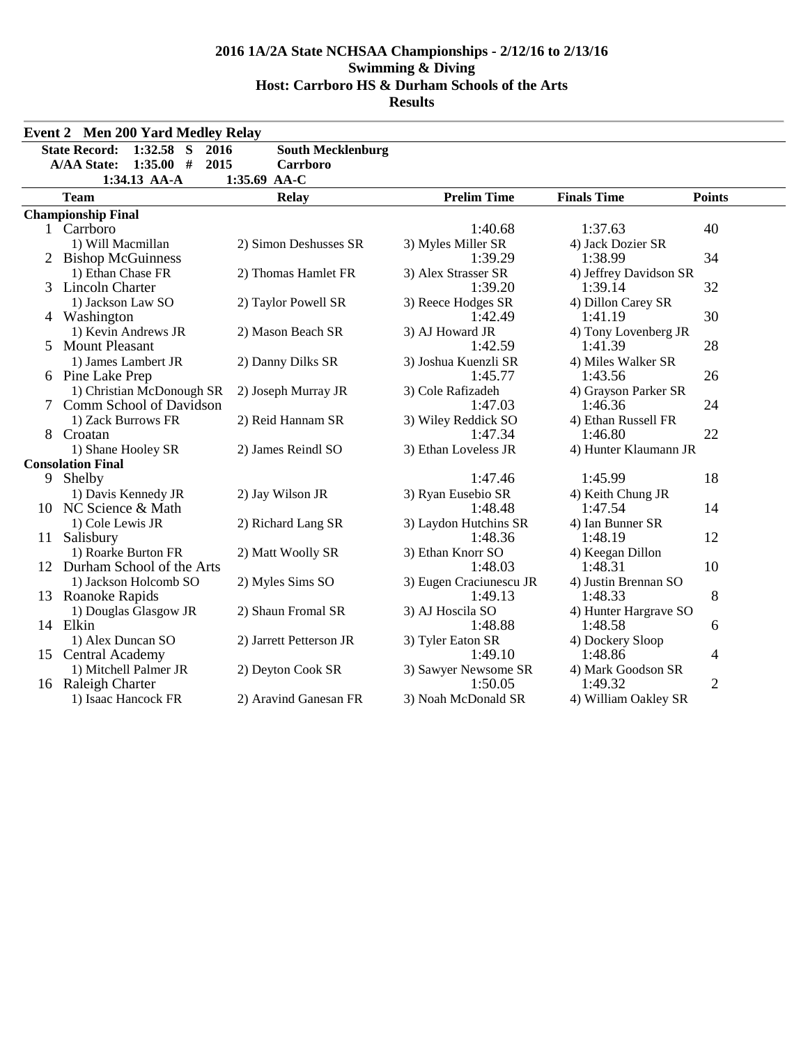# 2016 1A/2A State NCHSAA Championships - 2/12/16 to 2/13/16
## Swimming & Diving
## Host: Carrboro HS & Durham Schools of the Arts
## Results

### Event 2 Men 200 Yard Medley Relay

| | | | |
|---|---|---|---|
| **State Record:** | **1:32.58 S** | **2016** | **South Mecklenburg** |
| **A/AA State:** | **1:35.00 #** | **2015** | **Carrboro** |
| | **1:34.13 AA-A** | 1:35.69 AA-C | |

| | Team | Relay | Prelim Time | Finals Time | Points |
|---|---|---|---|---|---|
| **Championship Final** | | | | | |
| 1 | Carrboro | | 1:40.68 | 1:37.63 | 40 |
| | 1) Will Macmillan | 2) Simon Deshusses SR | 3) Myles Miller SR | 4) Jack Dozier SR | |
| 2 | Bishop McGuinness | | 1:39.29 | 1:38.99 | 34 |
| | 1) Ethan Chase FR | 2) Thomas Hamlet FR | 3) Alex Strasser SR | 4) Jeffrey Davidson SR | |
| 3 | Lincoln Charter | | 1:39.20 | 1:39.14 | 32 |
| | 1) Jackson Law SO | 2) Taylor Powell SR | 3) Reece Hodges SR | 4) Dillon Carey SR | |
| 4 | Washington | | 1:42.49 | 1:41.19 | 30 |
| | 1) Kevin Andrews JR | 2) Mason Beach SR | 3) AJ Howard JR | 4) Tony Lovenberg JR | |
| 5 | Mount Pleasant | | 1:42.59 | 1:41.39 | 28 |
| | 1) James Lambert JR | 2) Danny Dilks SR | 3) Joshua Kuenzli SR | 4) Miles Walker SR | |
| 6 | Pine Lake Prep | | 1:45.77 | 1:43.56 | 26 |
| | 1) Christian McDonough SR | 2) Joseph Murray JR | 3) Cole Rafizadeh | 4) Grayson Parker SR | |
| 7 | Comm School of Davidson | | 1:47.03 | 1:46.36 | 24 |
| | 1) Zack Burrows FR | 2) Reid Hannam SR | 3) Wiley Reddick SO | 4) Ethan Russell FR | |
| 8 | Croatan | | 1:47.34 | 1:46.80 | 22 |
| | 1) Shane Hooley SR | 2) James Reindl SO | 3) Ethan Loveless JR | 4) Hunter Klaumann JR | |
| **Consolation Final** | | | | | |
| 9 | Shelby | | 1:47.46 | 1:45.99 | 18 |
| | 1) Davis Kennedy JR | 2) Jay Wilson JR | 3) Ryan Eusebio SR | 4) Keith Chung JR | |
| 10 | NC Science & Math | | 1:48.48 | 1:47.54 | 14 |
| | 1) Cole Lewis JR | 2) Richard Lang SR | 3) Laydon Hutchins SR | 4) Ian Bunner SR | |
| 11 | Salisbury | | 1:48.36 | 1:48.19 | 12 |
| | 1) Roarke Burton FR | 2) Matt Woolly SR | 3) Ethan Knorr SO | 4) Keegan Dillon | |
| 12 | Durham School of the Arts | | 1:48.03 | 1:48.31 | 10 |
| | 1) Jackson Holcomb SO | 2) Myles Sims SO | 3) Eugen Craciunescu JR | 4) Justin Brennan SO | |
| 13 | Roanoke Rapids | | 1:49.13 | 1:48.33 | 8 |
| | 1) Douglas Glasgow JR | 2) Shaun Fromal SR | 3) AJ Hoscila SO | 4) Hunter Hargrave SO | |
| 14 | Elkin | | 1:48.88 | 1:48.58 | 6 |
| | 1) Alex Duncan SO | 2) Jarrett Petterson JR | 3) Tyler Eaton SR | 4) Dockery Sloop | |
| 15 | Central Academy | | 1:49.10 | 1:48.86 | 4 |
| | 1) Mitchell Palmer JR | 2) Deyton Cook SR | 3) Sawyer Newsome SR | 4) Mark Goodson SR | |
| 16 | Raleigh Charter | | 1:50.05 | 1:49.32 | 2 |
| | 1) Isaac Hancock FR | 2) Aravind Ganesan FR | 3) Noah McDonald SR | 4) William Oakley SR | |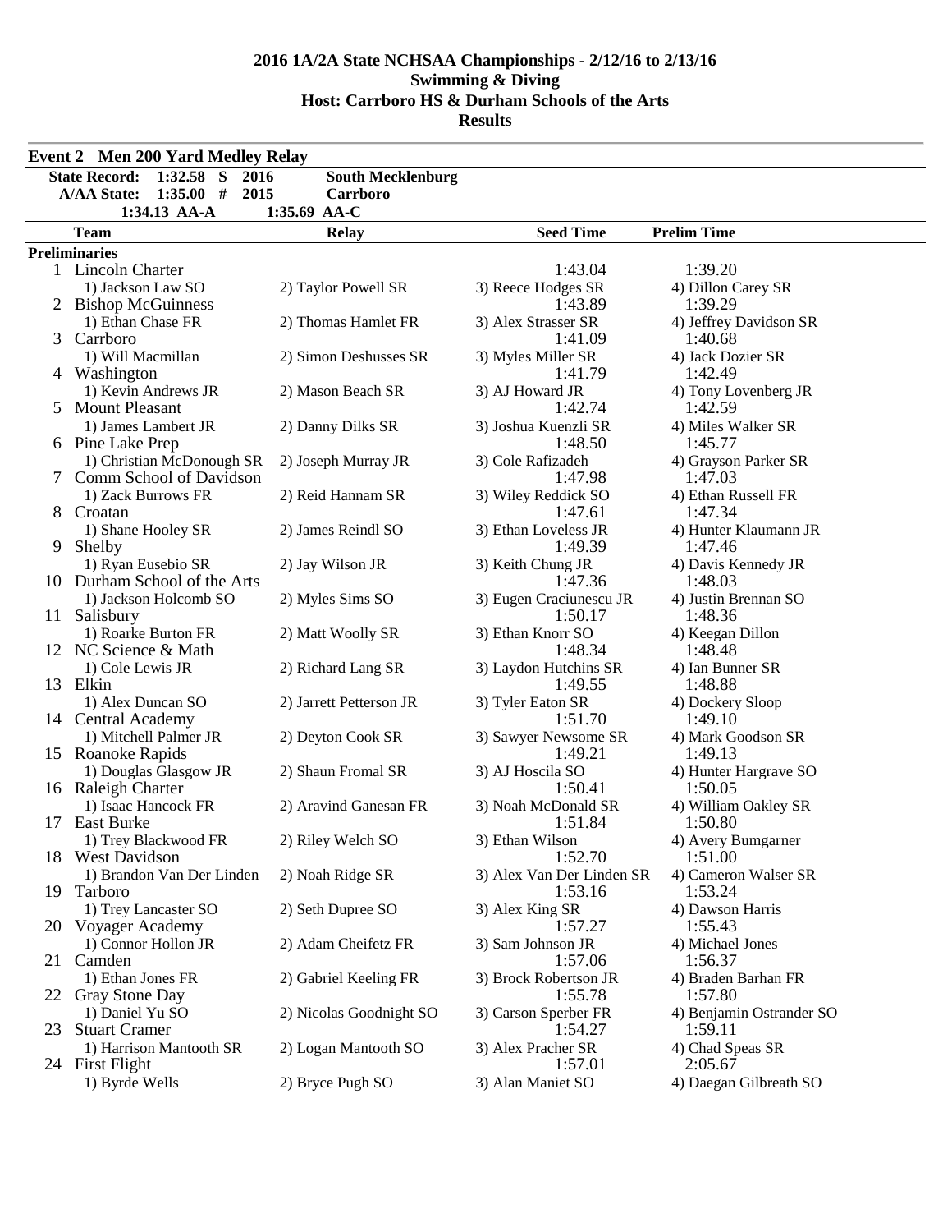# 2016 1A/2A State NCHSAA Championships - 2/12/16 to 2/13/16
## Swimming & Diving
## Host: Carrboro HS & Durham Schools of the Arts
## Results

### Event 2  Men 200 Yard Medley Relay

| | | | |
|---|---|---|---|
| State Record: | 1:32.58 S | 2016 | South Mecklenburg |
| A/AA State: | 1:35.00 # | 2015 | Carrboro |
| | 1:34.13 AA-A | 1:35.69 AA-C | |

| | Team | Relay | Seed Time | Prelim Time |
|---|---|---|---|---|
| **Preliminaries** | | | | |
| 1 | Lincoln Charter | | 1:43.04 | 1:39.20 |
| | 1) Jackson Law SO | 2) Taylor Powell SR | 3) Reece Hodges SR | 4) Dillon Carey SR |
| 2 | Bishop McGuinness | | 1:43.89 | 1:39.29 |
| | 1) Ethan Chase FR | 2) Thomas Hamlet FR | 3) Alex Strasser SR | 4) Jeffrey Davidson SR |
| 3 | Carrboro | | 1:41.09 | 1:40.68 |
| | 1) Will Macmillan | 2) Simon Deshusses SR | 3) Myles Miller SR | 4) Jack Dozier SR |
| 4 | Washington | | 1:41.79 | 1:42.49 |
| | 1) Kevin Andrews JR | 2) Mason Beach SR | 3) AJ Howard JR | 4) Tony Lovenberg JR |
| 5 | Mount Pleasant | | 1:42.74 | 1:42.59 |
| | 1) James Lambert JR | 2) Danny Dilks SR | 3) Joshua Kuenzli SR | 4) Miles Walker SR |
| 6 | Pine Lake Prep | | 1:48.50 | 1:45.77 |
| | 1) Christian McDonough SR | 2) Joseph Murray JR | 3) Cole Rafizadeh | 4) Grayson Parker SR |
| 7 | Comm School of Davidson | | 1:47.98 | 1:47.03 |
| | 1) Zack Burrows FR | 2) Reid Hannam SR | 3) Wiley Reddick SO | 4) Ethan Russell FR |
| 8 | Croatan | | 1:47.61 | 1:47.34 |
| | 1) Shane Hooley SR | 2) James Reindl SO | 3) Ethan Loveless JR | 4) Hunter Klaumann JR |
| 9 | Shelby | | 1:49.39 | 1:47.46 |
| | 1) Ryan Eusebio SR | 2) Jay Wilson JR | 3) Keith Chung JR | 4) Davis Kennedy JR |
| 10 | Durham School of the Arts | | 1:47.36 | 1:48.03 |
| | 1) Jackson Holcomb SO | 2) Myles Sims SO | 3) Eugen Craciunescu JR | 4) Justin Brennan SO |
| 11 | Salisbury | | 1:50.17 | 1:48.36 |
| | 1) Roarke Burton FR | 2) Matt Woolly SR | 3) Ethan Knorr SO | 4) Keegan Dillon |
| 12 | NC Science & Math | | 1:48.34 | 1:48.48 |
| | 1) Cole Lewis JR | 2) Richard Lang SR | 3) Laydon Hutchins SR | 4) Ian Bunner SR |
| 13 | Elkin | | 1:49.55 | 1:48.88 |
| | 1) Alex Duncan SO | 2) Jarrett Petterson JR | 3) Tyler Eaton SR | 4) Dockery Sloop |
| 14 | Central Academy | | 1:51.70 | 1:49.10 |
| | 1) Mitchell Palmer JR | 2) Deyton Cook SR | 3) Sawyer Newsome SR | 4) Mark Goodson SR |
| 15 | Roanoke Rapids | | 1:49.21 | 1:49.13 |
| | 1) Douglas Glasgow JR | 2) Shaun Fromal SR | 3) AJ Hoscila SO | 4) Hunter Hargrave SO |
| 16 | Raleigh Charter | | 1:50.41 | 1:50.05 |
| | 1) Isaac Hancock FR | 2) Aravind Ganesan FR | 3) Noah McDonald SR | 4) William Oakley SR |
| 17 | East Burke | | 1:51.84 | 1:50.80 |
| | 1) Trey Blackwood FR | 2) Riley Welch SO | 3) Ethan Wilson | 4) Avery Bumgarner |
| 18 | West Davidson | | 1:52.70 | 1:51.00 |
| | 1) Brandon Van Der Linden | 2) Noah Ridge SR | 3) Alex Van Der Linden SR | 4) Cameron Walser SR |
| 19 | Tarboro | | 1:53.16 | 1:53.24 |
| | 1) Trey Lancaster SO | 2) Seth Dupree SO | 3) Alex King SR | 4) Dawson Harris |
| 20 | Voyager Academy | | 1:57.27 | 1:55.43 |
| | 1) Connor Hollon JR | 2) Adam Cheifetz FR | 3) Sam Johnson JR | 4) Michael Jones |
| 21 | Camden | | 1:57.06 | 1:56.37 |
| | 1) Ethan Jones FR | 2) Gabriel Keeling FR | 3) Brock Robertson JR | 4) Braden Barhan FR |
| 22 | Gray Stone Day | | 1:55.78 | 1:57.80 |
| | 1) Daniel Yu SO | 2) Nicolas Goodnight SO | 3) Carson Sperber FR | 4) Benjamin Ostrander SO |
| 23 | Stuart Cramer | | 1:54.27 | 1:59.11 |
| | 1) Harrison Mantooth SR | 2) Logan Mantooth SO | 3) Alex Pracher SR | 4) Chad Speas SR |
| 24 | First Flight | | 1:57.01 | 2:05.67 |
| | 1) Byrde Wells | 2) Bryce Pugh SO | 3) Alan Maniet SO | 4) Daegan Gilbreath SO |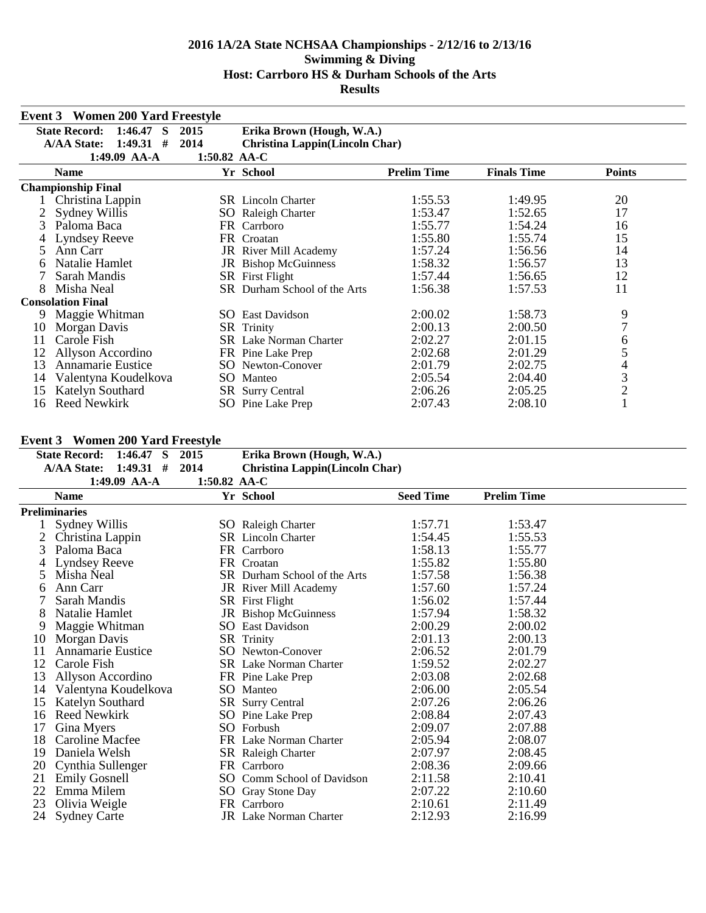# 2016 1A/2A State NCHSAA Championships - 2/12/16 to 2/13/16
## Swimming & Diving
## Host: Carrboro HS & Durham Schools of the Arts
## Results

### Event 3 Women 200 Yard Freestyle

| | | | |
|---|---|---|---|
| State Record: | 1:46.47 S | 2015 | Erika Brown (Hough, W.A.) |
| A/AA State: | 1:49.31 # | 2014 | Christina Lappin(Lincoln Char) |
| | 1:49.09 AA-A | 1:50.82 AA-C | |

| | Name | Yr | School | Prelim Time | Finals Time | Points |
|---|---|---|---|---|---|---|
| **Championship Final** | | | | | | |
| 1 | Christina Lappin | SR | Lincoln Charter | 1:55.53 | 1:49.95 | 20 |
| 2 | Sydney Willis | SO | Raleigh Charter | 1:53.47 | 1:52.65 | 17 |
| 3 | Paloma Baca | FR | Carrboro | 1:55.77 | 1:54.24 | 16 |
| 4 | Lyndsey Reeve | FR | Croatan | 1:55.80 | 1:55.74 | 15 |
| 5 | Ann Carr | JR | River Mill Academy | 1:57.24 | 1:56.56 | 14 |
| 6 | Natalie Hamlet | JR | Bishop McGuinness | 1:58.32 | 1:56.57 | 13 |
| 7 | Sarah Mandis | SR | First Flight | 1:57.44 | 1:56.65 | 12 |
| 8 | Misha Neal | SR | Durham School of the Arts | 1:56.38 | 1:57.53 | 11 |
| **Consolation Final** | | | | | | |
| 9 | Maggie Whitman | SO | East Davidson | 2:00.02 | 1:58.73 | 9 |
| 10 | Morgan Davis | SR | Trinity | 2:00.13 | 2:00.50 | 7 |
| 11 | Carole Fish | SR | Lake Norman Charter | 2:02.27 | 2:01.15 | 6 |
| 12 | Allyson Accordino | FR | Pine Lake Prep | 2:02.68 | 2:01.29 | 5 |
| 13 | Annamarie Eustice | SO | Newton-Conover | 2:01.79 | 2:02.75 | 4 |
| 14 | Valentyna Koudelkova | SO | Manteo | 2:05.54 | 2:04.40 | 3 |
| 15 | Katelyn Southard | SR | Surry Central | 2:06.26 | 2:05.25 | 2 |
| 16 | Reed Newkirk | SO | Pine Lake Prep | 2:07.43 | 2:08.10 | 1 |

### Event 3 Women 200 Yard Freestyle

| | | | |
|---|---|---|---|
| State Record: | 1:46.47 S | 2015 | Erika Brown (Hough, W.A.) |
| A/AA State: | 1:49.31 # | 2014 | Christina Lappin(Lincoln Char) |
| | 1:49.09 AA-A | 1:50.82 AA-C | |

| | Name | Yr | School | Seed Time | Prelim Time |
|---|---|---|---|---|---|
| **Preliminaries** | | | | | |
| 1 | Sydney Willis | SO | Raleigh Charter | 1:57.71 | 1:53.47 |
| 2 | Christina Lappin | SR | Lincoln Charter | 1:54.45 | 1:55.53 |
| 3 | Paloma Baca | FR | Carrboro | 1:58.13 | 1:55.77 |
| 4 | Lyndsey Reeve | FR | Croatan | 1:55.82 | 1:55.80 |
| 5 | Misha Neal | SR | Durham School of the Arts | 1:57.58 | 1:56.38 |
| 6 | Ann Carr | JR | River Mill Academy | 1:57.60 | 1:57.24 |
| 7 | Sarah Mandis | SR | First Flight | 1:56.02 | 1:57.44 |
| 8 | Natalie Hamlet | JR | Bishop McGuinness | 1:57.94 | 1:58.32 |
| 9 | Maggie Whitman | SO | East Davidson | 2:00.29 | 2:00.02 |
| 10 | Morgan Davis | SR | Trinity | 2:01.13 | 2:00.13 |
| 11 | Annamarie Eustice | SO | Newton-Conover | 2:06.52 | 2:01.79 |
| 12 | Carole Fish | SR | Lake Norman Charter | 1:59.52 | 2:02.27 |
| 13 | Allyson Accordino | FR | Pine Lake Prep | 2:03.08 | 2:02.68 |
| 14 | Valentyna Koudelkova | SO | Manteo | 2:06.00 | 2:05.54 |
| 15 | Katelyn Southard | SR | Surry Central | 2:07.26 | 2:06.26 |
| 16 | Reed Newkirk | SO | Pine Lake Prep | 2:08.84 | 2:07.43 |
| 17 | Gina Myers | SO | Forbush | 2:09.07 | 2:07.88 |
| 18 | Caroline Macfee | FR | Lake Norman Charter | 2:05.94 | 2:08.07 |
| 19 | Daniela Welsh | SR | Raleigh Charter | 2:07.97 | 2:08.45 |
| 20 | Cynthia Sullenger | FR | Carrboro | 2:08.36 | 2:09.66 |
| 21 | Emily Gosnell | SO | Comm School of Davidson | 2:11.58 | 2:10.41 |
| 22 | Emma Milem | SO | Gray Stone Day | 2:07.22 | 2:10.60 |
| 23 | Olivia Weigle | FR | Carrboro | 2:10.61 | 2:11.49 |
| 24 | Sydney Carte | JR | Lake Norman Charter | 2:12.93 | 2:16.99 |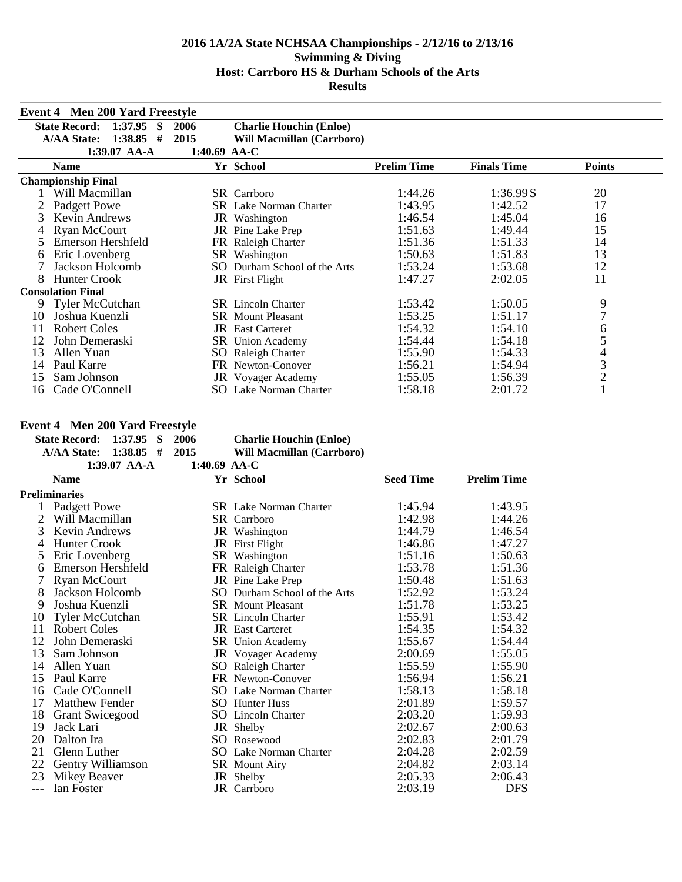# 2016 1A/2A State NCHSAA Championships - 2/12/16 to 2/13/16

## Swimming & Diving

## Host: Carrboro HS & Durham Schools of the Arts

## Results

### Event 4 Men 200 Yard Freestyle

State Record: 1:37.95 S 2006 Charlie Houchin (Enloe)
A/AA State: 1:38.85 # 2015 Will Macmillan (Carrboro)
1:39.07 AA-A 1:40.69 AA-C

| | Name | Yr | School | Prelim Time | Finals Time | Points |
|---|---|---|---|---|---|---|
| **Championship Final** | | | | | | |
| 1 | Will Macmillan | SR | Carrboro | 1:44.26 | 1:36.99 S | 20 |
| 2 | Padgett Powe | SR | Lake Norman Charter | 1:43.95 | 1:42.52 | 17 |
| 3 | Kevin Andrews | JR | Washington | 1:46.54 | 1:45.04 | 16 |
| 4 | Ryan McCourt | JR | Pine Lake Prep | 1:51.63 | 1:49.44 | 15 |
| 5 | Emerson Hershfeld | FR | Raleigh Charter | 1:51.36 | 1:51.33 | 14 |
| 6 | Eric Lovenberg | SR | Washington | 1:50.63 | 1:51.83 | 13 |
| 7 | Jackson Holcomb | SO | Durham School of the Arts | 1:53.24 | 1:53.68 | 12 |
| 8 | Hunter Crook | JR | First Flight | 1:47.27 | 2:02.05 | 11 |
| **Consolation Final** | | | | | | |
| 9 | Tyler McCutchan | SR | Lincoln Charter | 1:53.42 | 1:50.05 | 9 |
| 10 | Joshua Kuenzli | SR | Mount Pleasant | 1:53.25 | 1:51.17 | 7 |
| 11 | Robert Coles | JR | East Carteret | 1:54.32 | 1:54.10 | 6 |
| 12 | John Demeraski | SR | Union Academy | 1:54.44 | 1:54.18 | 5 |
| 13 | Allen Yuan | SO | Raleigh Charter | 1:55.90 | 1:54.33 | 4 |
| 14 | Paul Karre | FR | Newton-Conover | 1:56.21 | 1:54.94 | 3 |
| 15 | Sam Johnson | JR | Voyager Academy | 1:55.05 | 1:56.39 | 2 |
| 16 | Cade O'Connell | SO | Lake Norman Charter | 1:58.18 | 2:01.72 | 1 |

### Event 4 Men 200 Yard Freestyle

State Record: 1:37.95 S 2006 Charlie Houchin (Enloe)
A/AA State: 1:38.85 # 2015 Will Macmillan (Carrboro)
1:39.07 AA-A 1:40.69 AA-C

| | Name | Yr | School | Seed Time | Prelim Time |
|---|---|---|---|---|---|
| **Preliminaries** | | | | | |
| 1 | Padgett Powe | SR | Lake Norman Charter | 1:45.94 | 1:43.95 |
| 2 | Will Macmillan | SR | Carrboro | 1:42.98 | 1:44.26 |
| 3 | Kevin Andrews | JR | Washington | 1:44.79 | 1:46.54 |
| 4 | Hunter Crook | JR | First Flight | 1:46.86 | 1:47.27 |
| 5 | Eric Lovenberg | SR | Washington | 1:51.16 | 1:50.63 |
| 6 | Emerson Hershfeld | FR | Raleigh Charter | 1:53.78 | 1:51.36 |
| 7 | Ryan McCourt | JR | Pine Lake Prep | 1:50.48 | 1:51.63 |
| 8 | Jackson Holcomb | SO | Durham School of the Arts | 1:52.92 | 1:53.24 |
| 9 | Joshua Kuenzli | SR | Mount Pleasant | 1:51.78 | 1:53.25 |
| 10 | Tyler McCutchan | SR | Lincoln Charter | 1:55.91 | 1:53.42 |
| 11 | Robert Coles | JR | East Carteret | 1:54.35 | 1:54.32 |
| 12 | John Demeraski | SR | Union Academy | 1:55.67 | 1:54.44 |
| 13 | Sam Johnson | JR | Voyager Academy | 2:00.69 | 1:55.05 |
| 14 | Allen Yuan | SO | Raleigh Charter | 1:55.59 | 1:55.90 |
| 15 | Paul Karre | FR | Newton-Conover | 1:56.94 | 1:56.21 |
| 16 | Cade O'Connell | SO | Lake Norman Charter | 1:58.13 | 1:58.18 |
| 17 | Matthew Fender | SO | Hunter Huss | 2:01.89 | 1:59.57 |
| 18 | Grant Swicegood | SO | Lincoln Charter | 2:03.20 | 1:59.93 |
| 19 | Jack Lari | JR | Shelby | 2:02.67 | 2:00.63 |
| 20 | Dalton Ira | SO | Rosewood | 2:02.83 | 2:01.79 |
| 21 | Glenn Luther | SO | Lake Norman Charter | 2:04.28 | 2:02.59 |
| 22 | Gentry Williamson | SR | Mount Airy | 2:04.82 | 2:03.14 |
| 23 | Mikey Beaver | JR | Shelby | 2:05.33 | 2:06.43 |
| --- | Ian Foster | JR | Carrboro | 2:03.19 | DFS |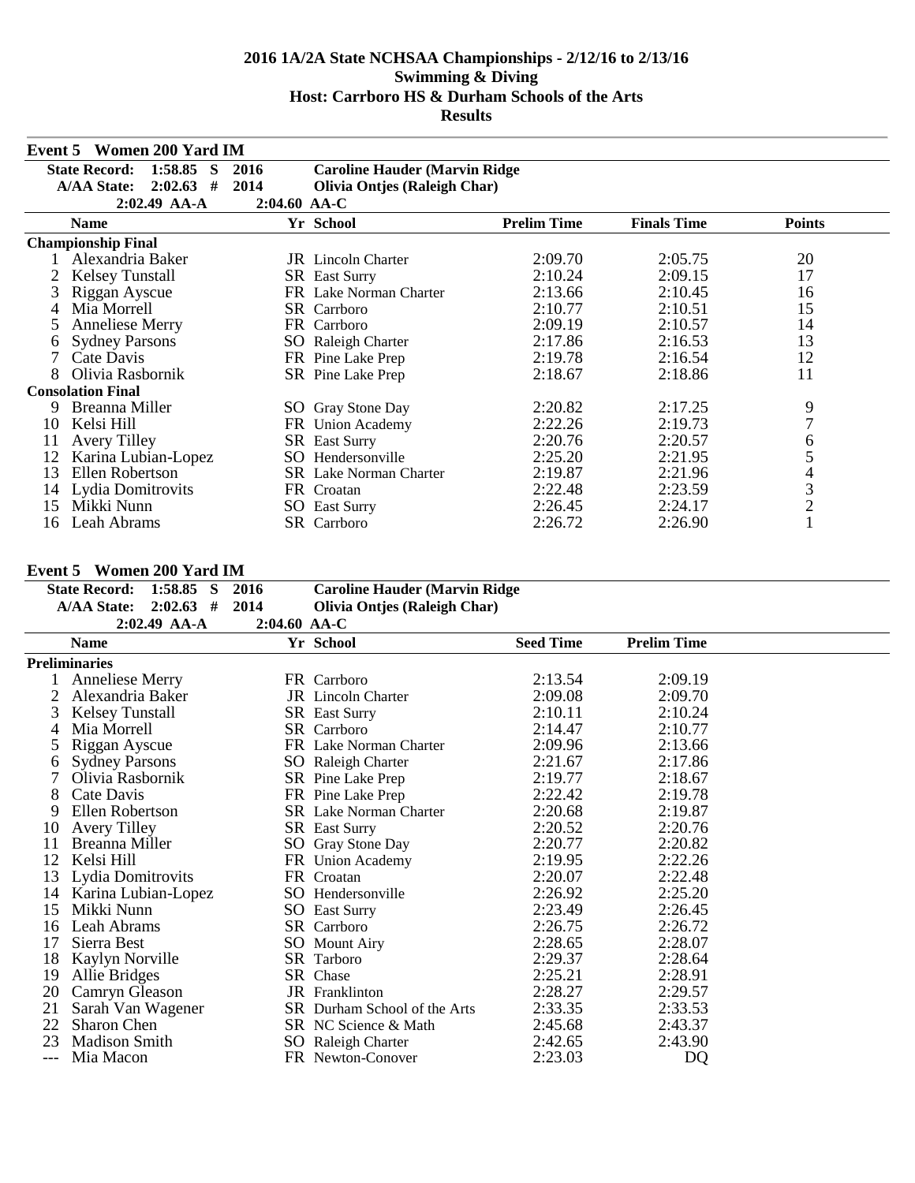# 2016 1A/2A State NCHSAA Championships - 2/12/16 to 2/13/16
## Swimming & Diving
## Host: Carrboro HS & Durham Schools of the Arts
## Results

### Event 5 Women 200 Yard IM

| | | | |
|---|---|---|---|
| State Record: | 1:58.85 S | 2016 | Caroline Hauder (Marvin Ridge |
| A/AA State: | 2:02.63 # | 2014 | Olivia Ontjes (Raleigh Char) |
| | 2:02.49 AA-A | 2:04.60 AA-C | |

| | Name | Yr | School | Prelim Time | Finals Time | Points |
|---|---|---|---|---|---|---|
| **Championship Final** | | | | | | |
| 1 | Alexandria Baker | JR | Lincoln Charter | 2:09.70 | 2:05.75 | 20 |
| 2 | Kelsey Tunstall | SR | East Surry | 2:10.24 | 2:09.15 | 17 |
| 3 | Riggan Ayscue | FR | Lake Norman Charter | 2:13.66 | 2:10.45 | 16 |
| 4 | Mia Morrell | SR | Carrboro | 2:10.77 | 2:10.51 | 15 |
| 5 | Anneliese Merry | FR | Carrboro | 2:09.19 | 2:10.57 | 14 |
| 6 | Sydney Parsons | SO | Raleigh Charter | 2:17.86 | 2:16.53 | 13 |
| 7 | Cate Davis | FR | Pine Lake Prep | 2:19.78 | 2:16.54 | 12 |
| 8 | Olivia Rasbornik | SR | Pine Lake Prep | 2:18.67 | 2:18.86 | 11 |
| **Consolation Final** | | | | | | |
| 9 | Breanna Miller | SO | Gray Stone Day | 2:20.82 | 2:17.25 | 9 |
| 10 | Kelsi Hill | FR | Union Academy | 2:22.26 | 2:19.73 | 7 |
| 11 | Avery Tilley | SR | East Surry | 2:20.76 | 2:20.57 | 6 |
| 12 | Karina Lubian-Lopez | SO | Hendersonville | 2:25.20 | 2:21.95 | 5 |
| 13 | Ellen Robertson | SR | Lake Norman Charter | 2:19.87 | 2:21.96 | 4 |
| 14 | Lydia Domitrovits | FR | Croatan | 2:22.48 | 2:23.59 | 3 |
| 15 | Mikki Nunn | SO | East Surry | 2:26.45 | 2:24.17 | 2 |
| 16 | Leah Abrams | SR | Carrboro | 2:26.72 | 2:26.90 | 1 |

### Event 5 Women 200 Yard IM

| | | | |
|---|---|---|---|
| State Record: | 1:58.85 S | 2016 | Caroline Hauder (Marvin Ridge |
| A/AA State: | 2:02.63 # | 2014 | Olivia Ontjes (Raleigh Char) |
| | 2:02.49 AA-A | 2:04.60 AA-C | |

| | Name | Yr | School | Seed Time | Prelim Time |
|---|---|---|---|---|---|
| **Preliminaries** | | | | | |
| 1 | Anneliese Merry | FR | Carrboro | 2:13.54 | 2:09.19 |
| 2 | Alexandria Baker | JR | Lincoln Charter | 2:09.08 | 2:09.70 |
| 3 | Kelsey Tunstall | SR | East Surry | 2:10.11 | 2:10.24 |
| 4 | Mia Morrell | SR | Carrboro | 2:14.47 | 2:10.77 |
| 5 | Riggan Ayscue | FR | Lake Norman Charter | 2:09.96 | 2:13.66 |
| 6 | Sydney Parsons | SO | Raleigh Charter | 2:21.67 | 2:17.86 |
| 7 | Olivia Rasbornik | SR | Pine Lake Prep | 2:19.77 | 2:18.67 |
| 8 | Cate Davis | FR | Pine Lake Prep | 2:22.42 | 2:19.78 |
| 9 | Ellen Robertson | SR | Lake Norman Charter | 2:20.68 | 2:19.87 |
| 10 | Avery Tilley | SR | East Surry | 2:20.52 | 2:20.76 |
| 11 | Breanna Miller | SO | Gray Stone Day | 2:20.77 | 2:20.82 |
| 12 | Kelsi Hill | FR | Union Academy | 2:19.95 | 2:22.26 |
| 13 | Lydia Domitrovits | FR | Croatan | 2:20.07 | 2:22.48 |
| 14 | Karina Lubian-Lopez | SO | Hendersonville | 2:26.92 | 2:25.20 |
| 15 | Mikki Nunn | SO | East Surry | 2:23.49 | 2:26.45 |
| 16 | Leah Abrams | SR | Carrboro | 2:26.75 | 2:26.72 |
| 17 | Sierra Best | SO | Mount Airy | 2:28.65 | 2:28.07 |
| 18 | Kaylyn Norville | SR | Tarboro | 2:29.37 | 2:28.64 |
| 19 | Allie Bridges | SR | Chase | 2:25.21 | 2:28.91 |
| 20 | Camryn Gleason | JR | Franklinton | 2:28.27 | 2:29.57 |
| 21 | Sarah Van Wagener | SR | Durham School of the Arts | 2:33.35 | 2:33.53 |
| 22 | Sharon Chen | SR | NC Science & Math | 2:45.68 | 2:43.37 |
| 23 | Madison Smith | SO | Raleigh Charter | 2:42.65 | 2:43.90 |
| --- | Mia Macon | FR | Newton-Conover | 2:23.03 | DQ |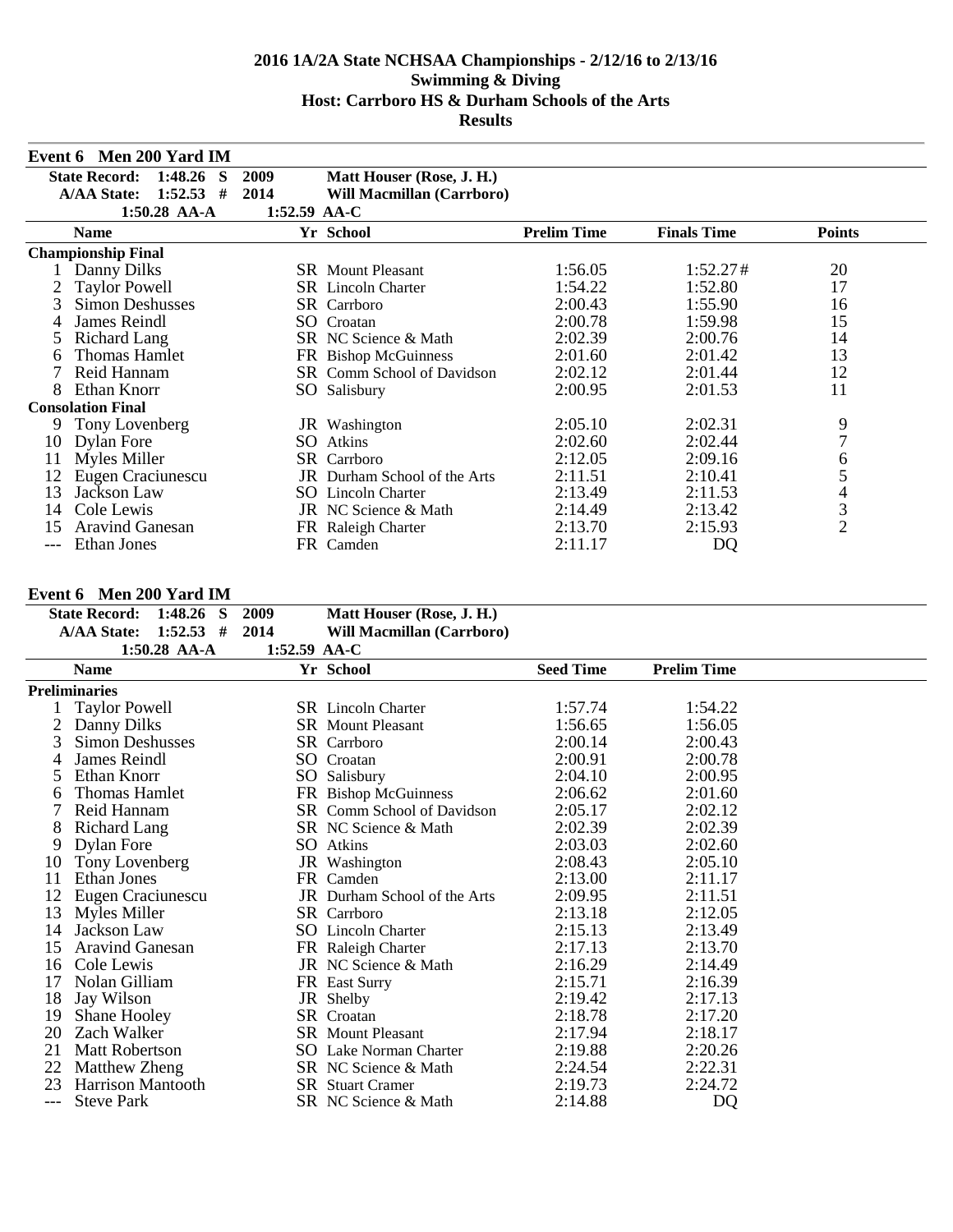# 2016 1A/2A State NCHSAA Championships - 2/12/16 to 2/13/16
## Swimming & Diving
## Host: Carrboro HS & Durham Schools of the Arts
## Results

### Event 6 Men 200 Yard IM

| | | | |
|---|---|---|---|
| State Record: | 1:48.26 S | 2009 | Matt Houser (Rose, J. H.) |
| A/AA State: | 1:52.53 # | 2014 | Will Macmillan (Carrboro) |
| | 1:50.28 AA-A | 1:52.59 AA-C | |

| | Name | Yr | School | Prelim Time | Finals Time | Points |
|---|---|---|---|---|---|---|
| **Championship Final** | | | | | | |
| 1 | Danny Dilks | SR | Mount Pleasant | 1:56.05 | 1:52.27# | 20 |
| 2 | Taylor Powell | SR | Lincoln Charter | 1:54.22 | 1:52.80 | 17 |
| 3 | Simon Deshusses | SR | Carrboro | 2:00.43 | 1:55.90 | 16 |
| 4 | James Reindl | SO | Croatan | 2:00.78 | 1:59.98 | 15 |
| 5 | Richard Lang | SR | NC Science & Math | 2:02.39 | 2:00.76 | 14 |
| 6 | Thomas Hamlet | FR | Bishop McGuinness | 2:01.60 | 2:01.42 | 13 |
| 7 | Reid Hannam | SR | Comm School of Davidson | 2:02.12 | 2:01.44 | 12 |
| 8 | Ethan Knorr | SO | Salisbury | 2:00.95 | 2:01.53 | 11 |
| **Consolation Final** | | | | | | |
| 9 | Tony Lovenberg | JR | Washington | 2:05.10 | 2:02.31 | 9 |
| 10 | Dylan Fore | SO | Atkins | 2:02.60 | 2:02.44 | 7 |
| 11 | Myles Miller | SR | Carrboro | 2:12.05 | 2:09.16 | 6 |
| 12 | Eugen Craciunescu | JR | Durham School of the Arts | 2:11.51 | 2:10.41 | 5 |
| 13 | Jackson Law | SO | Lincoln Charter | 2:13.49 | 2:11.53 | 4 |
| 14 | Cole Lewis | JR | NC Science & Math | 2:14.49 | 2:13.42 | 3 |
| 15 | Aravind Ganesan | FR | Raleigh Charter | 2:13.70 | 2:15.93 | 2 |
| --- | Ethan Jones | FR | Camden | 2:11.17 | DQ | |

### Event 6 Men 200 Yard IM

| | | | |
|---|---|---|---|
| State Record: | 1:48.26 S | 2009 | Matt Houser (Rose, J. H.) |
| A/AA State: | 1:52.53 # | 2014 | Will Macmillan (Carrboro) |
| | 1:50.28 AA-A | 1:52.59 AA-C | |

| | Name | Yr | School | Seed Time | Prelim Time |
|---|---|---|---|---|---|
| **Preliminaries** | | | | | |
| 1 | Taylor Powell | SR | Lincoln Charter | 1:57.74 | 1:54.22 |
| 2 | Danny Dilks | SR | Mount Pleasant | 1:56.65 | 1:56.05 |
| 3 | Simon Deshusses | SR | Carrboro | 2:00.14 | 2:00.43 |
| 4 | James Reindl | SO | Croatan | 2:00.91 | 2:00.78 |
| 5 | Ethan Knorr | SO | Salisbury | 2:04.10 | 2:00.95 |
| 6 | Thomas Hamlet | FR | Bishop McGuinness | 2:06.62 | 2:01.60 |
| 7 | Reid Hannam | SR | Comm School of Davidson | 2:05.17 | 2:02.12 |
| 8 | Richard Lang | SR | NC Science & Math | 2:02.39 | 2:02.39 |
| 9 | Dylan Fore | SO | Atkins | 2:03.03 | 2:02.60 |
| 10 | Tony Lovenberg | JR | Washington | 2:08.43 | 2:05.10 |
| 11 | Ethan Jones | FR | Camden | 2:13.00 | 2:11.17 |
| 12 | Eugen Craciunescu | JR | Durham School of the Arts | 2:09.95 | 2:11.51 |
| 13 | Myles Miller | SR | Carrboro | 2:13.18 | 2:12.05 |
| 14 | Jackson Law | SO | Lincoln Charter | 2:15.13 | 2:13.49 |
| 15 | Aravind Ganesan | FR | Raleigh Charter | 2:17.13 | 2:13.70 |
| 16 | Cole Lewis | JR | NC Science & Math | 2:16.29 | 2:14.49 |
| 17 | Nolan Gilliam | FR | East Surry | 2:15.71 | 2:16.39 |
| 18 | Jay Wilson | JR | Shelby | 2:19.42 | 2:17.13 |
| 19 | Shane Hooley | SR | Croatan | 2:18.78 | 2:17.20 |
| 20 | Zach Walker | SR | Mount Pleasant | 2:17.94 | 2:18.17 |
| 21 | Matt Robertson | SO | Lake Norman Charter | 2:19.88 | 2:20.26 |
| 22 | Matthew Zheng | SR | NC Science & Math | 2:24.54 | 2:22.31 |
| 23 | Harrison Mantooth | SR | Stuart Cramer | 2:19.73 | 2:24.72 |
| --- | Steve Park | SR | NC Science & Math | 2:14.88 | DQ |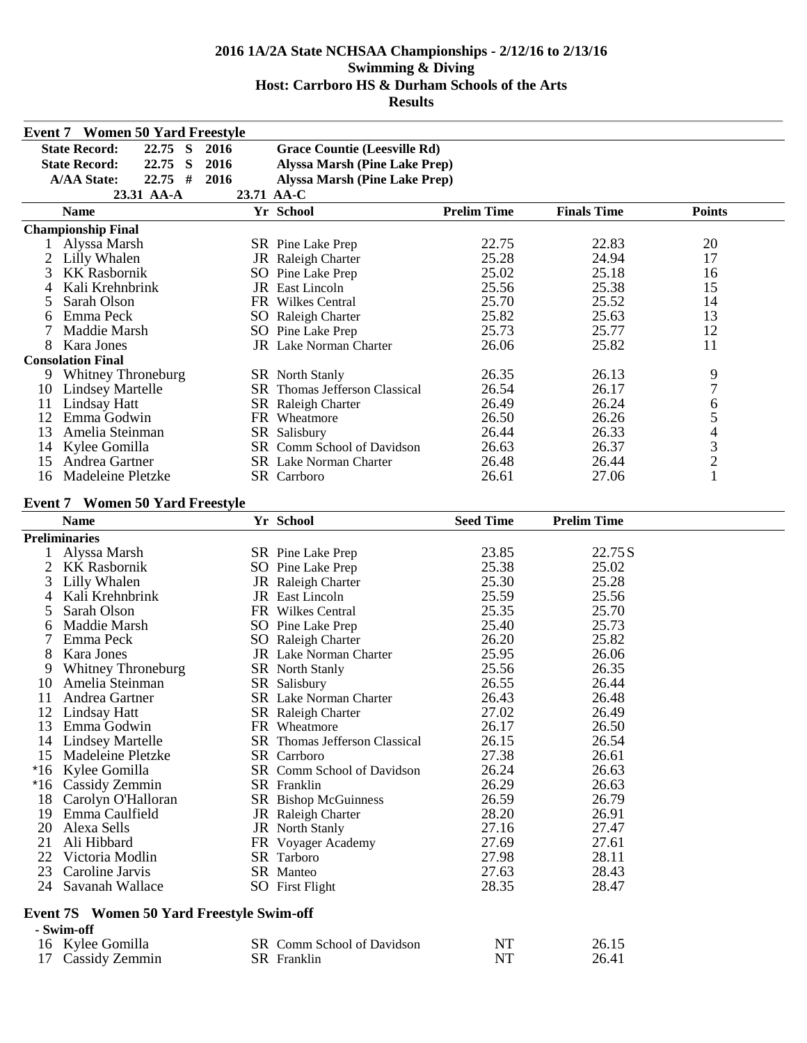# 2016 1A/2A State NCHSAA Championships - 2/12/16 to 2/13/16
## Swimming & Diving
## Host: Carrboro HS & Durham Schools of the Arts
## Results

### Event 7 Women 50 Yard Freestyle

| | | | |
|---|---|---|---|
| State Record: | 22.75 S | 2016 | Grace Countie (Leesville Rd) |
| State Record: | 22.75 S | 2016 | Alyssa Marsh (Pine Lake Prep) |
| A/AA State: | 22.75 # | 2016 | Alyssa Marsh (Pine Lake Prep) |
| 23.31 AA-A | | 23.71 AA-C | |

| | Name | Yr | School | Prelim Time | Finals Time | Points |
|---|---|---|---|---|---|---|
| **Championship Final** | | | | | | |
| 1 | Alyssa Marsh | SR | Pine Lake Prep | 22.75 | 22.83 | 20 |
| 2 | Lilly Whalen | JR | Raleigh Charter | 25.28 | 24.94 | 17 |
| 3 | KK Rasbornik | SO | Pine Lake Prep | 25.02 | 25.18 | 16 |
| 4 | Kali Krehnbrink | JR | East Lincoln | 25.56 | 25.38 | 15 |
| 5 | Sarah Olson | FR | Wilkes Central | 25.70 | 25.52 | 14 |
| 6 | Emma Peck | SO | Raleigh Charter | 25.82 | 25.63 | 13 |
| 7 | Maddie Marsh | SO | Pine Lake Prep | 25.73 | 25.77 | 12 |
| 8 | Kara Jones | JR | Lake Norman Charter | 26.06 | 25.82 | 11 |
| **Consolation Final** | | | | | | |
| 9 | Whitney Throneburg | SR | North Stanly | 26.35 | 26.13 | 9 |
| 10 | Lindsey Martelle | SR | Thomas Jefferson Classical | 26.54 | 26.17 | 7 |
| 11 | Lindsay Hatt | SR | Raleigh Charter | 26.49 | 26.24 | 6 |
| 12 | Emma Godwin | FR | Wheatmore | 26.50 | 26.26 | 5 |
| 13 | Amelia Steinman | SR | Salisbury | 26.44 | 26.33 | 4 |
| 14 | Kylee Gomilla | SR | Comm School of Davidson | 26.63 | 26.37 | 3 |
| 15 | Andrea Gartner | SR | Lake Norman Charter | 26.48 | 26.44 | 2 |
| 16 | Madeleine Pletzke | SR | Carrboro | 26.61 | 27.06 | 1 |

### Event 7 Women 50 Yard Freestyle

| | Name | Yr | School | Seed Time | Prelim Time |
|---|---|---|---|---|---|
| **Preliminaries** | | | | | |
| 1 | Alyssa Marsh | SR | Pine Lake Prep | 23.85 | 22.75 S |
| 2 | KK Rasbornik | SO | Pine Lake Prep | 25.38 | 25.02 |
| 3 | Lilly Whalen | JR | Raleigh Charter | 25.30 | 25.28 |
| 4 | Kali Krehnbrink | JR | East Lincoln | 25.59 | 25.56 |
| 5 | Sarah Olson | FR | Wilkes Central | 25.35 | 25.70 |
| 6 | Maddie Marsh | SO | Pine Lake Prep | 25.40 | 25.73 |
| 7 | Emma Peck | SO | Raleigh Charter | 26.20 | 25.82 |
| 8 | Kara Jones | JR | Lake Norman Charter | 25.95 | 26.06 |
| 9 | Whitney Throneburg | SR | North Stanly | 25.56 | 26.35 |
| 10 | Amelia Steinman | SR | Salisbury | 26.55 | 26.44 |
| 11 | Andrea Gartner | SR | Lake Norman Charter | 26.43 | 26.48 |
| 12 | Lindsay Hatt | SR | Raleigh Charter | 27.02 | 26.49 |
| 13 | Emma Godwin | FR | Wheatmore | 26.17 | 26.50 |
| 14 | Lindsey Martelle | SR | Thomas Jefferson Classical | 26.15 | 26.54 |
| 15 | Madeleine Pletzke | SR | Carrboro | 27.38 | 26.61 |
| *16 | Kylee Gomilla | SR | Comm School of Davidson | 26.24 | 26.63 |
| *16 | Cassidy Zemmin | SR | Franklin | 26.29 | 26.63 |
| 18 | Carolyn O'Halloran | SR | Bishop McGuinness | 26.59 | 26.79 |
| 19 | Emma Caulfield | JR | Raleigh Charter | 28.20 | 26.91 |
| 20 | Alexa Sells | JR | North Stanly | 27.16 | 27.47 |
| 21 | Ali Hibbard | FR | Voyager Academy | 27.69 | 27.61 |
| 22 | Victoria Modlin | SR | Tarboro | 27.98 | 28.11 |
| 23 | Caroline Jarvis | SR | Manteo | 27.63 | 28.43 |
| 24 | Savanah Wallace | SO | First Flight | 28.35 | 28.47 |

### Event 7S Women 50 Yard Freestyle Swim-off

| | Name | Yr | School | Seed Time | Prelim Time |
|---|---|---|---|---|---|
| **- Swim-off** | | | | | |
| 16 | Kylee Gomilla | SR | Comm School of Davidson | NT | 26.15 |
| 17 | Cassidy Zemmin | SR | Franklin | NT | 26.41 |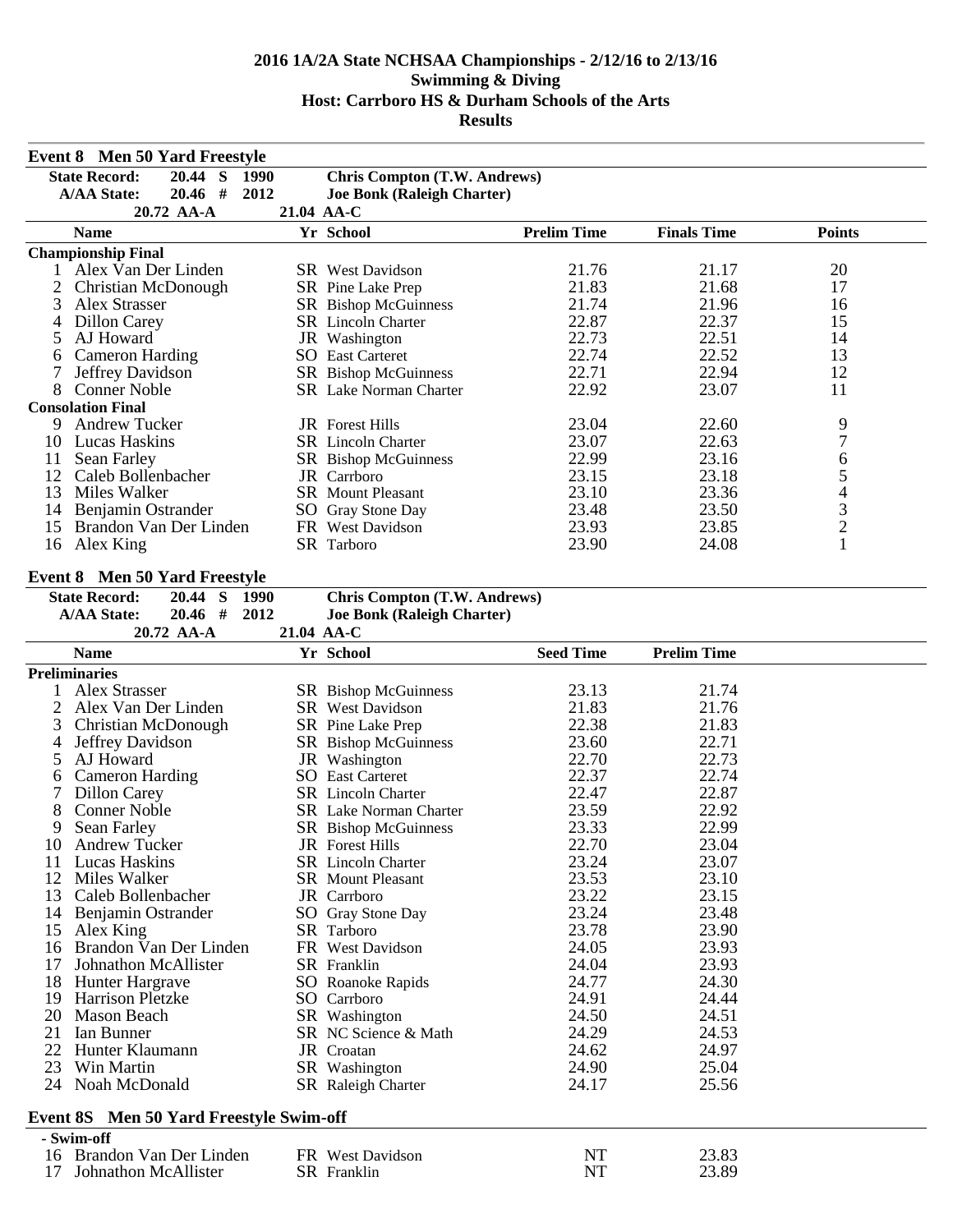# 2016 1A/2A State NCHSAA Championships - 2/12/16 to 2/13/16
## Swimming & Diving
## Host: Carrboro HS & Durham Schools of the Arts
## Results

### Event 8 Men 50 Yard Freestyle

State Record: 20.44 S 1990 Chris Compton (T.W. Andrews)
A/AA State: 20.46 # 2012 Joe Bonk (Raleigh Charter)
20.72 AA-A 21.04 AA-C

| | Name | Yr | School | Prelim Time | Finals Time | Points |
|---|---|---|---|---|---|---|
| **Championship Final** | | | | | | |
| 1 | Alex Van Der Linden | SR | West Davidson | 21.76 | 21.17 | 20 |
| 2 | Christian McDonough | SR | Pine Lake Prep | 21.83 | 21.68 | 17 |
| 3 | Alex Strasser | SR | Bishop McGuinness | 21.74 | 21.96 | 16 |
| 4 | Dillon Carey | SR | Lincoln Charter | 22.87 | 22.37 | 15 |
| 5 | AJ Howard | JR | Washington | 22.73 | 22.51 | 14 |
| 6 | Cameron Harding | SO | East Carteret | 22.74 | 22.52 | 13 |
| 7 | Jeffrey Davidson | SR | Bishop McGuinness | 22.71 | 22.94 | 12 |
| 8 | Conner Noble | SR | Lake Norman Charter | 22.92 | 23.07 | 11 |
| **Consolation Final** | | | | | | |
| 9 | Andrew Tucker | JR | Forest Hills | 23.04 | 22.60 | 9 |
| 10 | Lucas Haskins | SR | Lincoln Charter | 23.07 | 22.63 | 7 |
| 11 | Sean Farley | SR | Bishop McGuinness | 22.99 | 23.16 | 6 |
| 12 | Caleb Bollenbacher | JR | Carrboro | 23.15 | 23.18 | 5 |
| 13 | Miles Walker | SR | Mount Pleasant | 23.10 | 23.36 | 4 |
| 14 | Benjamin Ostrander | SO | Gray Stone Day | 23.48 | 23.50 | 3 |
| 15 | Brandon Van Der Linden | FR | West Davidson | 23.93 | 23.85 | 2 |
| 16 | Alex King | SR | Tarboro | 23.90 | 24.08 | 1 |

### Event 8 Men 50 Yard Freestyle

State Record: 20.44 S 1990 Chris Compton (T.W. Andrews)
A/AA State: 20.46 # 2012 Joe Bonk (Raleigh Charter)
20.72 AA-A 21.04 AA-C

| | Name | Yr | School | Seed Time | Prelim Time |
|---|---|---|---|---|---|
| **Preliminaries** | | | | | |
| 1 | Alex Strasser | SR | Bishop McGuinness | 23.13 | 21.74 |
| 2 | Alex Van Der Linden | SR | West Davidson | 21.83 | 21.76 |
| 3 | Christian McDonough | SR | Pine Lake Prep | 22.38 | 21.83 |
| 4 | Jeffrey Davidson | SR | Bishop McGuinness | 23.60 | 22.71 |
| 5 | AJ Howard | JR | Washington | 22.70 | 22.73 |
| 6 | Cameron Harding | SO | East Carteret | 22.37 | 22.74 |
| 7 | Dillon Carey | SR | Lincoln Charter | 22.47 | 22.87 |
| 8 | Conner Noble | SR | Lake Norman Charter | 23.59 | 22.92 |
| 9 | Sean Farley | SR | Bishop McGuinness | 23.33 | 22.99 |
| 10 | Andrew Tucker | JR | Forest Hills | 22.70 | 23.04 |
| 11 | Lucas Haskins | SR | Lincoln Charter | 23.24 | 23.07 |
| 12 | Miles Walker | SR | Mount Pleasant | 23.53 | 23.10 |
| 13 | Caleb Bollenbacher | JR | Carrboro | 23.22 | 23.15 |
| 14 | Benjamin Ostrander | SO | Gray Stone Day | 23.24 | 23.48 |
| 15 | Alex King | SR | Tarboro | 23.78 | 23.90 |
| 16 | Brandon Van Der Linden | FR | West Davidson | 24.05 | 23.93 |
| 17 | Johnathon McAllister | SR | Franklin | 24.04 | 23.93 |
| 18 | Hunter Hargrave | SO | Roanoke Rapids | 24.77 | 24.30 |
| 19 | Harrison Pletzke | SO | Carrboro | 24.91 | 24.44 |
| 20 | Mason Beach | SR | Washington | 24.50 | 24.51 |
| 21 | Ian Bunner | SR | NC Science & Math | 24.29 | 24.53 |
| 22 | Hunter Klaumann | JR | Croatan | 24.62 | 24.97 |
| 23 | Win Martin | SR | Washington | 24.90 | 25.04 |
| 24 | Noah McDonald | SR | Raleigh Charter | 24.17 | 25.56 |

### Event 8S Men 50 Yard Freestyle Swim-off

| | Name | Yr | School | Seed Time | Time |
|---|---|---|---|---|---|
| **- Swim-off** | | | | | |
| 16 | Brandon Van Der Linden | FR | West Davidson | NT | 23.83 |
| 17 | Johnathon McAllister | SR | Franklin | NT | 23.89 |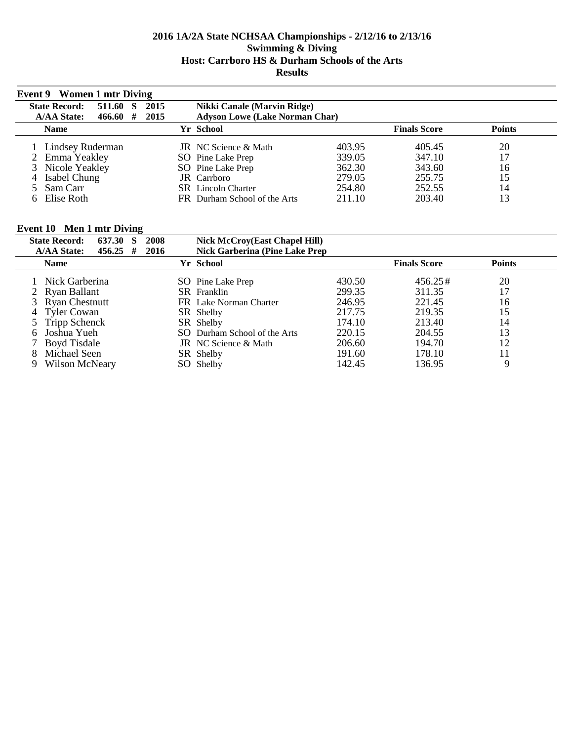# 2016 1A/2A State NCHSAA Championships - 2/12/16 to 2/13/16
## Swimming & Diving
## Host: Carrboro HS & Durham Schools of the Arts
## Results

### Event 9 Women 1 mtr Diving

| | | | | |
|---|---|---|---|---|
| **State Record:** | **511.60** | **S** | **2015** | **Nikki Canale (Marvin Ridge)** |
| **A/AA State:** | **466.60** | **#** | **2015** | **Adyson Lowe (Lake Norman Char)** |

| | Name | Yr | School | | Finals Score | Points |
|---|---|---|---|---|---|---|
| 1 | Lindsey Ruderman | JR | NC Science & Math | 403.95 | 405.45 | 20 |
| 2 | Emma Yeakley | SO | Pine Lake Prep | 339.05 | 347.10 | 17 |
| 3 | Nicole Yeakley | SO | Pine Lake Prep | 362.30 | 343.60 | 16 |
| 4 | Isabel Chung | JR | Carrboro | 279.05 | 255.75 | 15 |
| 5 | Sam Carr | SR | Lincoln Charter | 254.80 | 252.55 | 14 |
| 6 | Elise Roth | FR | Durham School of the Arts | 211.10 | 203.40 | 13 |

### Event 10 Men 1 mtr Diving

| | | | | |
|---|---|---|---|---|
| **State Record:** | **637.30** | **S** | **2008** | **Nick McCroy(East Chapel Hill)** |
| **A/AA State:** | **456.25** | **#** | **2016** | **Nick Garberina (Pine Lake Prep** |

| | Name | Yr | School | | Finals Score | Points |
|---|---|---|---|---|---|---|
| 1 | Nick Garberina | SO | Pine Lake Prep | 430.50 | 456.25# | 20 |
| 2 | Ryan Ballant | SR | Franklin | 299.35 | 311.35 | 17 |
| 3 | Ryan Chestnutt | FR | Lake Norman Charter | 246.95 | 221.45 | 16 |
| 4 | Tyler Cowan | SR | Shelby | 217.75 | 219.35 | 15 |
| 5 | Tripp Schenck | SR | Shelby | 174.10 | 213.40 | 14 |
| 6 | Joshua Yueh | SO | Durham School of the Arts | 220.15 | 204.55 | 13 |
| 7 | Boyd Tisdale | JR | NC Science & Math | 206.60 | 194.70 | 12 |
| 8 | Michael Seen | SR | Shelby | 191.60 | 178.10 | 11 |
| 9 | Wilson McNeary | SO | Shelby | 142.45 | 136.95 | 9 |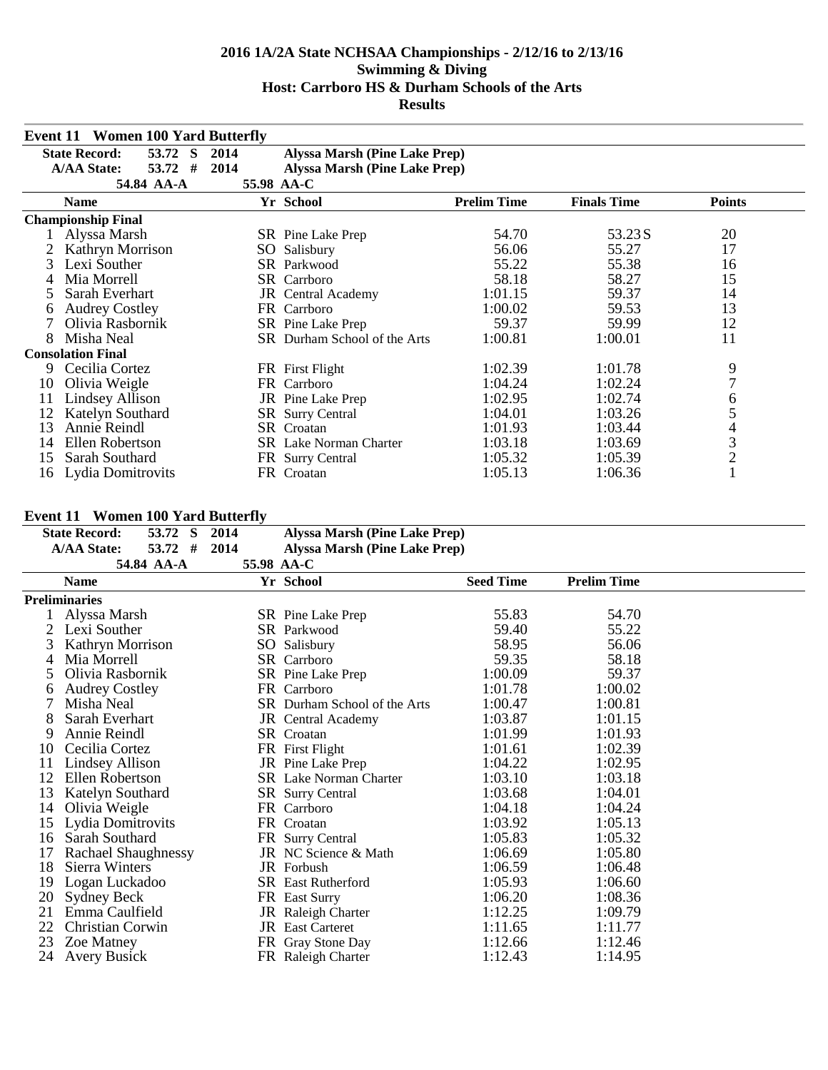# 2016 1A/2A State NCHSAA Championships - 2/12/16 to 2/13/16
## Swimming & Diving
## Host: Carrboro HS & Durham Schools of the Arts
## Results

### Event 11 Women 100 Yard Butterfly

| | | | |
|---|---|---|---|
| State Record: | 53.72 S | 2014 | Alyssa Marsh (Pine Lake Prep) |
| A/AA State: | 53.72 # | 2014 | Alyssa Marsh (Pine Lake Prep) |
| | 54.84 AA-A | 55.98 AA-C | |

| | Name | Yr | School | Prelim Time | Finals Time | Points |
|---|---|---|---|---|---|---|
| **Championship Final** | | | | | | |
| 1 | Alyssa Marsh | SR | Pine Lake Prep | 54.70 | 53.23S | 20 |
| 2 | Kathryn Morrison | SO | Salisbury | 56.06 | 55.27 | 17 |
| 3 | Lexi Souther | SR | Parkwood | 55.22 | 55.38 | 16 |
| 4 | Mia Morrell | SR | Carrboro | 58.18 | 58.27 | 15 |
| 5 | Sarah Everhart | JR | Central Academy | 1:01.15 | 59.37 | 14 |
| 6 | Audrey Costley | FR | Carrboro | 1:00.02 | 59.53 | 13 |
| 7 | Olivia Rasbornik | SR | Pine Lake Prep | 59.37 | 59.99 | 12 |
| 8 | Misha Neal | SR | Durham School of the Arts | 1:00.81 | 1:00.01 | 11 |
| **Consolation Final** | | | | | | |
| 9 | Cecilia Cortez | FR | First Flight | 1:02.39 | 1:01.78 | 9 |
| 10 | Olivia Weigle | FR | Carrboro | 1:04.24 | 1:02.24 | 7 |
| 11 | Lindsey Allison | JR | Pine Lake Prep | 1:02.95 | 1:02.74 | 6 |
| 12 | Katelyn Southard | SR | Surry Central | 1:04.01 | 1:03.26 | 5 |
| 13 | Annie Reindl | SR | Croatan | 1:01.93 | 1:03.44 | 4 |
| 14 | Ellen Robertson | SR | Lake Norman Charter | 1:03.18 | 1:03.69 | 3 |
| 15 | Sarah Southard | FR | Surry Central | 1:05.32 | 1:05.39 | 2 |
| 16 | Lydia Domitrovits | FR | Croatan | 1:05.13 | 1:06.36 | 1 |

### Event 11 Women 100 Yard Butterfly

| | | | |
|---|---|---|---|
| State Record: | 53.72 S | 2014 | Alyssa Marsh (Pine Lake Prep) |
| A/AA State: | 53.72 # | 2014 | Alyssa Marsh (Pine Lake Prep) |
| | 54.84 AA-A | 55.98 AA-C | |

| | Name | Yr | School | Seed Time | Prelim Time |
|---|---|---|---|---|---|
| **Preliminaries** | | | | | |
| 1 | Alyssa Marsh | SR | Pine Lake Prep | 55.83 | 54.70 |
| 2 | Lexi Souther | SR | Parkwood | 59.40 | 55.22 |
| 3 | Kathryn Morrison | SO | Salisbury | 58.95 | 56.06 |
| 4 | Mia Morrell | SR | Carrboro | 59.35 | 58.18 |
| 5 | Olivia Rasbornik | SR | Pine Lake Prep | 1:00.09 | 59.37 |
| 6 | Audrey Costley | FR | Carrboro | 1:01.78 | 1:00.02 |
| 7 | Misha Neal | SR | Durham School of the Arts | 1:00.47 | 1:00.81 |
| 8 | Sarah Everhart | JR | Central Academy | 1:03.87 | 1:01.15 |
| 9 | Annie Reindl | SR | Croatan | 1:01.99 | 1:01.93 |
| 10 | Cecilia Cortez | FR | First Flight | 1:01.61 | 1:02.39 |
| 11 | Lindsey Allison | JR | Pine Lake Prep | 1:04.22 | 1:02.95 |
| 12 | Ellen Robertson | SR | Lake Norman Charter | 1:03.10 | 1:03.18 |
| 13 | Katelyn Southard | SR | Surry Central | 1:03.68 | 1:04.01 |
| 14 | Olivia Weigle | FR | Carrboro | 1:04.18 | 1:04.24 |
| 15 | Lydia Domitrovits | FR | Croatan | 1:03.92 | 1:05.13 |
| 16 | Sarah Southard | FR | Surry Central | 1:05.83 | 1:05.32 |
| 17 | Rachael Shaughnessy | JR | NC Science & Math | 1:06.69 | 1:05.80 |
| 18 | Sierra Winters | JR | Forbush | 1:06.59 | 1:06.48 |
| 19 | Logan Luckadoo | SR | East Rutherford | 1:05.93 | 1:06.60 |
| 20 | Sydney Beck | FR | East Surry | 1:06.20 | 1:08.36 |
| 21 | Emma Caulfield | JR | Raleigh Charter | 1:12.25 | 1:09.79 |
| 22 | Christian Corwin | JR | East Carteret | 1:11.65 | 1:11.77 |
| 23 | Zoe Matney | FR | Gray Stone Day | 1:12.66 | 1:12.46 |
| 24 | Avery Busick | FR | Raleigh Charter | 1:12.43 | 1:14.95 |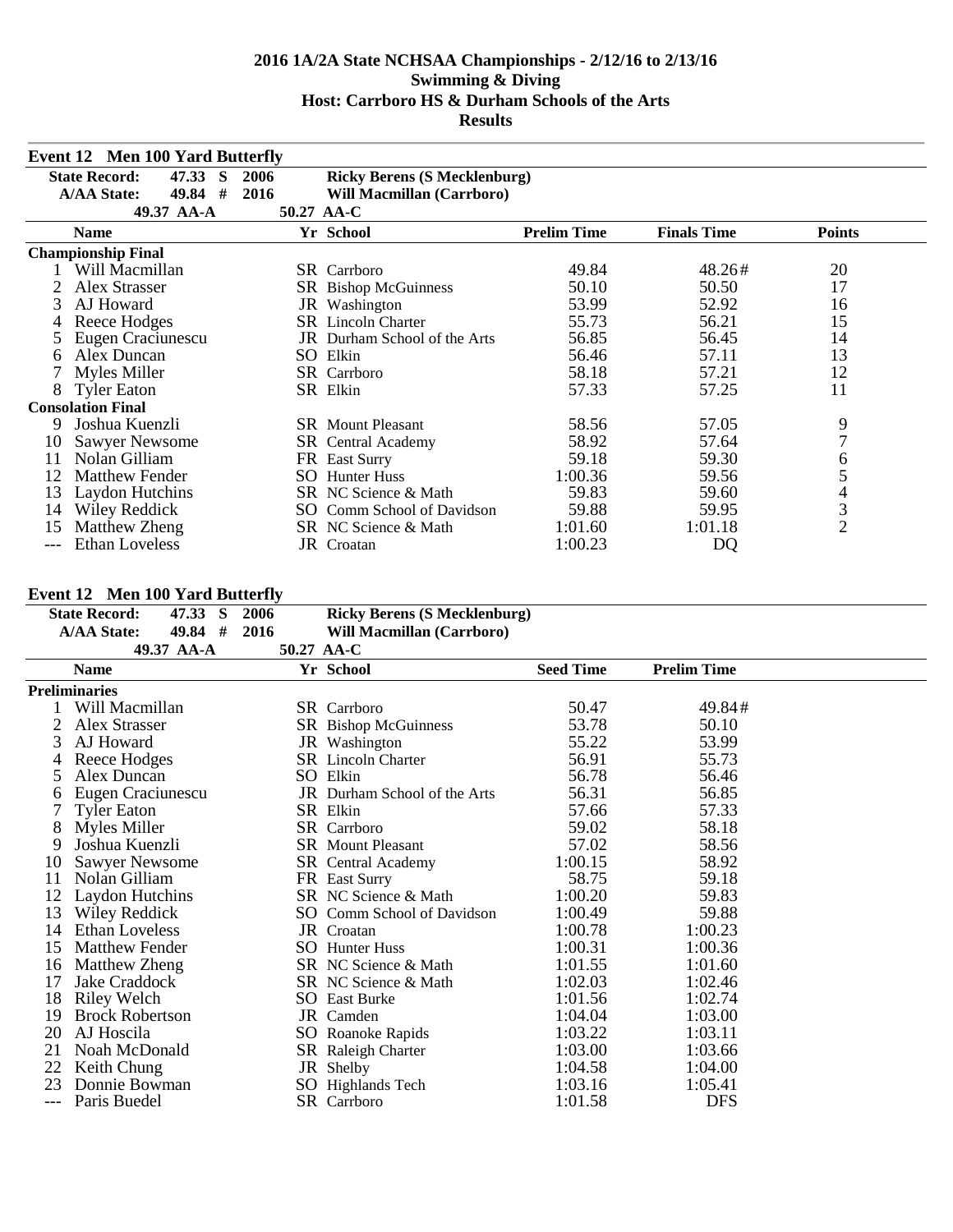# 2016 1A/2A State NCHSAA Championships - 2/12/16 to 2/13/16
## Swimming & Diving
## Host: Carrboro HS & Durham Schools of the Arts
## Results

### Event 12 Men 100 Yard Butterfly

**State Record:** 47.33 S 2006 **Ricky Berens (S Mecklenburg)**
**A/AA State:** 49.84 # 2016 **Will Macmillan (Carrboro)**
49.37 AA-A 50.27 AA-C

| | Name | Yr | School | Prelim Time | Finals Time | Points |
|---|---|---|---|---|---|---|
| **Championship Final** | | | | | | |
| 1 | Will Macmillan | SR | Carrboro | 49.84 | 48.26# | 20 |
| 2 | Alex Strasser | SR | Bishop McGuinness | 50.10 | 50.50 | 17 |
| 3 | AJ Howard | JR | Washington | 53.99 | 52.92 | 16 |
| 4 | Reece Hodges | SR | Lincoln Charter | 55.73 | 56.21 | 15 |
| 5 | Eugen Craciunescu | JR | Durham School of the Arts | 56.85 | 56.45 | 14 |
| 6 | Alex Duncan | SO | Elkin | 56.46 | 57.11 | 13 |
| 7 | Myles Miller | SR | Carrboro | 58.18 | 57.21 | 12 |
| 8 | Tyler Eaton | SR | Elkin | 57.33 | 57.25 | 11 |
| **Consolation Final** | | | | | | |
| 9 | Joshua Kuenzli | SR | Mount Pleasant | 58.56 | 57.05 | 9 |
| 10 | Sawyer Newsome | SR | Central Academy | 58.92 | 57.64 | 7 |
| 11 | Nolan Gilliam | FR | East Surry | 59.18 | 59.30 | 6 |
| 12 | Matthew Fender | SO | Hunter Huss | 1:00.36 | 59.56 | 5 |
| 13 | Laydon Hutchins | SR | NC Science & Math | 59.83 | 59.60 | 4 |
| 14 | Wiley Reddick | SO | Comm School of Davidson | 59.88 | 59.95 | 3 |
| 15 | Matthew Zheng | SR | NC Science & Math | 1:01.60 | 1:01.18 | 2 |
| --- | Ethan Loveless | JR | Croatan | 1:00.23 | DQ | |

### Event 12 Men 100 Yard Butterfly

**State Record:** 47.33 S 2006 **Ricky Berens (S Mecklenburg)**
**A/AA State:** 49.84 # 2016 **Will Macmillan (Carrboro)**
49.37 AA-A 50.27 AA-C

| | Name | Yr | School | Seed Time | Prelim Time |
|---|---|---|---|---|---|
| **Preliminaries** | | | | | |
| 1 | Will Macmillan | SR | Carrboro | 50.47 | 49.84# |
| 2 | Alex Strasser | SR | Bishop McGuinness | 53.78 | 50.10 |
| 3 | AJ Howard | JR | Washington | 55.22 | 53.99 |
| 4 | Reece Hodges | SR | Lincoln Charter | 56.91 | 55.73 |
| 5 | Alex Duncan | SO | Elkin | 56.78 | 56.46 |
| 6 | Eugen Craciunescu | JR | Durham School of the Arts | 56.31 | 56.85 |
| 7 | Tyler Eaton | SR | Elkin | 57.66 | 57.33 |
| 8 | Myles Miller | SR | Carrboro | 59.02 | 58.18 |
| 9 | Joshua Kuenzli | SR | Mount Pleasant | 57.02 | 58.56 |
| 10 | Sawyer Newsome | SR | Central Academy | 1:00.15 | 58.92 |
| 11 | Nolan Gilliam | FR | East Surry | 58.75 | 59.18 |
| 12 | Laydon Hutchins | SR | NC Science & Math | 1:00.20 | 59.83 |
| 13 | Wiley Reddick | SO | Comm School of Davidson | 1:00.49 | 59.88 |
| 14 | Ethan Loveless | JR | Croatan | 1:00.78 | 1:00.23 |
| 15 | Matthew Fender | SO | Hunter Huss | 1:00.31 | 1:00.36 |
| 16 | Matthew Zheng | SR | NC Science & Math | 1:01.55 | 1:01.60 |
| 17 | Jake Craddock | SR | NC Science & Math | 1:02.03 | 1:02.46 |
| 18 | Riley Welch | SO | East Burke | 1:01.56 | 1:02.74 |
| 19 | Brock Robertson | JR | Camden | 1:04.04 | 1:03.00 |
| 20 | AJ Hoscila | SO | Roanoke Rapids | 1:03.22 | 1:03.11 |
| 21 | Noah McDonald | SR | Raleigh Charter | 1:03.00 | 1:03.66 |
| 22 | Keith Chung | JR | Shelby | 1:04.58 | 1:04.00 |
| 23 | Donnie Bowman | SO | Highlands Tech | 1:03.16 | 1:05.41 |
| --- | Paris Buedel | SR | Carrboro | 1:01.58 | DFS |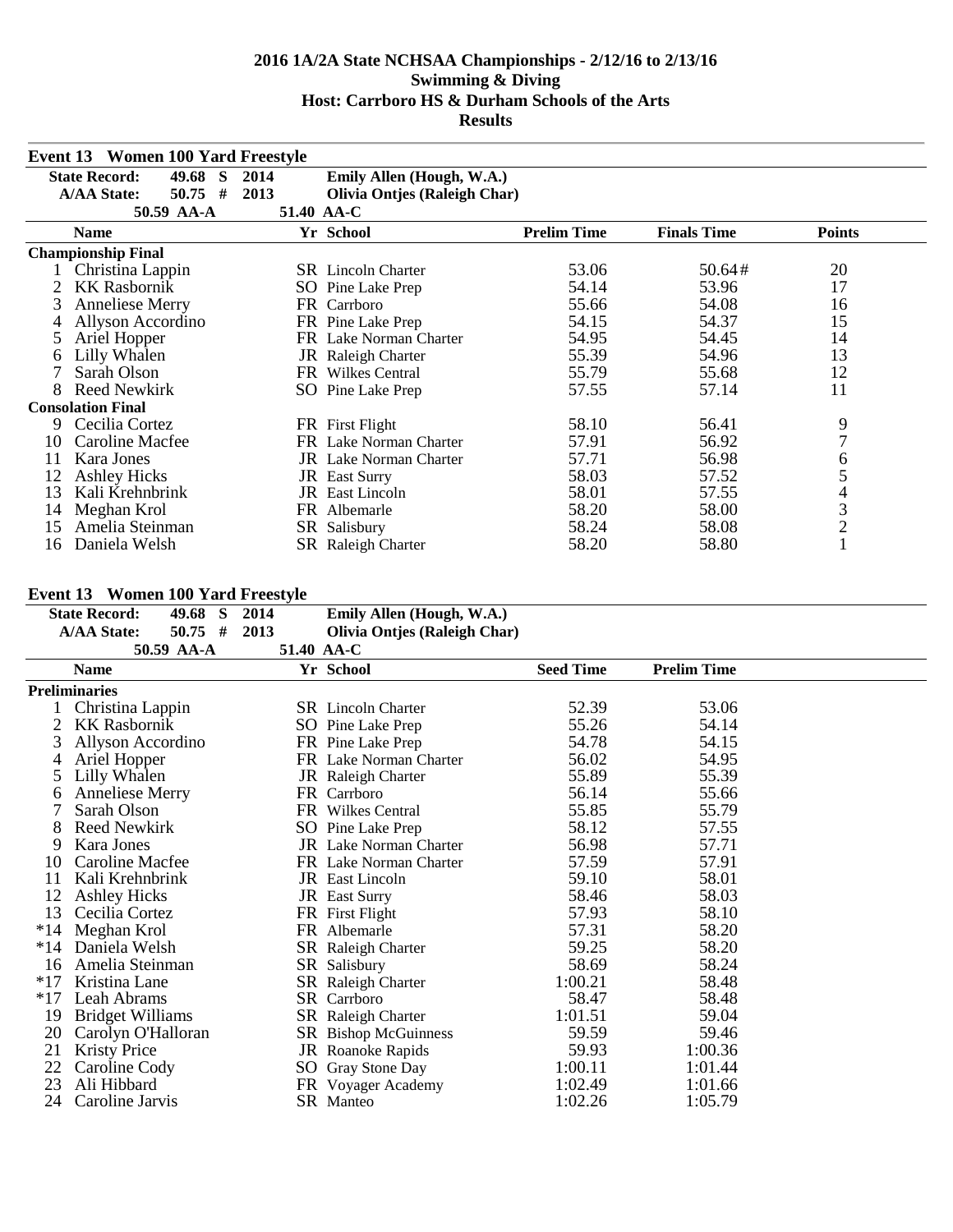## 2016 1A/2A State NCHSAA Championships - 2/12/16 to 2/13/16
## Swimming & Diving
## Host: Carrboro HS & Durham Schools of the Arts
## Results

### Event 13 Women 100 Yard Freestyle

| | | | | |
|---|---|---|---|---|
| State Record: | 49.68 S | 2014 | Emily Allen (Hough, W.A.) | |
| A/AA State: | 50.75 # | 2013 | Olivia Ontjes (Raleigh Char) | |
| | 50.59 AA-A | 51.40 AA-C | | |

| | Name | Yr | School | Prelim Time | Finals Time | Points |
|---|---|---|---|---|---|---|
| **Championship Final** | | | | | | |
| 1 | Christina Lappin | SR | Lincoln Charter | 53.06 | 50.64# | 20 |
| 2 | KK Rasbornik | SO | Pine Lake Prep | 54.14 | 53.96 | 17 |
| 3 | Anneliese Merry | FR | Carrboro | 55.66 | 54.08 | 16 |
| 4 | Allyson Accordino | FR | Pine Lake Prep | 54.15 | 54.37 | 15 |
| 5 | Ariel Hopper | FR | Lake Norman Charter | 54.95 | 54.45 | 14 |
| 6 | Lilly Whalen | JR | Raleigh Charter | 55.39 | 54.96 | 13 |
| 7 | Sarah Olson | FR | Wilkes Central | 55.79 | 55.68 | 12 |
| 8 | Reed Newkirk | SO | Pine Lake Prep | 57.55 | 57.14 | 11 |
| **Consolation Final** | | | | | | |
| 9 | Cecilia Cortez | FR | First Flight | 58.10 | 56.41 | 9 |
| 10 | Caroline Macfee | FR | Lake Norman Charter | 57.91 | 56.92 | 7 |
| 11 | Kara Jones | JR | Lake Norman Charter | 57.71 | 56.98 | 6 |
| 12 | Ashley Hicks | JR | East Surry | 58.03 | 57.52 | 5 |
| 13 | Kali Krehnbrink | JR | East Lincoln | 58.01 | 57.55 | 4 |
| 14 | Meghan Krol | FR | Albemarle | 58.20 | 58.00 | 3 |
| 15 | Amelia Steinman | SR | Salisbury | 58.24 | 58.08 | 2 |
| 16 | Daniela Welsh | SR | Raleigh Charter | 58.20 | 58.80 | 1 |

### Event 13 Women 100 Yard Freestyle

| | | | | |
|---|---|---|---|---|
| State Record: | 49.68 S | 2014 | Emily Allen (Hough, W.A.) | |
| A/AA State: | 50.75 # | 2013 | Olivia Ontjes (Raleigh Char) | |
| | 50.59 AA-A | 51.40 AA-C | | |

| | Name | Yr | School | Seed Time | Prelim Time |
|---|---|---|---|---|---|
| **Preliminaries** | | | | | |
| 1 | Christina Lappin | SR | Lincoln Charter | 52.39 | 53.06 |
| 2 | KK Rasbornik | SO | Pine Lake Prep | 55.26 | 54.14 |
| 3 | Allyson Accordino | FR | Pine Lake Prep | 54.78 | 54.15 |
| 4 | Ariel Hopper | FR | Lake Norman Charter | 56.02 | 54.95 |
| 5 | Lilly Whalen | JR | Raleigh Charter | 55.89 | 55.39 |
| 6 | Anneliese Merry | FR | Carrboro | 56.14 | 55.66 |
| 7 | Sarah Olson | FR | Wilkes Central | 55.85 | 55.79 |
| 8 | Reed Newkirk | SO | Pine Lake Prep | 58.12 | 57.55 |
| 9 | Kara Jones | JR | Lake Norman Charter | 56.98 | 57.71 |
| 10 | Caroline Macfee | FR | Lake Norman Charter | 57.59 | 57.91 |
| 11 | Kali Krehnbrink | JR | East Lincoln | 59.10 | 58.01 |
| 12 | Ashley Hicks | JR | East Surry | 58.46 | 58.03 |
| 13 | Cecilia Cortez | FR | First Flight | 57.93 | 58.10 |
| *14 | Meghan Krol | FR | Albemarle | 57.31 | 58.20 |
| *14 | Daniela Welsh | SR | Raleigh Charter | 59.25 | 58.20 |
| 16 | Amelia Steinman | SR | Salisbury | 58.69 | 58.24 |
| *17 | Kristina Lane | SR | Raleigh Charter | 1:00.21 | 58.48 |
| *17 | Leah Abrams | SR | Carrboro | 58.47 | 58.48 |
| 19 | Bridget Williams | SR | Raleigh Charter | 1:01.51 | 59.04 |
| 20 | Carolyn O'Halloran | SR | Bishop McGuinness | 59.59 | 59.46 |
| 21 | Kristy Price | JR | Roanoke Rapids | 59.93 | 1:00.36 |
| 22 | Caroline Cody | SO | Gray Stone Day | 1:00.11 | 1:01.44 |
| 23 | Ali Hibbard | FR | Voyager Academy | 1:02.49 | 1:01.66 |
| 24 | Caroline Jarvis | SR | Manteo | 1:02.26 | 1:05.79 |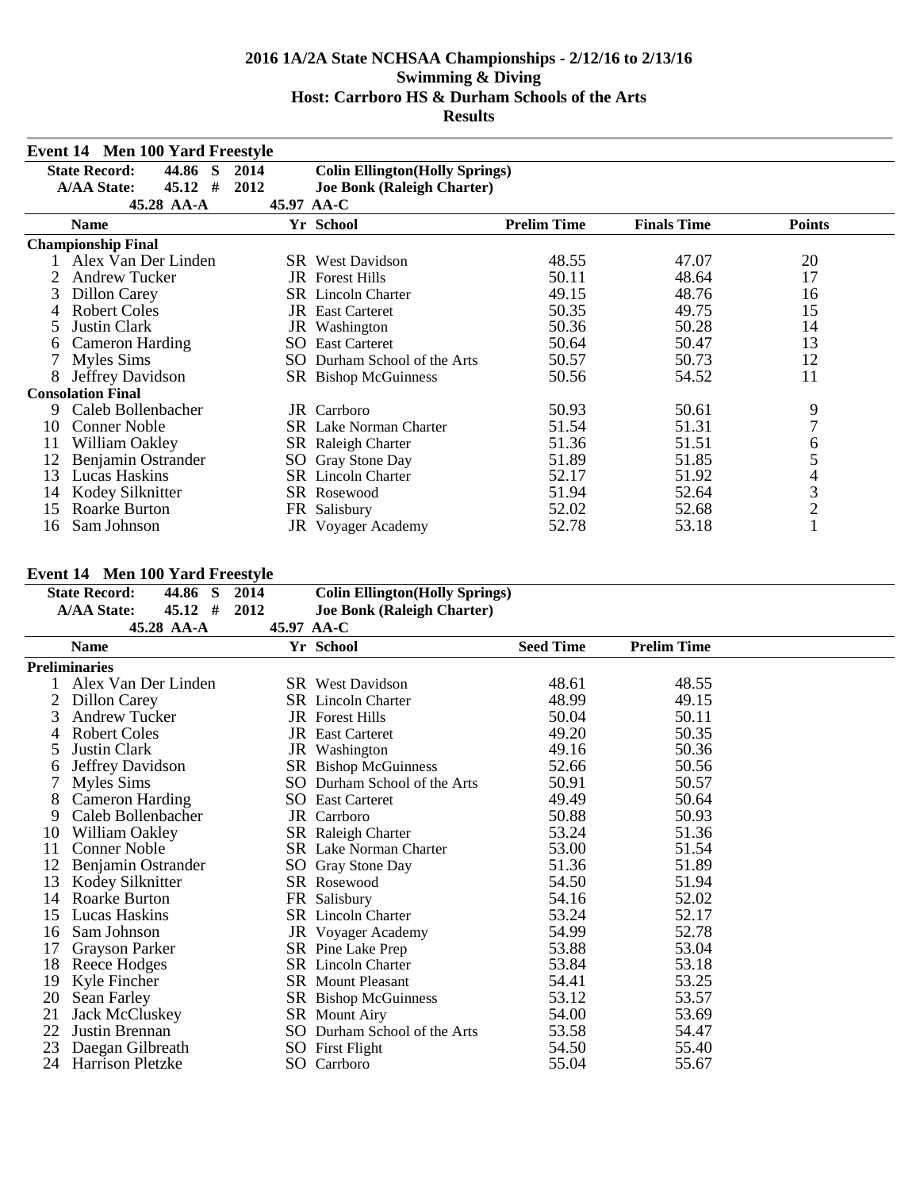# 2016 1A/2A State NCHSAA Championships - 2/12/16 to 2/13/16

## Swimming & Diving

## Host: Carrboro HS & Durham Schools of the Arts

## Results

### Event 14 Men 100 Yard Freestyle

| | | | |
|---|---|---|---|
| State Record: | 44.86 S | 2014 | Colin Ellington(Holly Springs) |
| A/AA State: | 45.12 # | 2012 | Joe Bonk (Raleigh Charter) |
| | 45.28 AA-A | 45.97 AA-C | |

| | Name | Yr | School | Prelim Time | Finals Time | Points |
|---|---|---|---|---|---|---|
| **Championship Final** | | | | | | |
| 1 | Alex Van Der Linden | SR | West Davidson | 48.55 | 47.07 | 20 |
| 2 | Andrew Tucker | JR | Forest Hills | 50.11 | 48.64 | 17 |
| 3 | Dillon Carey | SR | Lincoln Charter | 49.15 | 48.76 | 16 |
| 4 | Robert Coles | JR | East Carteret | 50.35 | 49.75 | 15 |
| 5 | Justin Clark | JR | Washington | 50.36 | 50.28 | 14 |
| 6 | Cameron Harding | SO | East Carteret | 50.64 | 50.47 | 13 |
| 7 | Myles Sims | SO | Durham School of the Arts | 50.57 | 50.73 | 12 |
| 8 | Jeffrey Davidson | SR | Bishop McGuinness | 50.56 | 54.52 | 11 |
| **Consolation Final** | | | | | | |
| 9 | Caleb Bollenbacher | JR | Carrboro | 50.93 | 50.61 | 9 |
| 10 | Conner Noble | SR | Lake Norman Charter | 51.54 | 51.31 | 7 |
| 11 | William Oakley | SR | Raleigh Charter | 51.36 | 51.51 | 6 |
| 12 | Benjamin Ostrander | SO | Gray Stone Day | 51.89 | 51.85 | 5 |
| 13 | Lucas Haskins | SR | Lincoln Charter | 52.17 | 51.92 | 4 |
| 14 | Kodey Silknitter | SR | Rosewood | 51.94 | 52.64 | 3 |
| 15 | Roarke Burton | FR | Salisbury | 52.02 | 52.68 | 2 |
| 16 | Sam Johnson | JR | Voyager Academy | 52.78 | 53.18 | 1 |

### Event 14 Men 100 Yard Freestyle

| | | | |
|---|---|---|---|
| State Record: | 44.86 S | 2014 | Colin Ellington(Holly Springs) |
| A/AA State: | 45.12 # | 2012 | Joe Bonk (Raleigh Charter) |
| | 45.28 AA-A | 45.97 AA-C | |

| | Name | Yr | School | Seed Time | Prelim Time |
|---|---|---|---|---|---|
| **Preliminaries** | | | | | |
| 1 | Alex Van Der Linden | SR | West Davidson | 48.61 | 48.55 |
| 2 | Dillon Carey | SR | Lincoln Charter | 48.99 | 49.15 |
| 3 | Andrew Tucker | JR | Forest Hills | 50.04 | 50.11 |
| 4 | Robert Coles | JR | East Carteret | 49.20 | 50.35 |
| 5 | Justin Clark | JR | Washington | 49.16 | 50.36 |
| 6 | Jeffrey Davidson | SR | Bishop McGuinness | 52.66 | 50.56 |
| 7 | Myles Sims | SO | Durham School of the Arts | 50.91 | 50.57 |
| 8 | Cameron Harding | SO | East Carteret | 49.49 | 50.64 |
| 9 | Caleb Bollenbacher | JR | Carrboro | 50.88 | 50.93 |
| 10 | William Oakley | SR | Raleigh Charter | 53.24 | 51.36 |
| 11 | Conner Noble | SR | Lake Norman Charter | 53.00 | 51.54 |
| 12 | Benjamin Ostrander | SO | Gray Stone Day | 51.36 | 51.89 |
| 13 | Kodey Silknitter | SR | Rosewood | 54.50 | 51.94 |
| 14 | Roarke Burton | FR | Salisbury | 54.16 | 52.02 |
| 15 | Lucas Haskins | SR | Lincoln Charter | 53.24 | 52.17 |
| 16 | Sam Johnson | JR | Voyager Academy | 54.99 | 52.78 |
| 17 | Grayson Parker | SR | Pine Lake Prep | 53.88 | 53.04 |
| 18 | Reece Hodges | SR | Lincoln Charter | 53.84 | 53.18 |
| 19 | Kyle Fincher | SR | Mount Pleasant | 54.41 | 53.25 |
| 20 | Sean Farley | SR | Bishop McGuinness | 53.12 | 53.57 |
| 21 | Jack McCluskey | SR | Mount Airy | 54.00 | 53.69 |
| 22 | Justin Brennan | SO | Durham School of the Arts | 53.58 | 54.47 |
| 23 | Daegan Gilbreath | SO | First Flight | 54.50 | 55.40 |
| 24 | Harrison Pletzke | SO | Carrboro | 55.04 | 55.67 |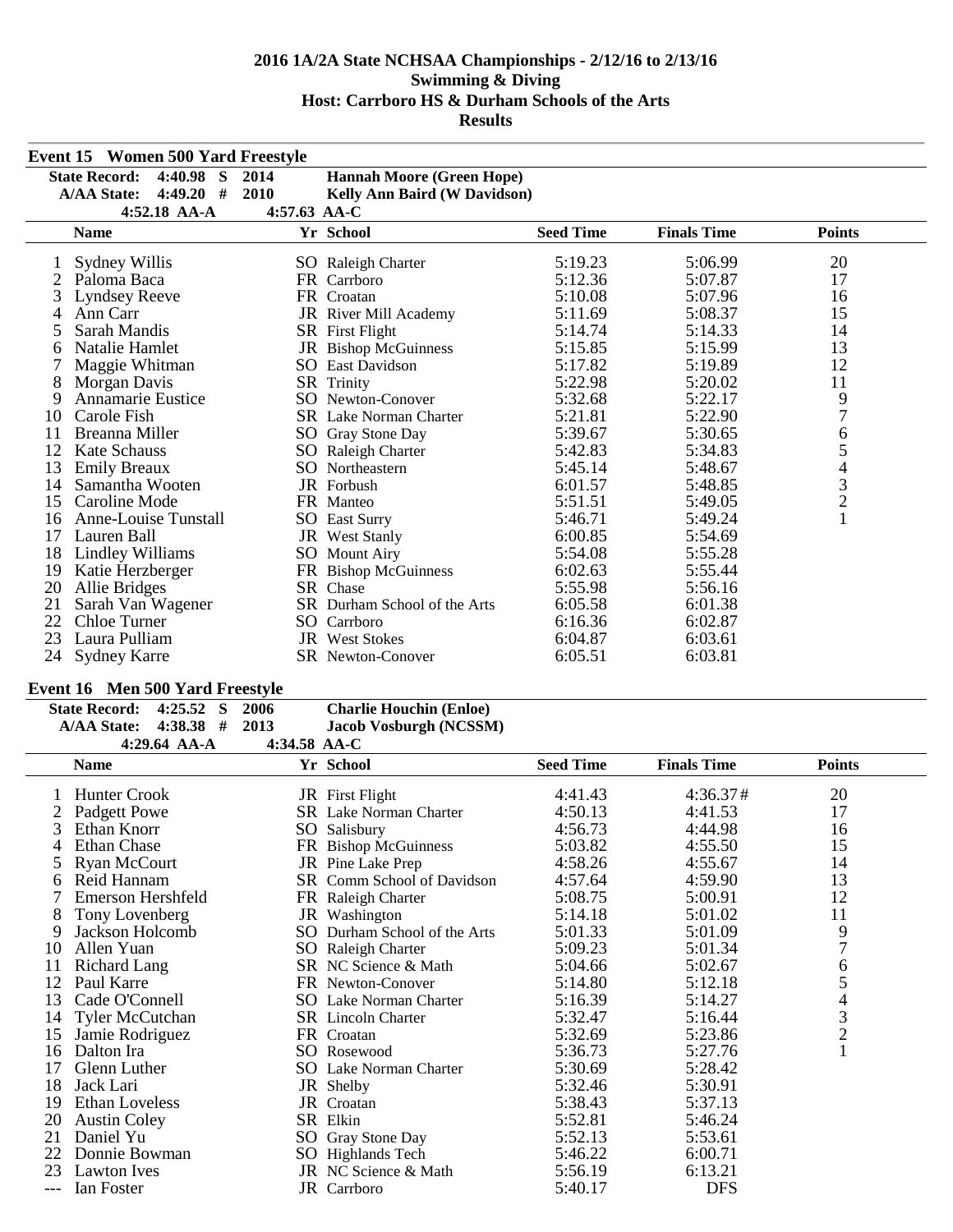# 2016 1A/2A State NCHSAA Championships - 2/12/16 to 2/13/16
## Swimming & Diving
## Host: Carrboro HS & Durham Schools of the Arts
## Results

### Event 15 Women 500 Yard Freestyle

| | | | |
|---|---|---|---|
| **State Record:** | **4:40.98 S** | **2014** | **Hannah Moore (Green Hope)** |
| **A/AA State:** | **4:49.20 #** | **2010** | **Kelly Ann Baird (W Davidson)** |
| | **4:52.18 AA-A** | **4:57.63 AA-C** | |

| | Name | Yr | School | Seed Time | Finals Time | Points |
|---|---|---|---|---|---|---|
| 1 | Sydney Willis | SO | Raleigh Charter | 5:19.23 | 5:06.99 | 20 |
| 2 | Paloma Baca | FR | Carrboro | 5:12.36 | 5:07.87 | 17 |
| 3 | Lyndsey Reeve | FR | Croatan | 5:10.08 | 5:07.96 | 16 |
| 4 | Ann Carr | JR | River Mill Academy | 5:11.69 | 5:08.37 | 15 |
| 5 | Sarah Mandis | SR | First Flight | 5:14.74 | 5:14.33 | 14 |
| 6 | Natalie Hamlet | JR | Bishop McGuinness | 5:15.85 | 5:15.99 | 13 |
| 7 | Maggie Whitman | SO | East Davidson | 5:17.82 | 5:19.89 | 12 |
| 8 | Morgan Davis | SR | Trinity | 5:22.98 | 5:20.02 | 11 |
| 9 | Annamarie Eustice | SO | Newton-Conover | 5:32.68 | 5:22.17 | 9 |
| 10 | Carole Fish | SR | Lake Norman Charter | 5:21.81 | 5:22.90 | 7 |
| 11 | Breanna Miller | SO | Gray Stone Day | 5:39.67 | 5:30.65 | 6 |
| 12 | Kate Schauss | SO | Raleigh Charter | 5:42.83 | 5:34.83 | 5 |
| 13 | Emily Breaux | SO | Northeastern | 5:45.14 | 5:48.67 | 4 |
| 14 | Samantha Wooten | JR | Forbush | 6:01.57 | 5:48.85 | 3 |
| 15 | Caroline Mode | FR | Manteo | 5:51.51 | 5:49.05 | 2 |
| 16 | Anne-Louise Tunstall | SO | East Surry | 5:46.71 | 5:49.24 | 1 |
| 17 | Lauren Ball | JR | West Stanly | 6:00.85 | 5:54.69 | |
| 18 | Lindley Williams | SO | Mount Airy | 5:54.08 | 5:55.28 | |
| 19 | Katie Herzberger | FR | Bishop McGuinness | 6:02.63 | 5:55.44 | |
| 20 | Allie Bridges | SR | Chase | 5:55.98 | 5:56.16 | |
| 21 | Sarah Van Wagener | SR | Durham School of the Arts | 6:05.58 | 6:01.38 | |
| 22 | Chloe Turner | SO | Carrboro | 6:16.36 | 6:02.87 | |
| 23 | Laura Pulliam | JR | West Stokes | 6:04.87 | 6:03.61 | |
| 24 | Sydney Karre | SR | Newton-Conover | 6:05.51 | 6:03.81 | |

### Event 16 Men 500 Yard Freestyle

| | | | |
|---|---|---|---|
| **State Record:** | **4:25.52 S** | **2006** | **Charlie Houchin (Enloe)** |
| **A/AA State:** | **4:38.38 #** | **2013** | **Jacob Vosburgh (NCSSM)** |
| | **4:29.64 AA-A** | **4:34.58 AA-C** | |

| | Name | Yr | School | Seed Time | Finals Time | Points |
|---|---|---|---|---|---|---|
| 1 | Hunter Crook | JR | First Flight | 4:41.43 | 4:36.37# | 20 |
| 2 | Padgett Powe | SR | Lake Norman Charter | 4:50.13 | 4:41.53 | 17 |
| 3 | Ethan Knorr | SO | Salisbury | 4:56.73 | 4:44.98 | 16 |
| 4 | Ethan Chase | FR | Bishop McGuinness | 5:03.82 | 4:55.50 | 15 |
| 5 | Ryan McCourt | JR | Pine Lake Prep | 4:58.26 | 4:55.67 | 14 |
| 6 | Reid Hannam | SR | Comm School of Davidson | 4:57.64 | 4:59.90 | 13 |
| 7 | Emerson Hershfeld | FR | Raleigh Charter | 5:08.75 | 5:00.91 | 12 |
| 8 | Tony Lovenberg | JR | Washington | 5:14.18 | 5:01.02 | 11 |
| 9 | Jackson Holcomb | SO | Durham School of the Arts | 5:01.33 | 5:01.09 | 9 |
| 10 | Allen Yuan | SO | Raleigh Charter | 5:09.23 | 5:01.34 | 7 |
| 11 | Richard Lang | SR | NC Science & Math | 5:04.66 | 5:02.67 | 6 |
| 12 | Paul Karre | FR | Newton-Conover | 5:14.80 | 5:12.18 | 5 |
| 13 | Cade O'Connell | SO | Lake Norman Charter | 5:16.39 | 5:14.27 | 4 |
| 14 | Tyler McCutchan | SR | Lincoln Charter | 5:32.47 | 5:16.44 | 3 |
| 15 | Jamie Rodriguez | FR | Croatan | 5:32.69 | 5:23.86 | 2 |
| 16 | Dalton Ira | SO | Rosewood | 5:36.73 | 5:27.76 | 1 |
| 17 | Glenn Luther | SO | Lake Norman Charter | 5:30.69 | 5:28.42 | |
| 18 | Jack Lari | JR | Shelby | 5:32.46 | 5:30.91 | |
| 19 | Ethan Loveless | JR | Croatan | 5:38.43 | 5:37.13 | |
| 20 | Austin Coley | SR | Elkin | 5:52.81 | 5:46.24 | |
| 21 | Daniel Yu | SO | Gray Stone Day | 5:52.13 | 5:53.61 | |
| 22 | Donnie Bowman | SO | Highlands Tech | 5:46.22 | 6:00.71 | |
| 23 | Lawton Ives | JR | NC Science & Math | 5:56.19 | 6:13.21 | |
| --- | Ian Foster | JR | Carrboro | 5:40.17 | DFS | |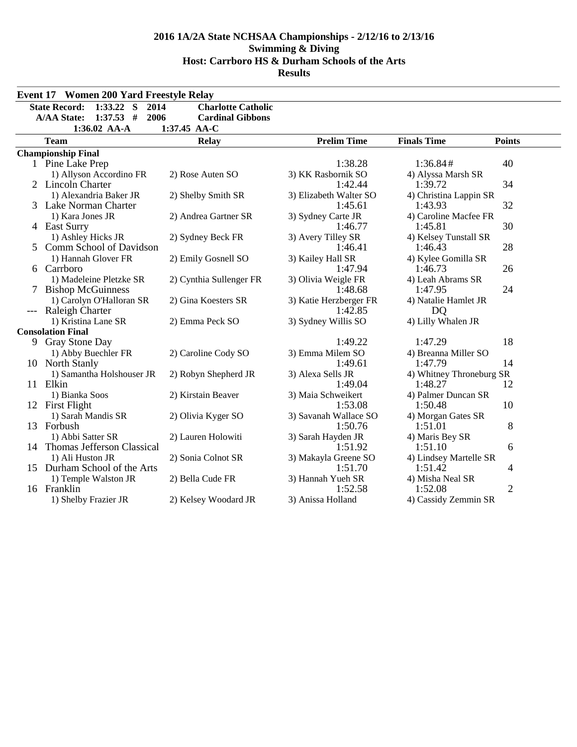**2016 1A/2A State NCHSAA Championships - 2/12/16 to 2/13/16**
**Swimming & Diving**
**Host: Carrboro HS & Durham Schools of the Arts**
**Results**

## Event 17 Women 200 Yard Freestyle Relay

**State Record:** 1:33.22 S 2014 **Charlotte Catholic**
**A/AA State:** 1:37.53 # 2006 **Cardinal Gibbons**
1:36.02 AA-A 1:37.45 AA-C

| | Team | Relay | Prelim Time | Finals Time | Points |
|---|---|---|---|---|---|
| **Championship Final** | | | | | |
| 1 | Pine Lake Prep | | 1:38.28 | 1:36.84# | 40 |
| | 1) Allyson Accordino FR | 2) Rose Auten SO | 3) KK Rasbornik SO | 4) Alyssa Marsh SR | |
| 2 | Lincoln Charter | | 1:42.44 | 1:39.72 | 34 |
| | 1) Alexandria Baker JR | 2) Shelby Smith SR | 3) Elizabeth Walter SO | 4) Christina Lappin SR | |
| 3 | Lake Norman Charter | | 1:45.61 | 1:43.93 | 32 |
| | 1) Kara Jones JR | 2) Andrea Gartner SR | 3) Sydney Carte JR | 4) Caroline Macfee FR | |
| 4 | East Surry | | 1:46.77 | 1:45.81 | 30 |
| | 1) Ashley Hicks JR | 2) Sydney Beck FR | 3) Avery Tilley SR | 4) Kelsey Tunstall SR | |
| 5 | Comm School of Davidson | | 1:46.41 | 1:46.43 | 28 |
| | 1) Hannah Glover FR | 2) Emily Gosnell SO | 3) Kailey Hall SR | 4) Kylee Gomilla SR | |
| 6 | Carrboro | | 1:47.94 | 1:46.73 | 26 |
| | 1) Madeleine Pletzke SR | 2) Cynthia Sullenger FR | 3) Olivia Weigle FR | 4) Leah Abrams SR | |
| 7 | Bishop McGuinness | | 1:48.68 | 1:47.95 | 24 |
| | 1) Carolyn O'Halloran SR | 2) Gina Koesters SR | 3) Katie Herzberger FR | 4) Natalie Hamlet JR | |
| --- | Raleigh Charter | | 1:42.85 | DQ | |
| | 1) Kristina Lane SR | 2) Emma Peck SO | 3) Sydney Willis SO | 4) Lilly Whalen JR | |
| **Consolation Final** | | | | | |
| 9 | Gray Stone Day | | 1:49.22 | 1:47.29 | 18 |
| | 1) Abby Buechler FR | 2) Caroline Cody SO | 3) Emma Milem SO | 4) Breanna Miller SO | |
| 10 | North Stanly | | 1:49.61 | 1:47.79 | 14 |
| | 1) Samantha Holshouser JR | 2) Robyn Shepherd JR | 3) Alexa Sells JR | 4) Whitney Throneburg SR | |
| 11 | Elkin | | 1:49.04 | 1:48.27 | 12 |
| | 1) Bianka Soos | 2) Kirstain Beaver | 3) Maia Schweikert | 4) Palmer Duncan SR | |
| 12 | First Flight | | 1:53.08 | 1:50.48 | 10 |
| | 1) Sarah Mandis SR | 2) Olivia Kyger SO | 3) Savanah Wallace SO | 4) Morgan Gates SR | |
| 13 | Forbush | | 1:50.76 | 1:51.01 | 8 |
| | 1) Abbi Satter SR | 2) Lauren Holowiti | 3) Sarah Hayden JR | 4) Maris Bey SR | |
| 14 | Thomas Jefferson Classical | | 1:51.92 | 1:51.10 | 6 |
| | 1) Ali Huston JR | 2) Sonia Colnot SR | 3) Makayla Greene SO | 4) Lindsey Martelle SR | |
| 15 | Durham School of the Arts | | 1:51.70 | 1:51.42 | 4 |
| | 1) Temple Walston JR | 2) Bella Cude FR | 3) Hannah Yueh SR | 4) Misha Neal SR | |
| 16 | Franklin | | 1:52.58 | 1:52.08 | 2 |
| | 1) Shelby Frazier JR | 2) Kelsey Woodard JR | 3) Anissa Holland | 4) Cassidy Zemmin SR | |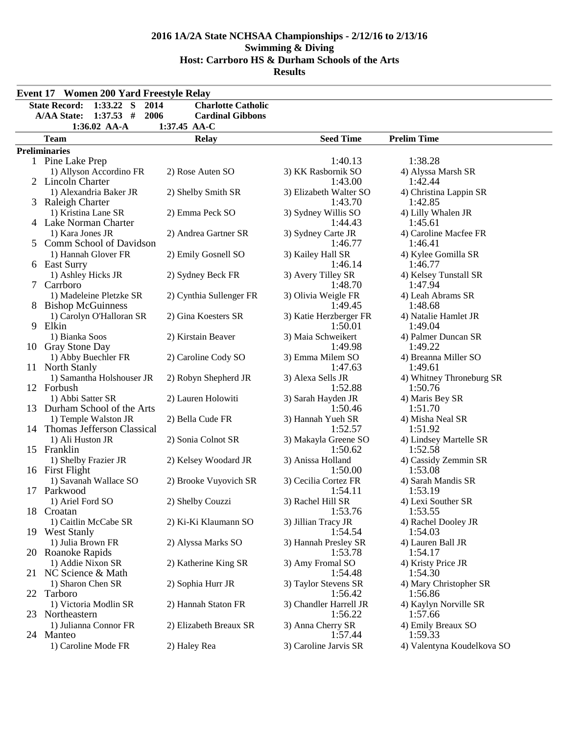# 2016 1A/2A State NCHSAA Championships - 2/12/16 to 2/13/16
## Swimming & Diving
## Host: Carrboro HS & Durham Schools of the Arts
## Results

### Event 17 Women 200 Yard Freestyle Relay

| | | | |
|---|---|---|---|
| State Record: | 1:33.22 S | 2014 | Charlotte Catholic |
| A/AA State: | 1:37.53 # | 2006 | Cardinal Gibbons |
| | 1:36.02 AA-A | 1:37.45 AA-C | |

| | Team | Relay | Seed Time | Prelim Time |
|---|---|---|---|---|
| **Preliminaries** | | | | |
| 1 | Pine Lake Prep | | 1:40.13 | 1:38.28 |
| | 1) Allyson Accordino FR | 2) Rose Auten SO | 3) KK Rasbornik SO | 4) Alyssa Marsh SR |
| 2 | Lincoln Charter | | 1:43.00 | 1:42.44 |
| | 1) Alexandria Baker JR | 2) Shelby Smith SR | 3) Elizabeth Walter SO | 4) Christina Lappin SR |
| 3 | Raleigh Charter | | 1:43.70 | 1:42.85 |
| | 1) Kristina Lane SR | 2) Emma Peck SO | 3) Sydney Willis SO | 4) Lilly Whalen JR |
| 4 | Lake Norman Charter | | 1:44.43 | 1:45.61 |
| | 1) Kara Jones JR | 2) Andrea Gartner SR | 3) Sydney Carte JR | 4) Caroline Macfee FR |
| 5 | Comm School of Davidson | | 1:46.77 | 1:46.41 |
| | 1) Hannah Glover FR | 2) Emily Gosnell SO | 3) Kailey Hall SR | 4) Kylee Gomilla SR |
| 6 | East Surry | | 1:46.14 | 1:46.77 |
| | 1) Ashley Hicks JR | 2) Sydney Beck FR | 3) Avery Tilley SR | 4) Kelsey Tunstall SR |
| 7 | Carrboro | | 1:48.70 | 1:47.94 |
| | 1) Madeleine Pletzke SR | 2) Cynthia Sullenger FR | 3) Olivia Weigle FR | 4) Leah Abrams SR |
| 8 | Bishop McGuinness | | 1:49.45 | 1:48.68 |
| | 1) Carolyn O'Halloran SR | 2) Gina Koesters SR | 3) Katie Herzberger FR | 4) Natalie Hamlet JR |
| 9 | Elkin | | 1:50.01 | 1:49.04 |
| | 1) Bianka Soos | 2) Kirstain Beaver | 3) Maia Schweikert | 4) Palmer Duncan SR |
| 10 | Gray Stone Day | | 1:49.98 | 1:49.22 |
| | 1) Abby Buechler FR | 2) Caroline Cody SO | 3) Emma Milem SO | 4) Breanna Miller SO |
| 11 | North Stanly | | 1:47.63 | 1:49.61 |
| | 1) Samantha Holshouser JR | 2) Robyn Shepherd JR | 3) Alexa Sells JR | 4) Whitney Throneburg SR |
| 12 | Forbush | | 1:52.88 | 1:50.76 |
| | 1) Abbi Satter SR | 2) Lauren Holowiti | 3) Sarah Hayden JR | 4) Maris Bey SR |
| 13 | Durham School of the Arts | | 1:50.46 | 1:51.70 |
| | 1) Temple Walston JR | 2) Bella Cude FR | 3) Hannah Yueh SR | 4) Misha Neal SR |
| 14 | Thomas Jefferson Classical | | 1:52.57 | 1:51.92 |
| | 1) Ali Huston JR | 2) Sonia Colnot SR | 3) Makayla Greene SO | 4) Lindsey Martelle SR |
| 15 | Franklin | | 1:50.62 | 1:52.58 |
| | 1) Shelby Frazier JR | 2) Kelsey Woodard JR | 3) Anissa Holland | 4) Cassidy Zemmin SR |
| 16 | First Flight | | 1:50.00 | 1:53.08 |
| | 1) Savanah Wallace SO | 2) Brooke Vuyovich SR | 3) Cecilia Cortez FR | 4) Sarah Mandis SR |
| 17 | Parkwood | | 1:54.11 | 1:53.19 |
| | 1) Ariel Ford SO | 2) Shelby Couzzi | 3) Rachel Hill SR | 4) Lexi Souther SR |
| 18 | Croatan | | 1:53.76 | 1:53.55 |
| | 1) Caitlin McCabe SR | 2) Ki-Ki Klaumann SO | 3) Jillian Tracy JR | 4) Rachel Dooley JR |
| 19 | West Stanly | | 1:54.54 | 1:54.03 |
| | 1) Julia Brown FR | 2) Alyssa Marks SO | 3) Hannah Presley SR | 4) Lauren Ball JR |
| 20 | Roanoke Rapids | | 1:53.78 | 1:54.17 |
| | 1) Addie Nixon SR | 2) Katherine King SR | 3) Amy Fromal SO | 4) Kristy Price JR |
| 21 | NC Science & Math | | 1:54.48 | 1:54.30 |
| | 1) Sharon Chen SR | 2) Sophia Hurr JR | 3) Taylor Stevens SR | 4) Mary Christopher SR |
| 22 | Tarboro | | 1:56.42 | 1:56.86 |
| | 1) Victoria Modlin SR | 2) Hannah Staton FR | 3) Chandler Harrell JR | 4) Kaylyn Norville SR |
| 23 | Northeastern | | 1:56.22 | 1:57.66 |
| | 1) Julianna Connor FR | 2) Elizabeth Breaux SR | 3) Anna Cherry SR | 4) Emily Breaux SO |
| 24 | Manteo | | 1:57.44 | 1:59.33 |
| | 1) Caroline Mode FR | 2) Haley Rea | 3) Caroline Jarvis SR | 4) Valentyna Koudelkova SO |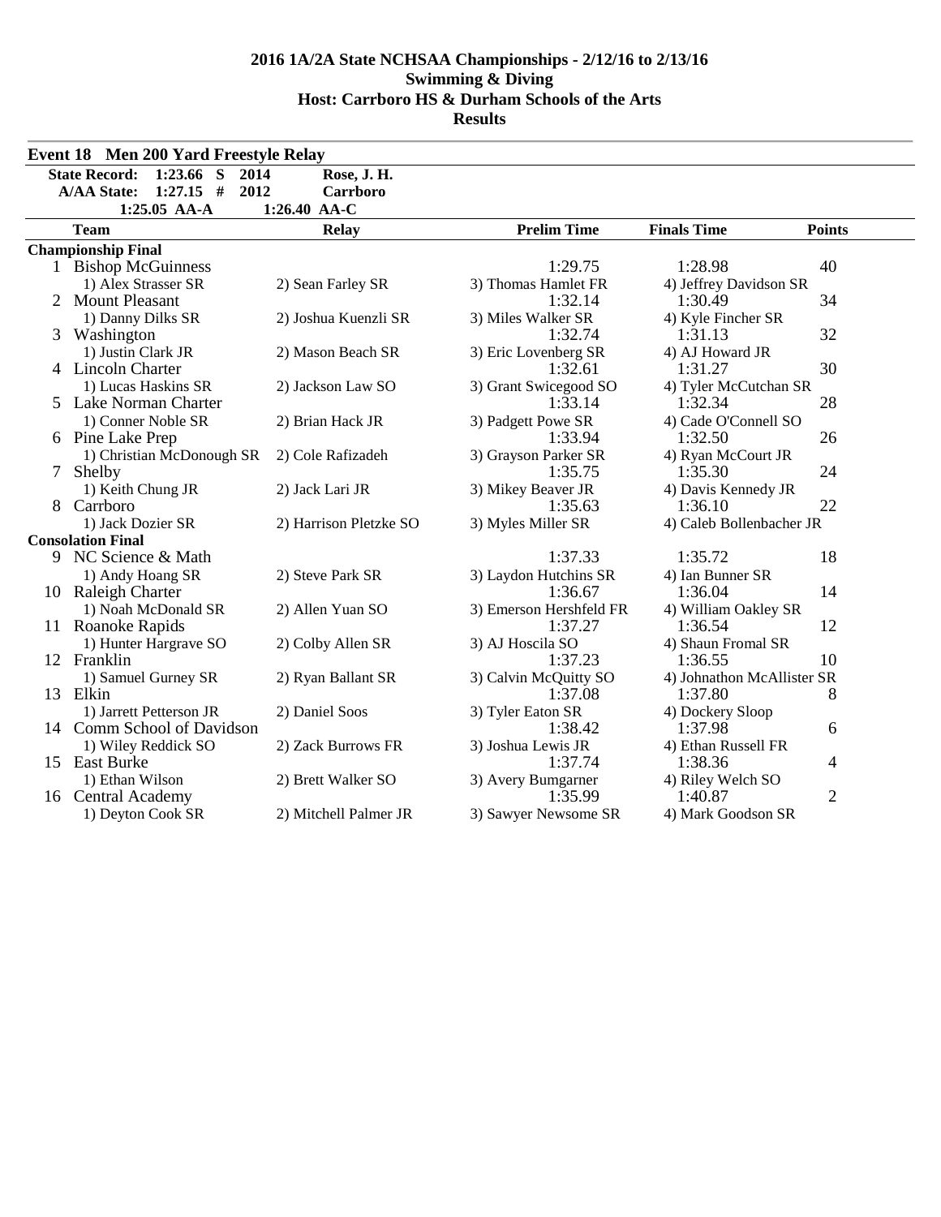# 2016 1A/2A State NCHSAA Championships - 2/12/16 to 2/13/16
## Swimming & Diving
## Host: Carrboro HS & Durham Schools of the Arts
## Results

### Event 18 Men 200 Yard Freestyle Relay

| | | | |
|---|---|---|---|
| State Record: | 1:23.66 S | 2014 | Rose, J. H. |
| A/AA State: | 1:27.15 # | 2012 | Carrboro |
| | 1:25.05 AA-A | | 1:26.40 AA-C |

| | Team | Relay | Prelim Time | Finals Time | Points |
|---|---|---|---|---|---|
| **Championship Final** | | | | | |
| 1 | Bishop McGuinness | | 1:29.75 | 1:28.98 | 40 |
| | 1) Alex Strasser SR | 2) Sean Farley SR | 3) Thomas Hamlet FR | 4) Jeffrey Davidson SR | |
| 2 | Mount Pleasant | | 1:32.14 | 1:30.49 | 34 |
| | 1) Danny Dilks SR | 2) Joshua Kuenzli SR | 3) Miles Walker SR | 4) Kyle Fincher SR | |
| 3 | Washington | | 1:32.74 | 1:31.13 | 32 |
| | 1) Justin Clark JR | 2) Mason Beach SR | 3) Eric Lovenberg SR | 4) AJ Howard JR | |
| 4 | Lincoln Charter | | 1:32.61 | 1:31.27 | 30 |
| | 1) Lucas Haskins SR | 2) Jackson Law SO | 3) Grant Swicegood SO | 4) Tyler McCutchan SR | |
| 5 | Lake Norman Charter | | 1:33.14 | 1:32.34 | 28 |
| | 1) Conner Noble SR | 2) Brian Hack JR | 3) Padgett Powe SR | 4) Cade O'Connell SO | |
| 6 | Pine Lake Prep | | 1:33.94 | 1:32.50 | 26 |
| | 1) Christian McDonough SR | 2) Cole Rafizadeh | 3) Grayson Parker SR | 4) Ryan McCourt JR | |
| 7 | Shelby | | 1:35.75 | 1:35.30 | 24 |
| | 1) Keith Chung JR | 2) Jack Lari JR | 3) Mikey Beaver JR | 4) Davis Kennedy JR | |
| 8 | Carrboro | | 1:35.63 | 1:36.10 | 22 |
| | 1) Jack Dozier SR | 2) Harrison Pletzke SO | 3) Myles Miller SR | 4) Caleb Bollenbacher JR | |
| **Consolation Final** | | | | | |
| 9 | NC Science & Math | | 1:37.33 | 1:35.72 | 18 |
| | 1) Andy Hoang SR | 2) Steve Park SR | 3) Laydon Hutchins SR | 4) Ian Bunner SR | |
| 10 | Raleigh Charter | | 1:36.67 | 1:36.04 | 14 |
| | 1) Noah McDonald SR | 2) Allen Yuan SO | 3) Emerson Hershfeld FR | 4) William Oakley SR | |
| 11 | Roanoke Rapids | | 1:37.27 | 1:36.54 | 12 |
| | 1) Hunter Hargrave SO | 2) Colby Allen SR | 3) AJ Hoscila SO | 4) Shaun Fromal SR | |
| 12 | Franklin | | 1:37.23 | 1:36.55 | 10 |
| | 1) Samuel Gurney SR | 2) Ryan Ballant SR | 3) Calvin McQuitty SO | 4) Johnathon McAllister SR | |
| 13 | Elkin | | 1:37.08 | 1:37.80 | 8 |
| | 1) Jarrett Petterson JR | 2) Daniel Soos | 3) Tyler Eaton SR | 4) Dockery Sloop | |
| 14 | Comm School of Davidson | | 1:38.42 | 1:37.98 | 6 |
| | 1) Wiley Reddick SO | 2) Zack Burrows FR | 3) Joshua Lewis JR | 4) Ethan Russell FR | |
| 15 | East Burke | | 1:37.74 | 1:38.36 | 4 |
| | 1) Ethan Wilson | 2) Brett Walker SO | 3) Avery Bumgarner | 4) Riley Welch SO | |
| 16 | Central Academy | | 1:35.99 | 1:40.87 | 2 |
| | 1) Deyton Cook SR | 2) Mitchell Palmer JR | 3) Sawyer Newsome SR | 4) Mark Goodson SR | |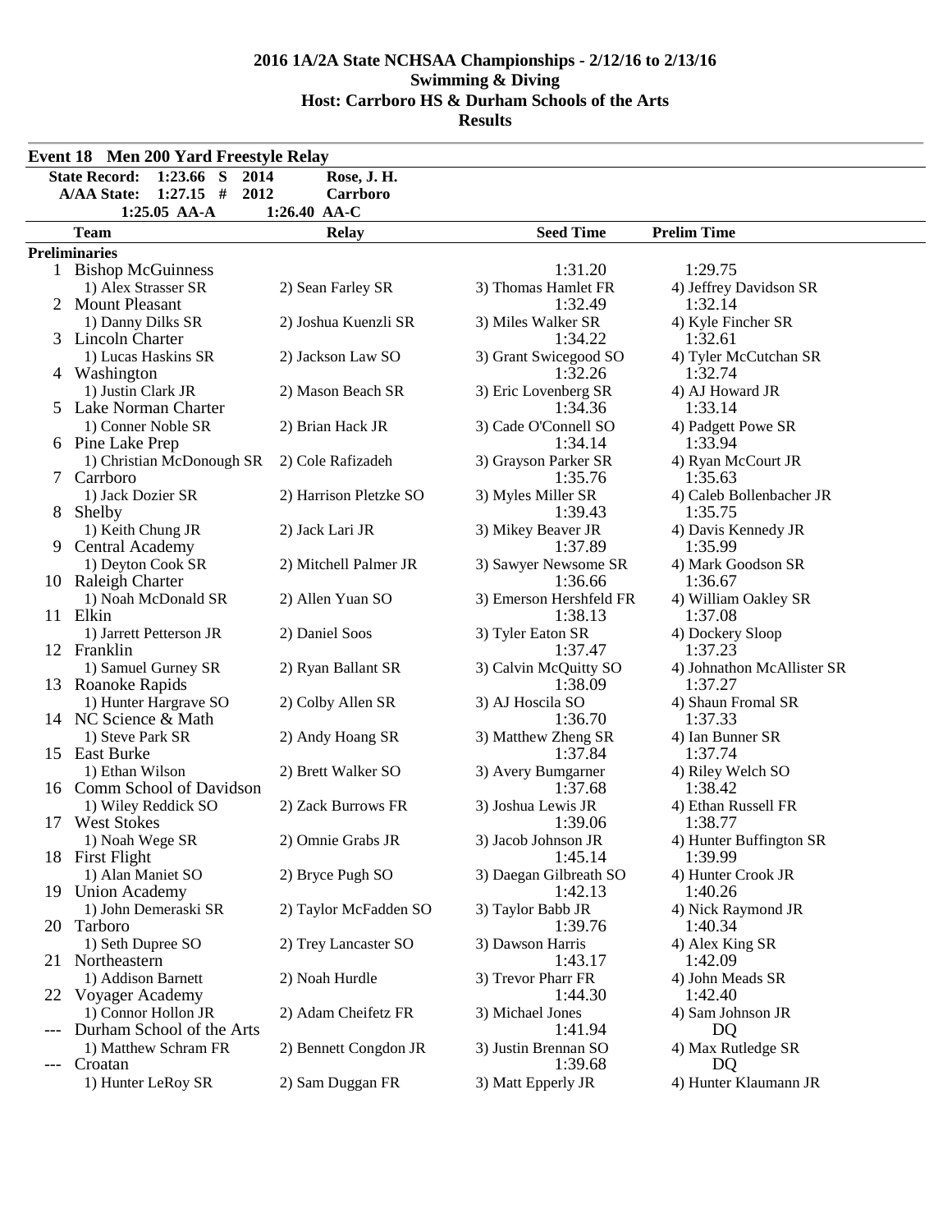**2016 1A/2A State NCHSAA Championships - 2/12/16 to 2/13/16**
**Swimming & Diving**
**Host: Carrboro HS & Durham Schools of the Arts**
**Results**

**Event 18 Men 200 Yard Freestyle Relay**

| | | | |
|---|---|---|---|
| **State Record:** | **1:23.66 S** | **2014** | **Rose, J. H.** |
| **A/AA State:** | **1:27.15 #** | **2012** | **Carrboro** |
| | **1:25.05 AA-A** | **1:26.40 AA-C** | |

| | Team | Relay | Seed Time | Prelim Time |
|---|---|---|---|---|
| **Preliminaries** | | | | |
| 1 | Bishop McGuinness | | 1:31.20 | 1:29.75 |
| | 1) Alex Strasser SR | 2) Sean Farley SR | 3) Thomas Hamlet FR | 4) Jeffrey Davidson SR |
| 2 | Mount Pleasant | | 1:32.49 | 1:32.14 |
| | 1) Danny Dilks SR | 2) Joshua Kuenzli SR | 3) Miles Walker SR | 4) Kyle Fincher SR |
| 3 | Lincoln Charter | | 1:34.22 | 1:32.61 |
| | 1) Lucas Haskins SR | 2) Jackson Law SO | 3) Grant Swicegood SO | 4) Tyler McCutchan SR |
| 4 | Washington | | 1:32.26 | 1:32.74 |
| | 1) Justin Clark JR | 2) Mason Beach SR | 3) Eric Lovenberg SR | 4) AJ Howard JR |
| 5 | Lake Norman Charter | | 1:34.36 | 1:33.14 |
| | 1) Conner Noble SR | 2) Brian Hack JR | 3) Cade O'Connell SO | 4) Padgett Powe SR |
| 6 | Pine Lake Prep | | 1:34.14 | 1:33.94 |
| | 1) Christian McDonough SR | 2) Cole Rafizadeh | 3) Grayson Parker SR | 4) Ryan McCourt JR |
| 7 | Carrboro | | 1:35.76 | 1:35.63 |
| | 1) Jack Dozier SR | 2) Harrison Pletzke SO | 3) Myles Miller SR | 4) Caleb Bollenbacher JR |
| 8 | Shelby | | 1:39.43 | 1:35.75 |
| | 1) Keith Chung JR | 2) Jack Lari JR | 3) Mikey Beaver JR | 4) Davis Kennedy JR |
| 9 | Central Academy | | 1:37.89 | 1:35.99 |
| | 1) Deyton Cook SR | 2) Mitchell Palmer JR | 3) Sawyer Newsome SR | 4) Mark Goodson SR |
| 10 | Raleigh Charter | | 1:36.66 | 1:36.67 |
| | 1) Noah McDonald SR | 2) Allen Yuan SO | 3) Emerson Hershfeld FR | 4) William Oakley SR |
| 11 | Elkin | | 1:38.13 | 1:37.08 |
| | 1) Jarrett Petterson JR | 2) Daniel Soos | 3) Tyler Eaton SR | 4) Dockery Sloop |
| 12 | Franklin | | 1:37.47 | 1:37.23 |
| | 1) Samuel Gurney SR | 2) Ryan Ballant SR | 3) Calvin McQuitty SO | 4) Johnathon McAllister SR |
| 13 | Roanoke Rapids | | 1:38.09 | 1:37.27 |
| | 1) Hunter Hargrave SO | 2) Colby Allen SR | 3) AJ Hoscila SO | 4) Shaun Fromal SR |
| 14 | NC Science & Math | | 1:36.70 | 1:37.33 |
| | 1) Steve Park SR | 2) Andy Hoang SR | 3) Matthew Zheng SR | 4) Ian Bunner SR |
| 15 | East Burke | | 1:37.84 | 1:37.74 |
| | 1) Ethan Wilson | 2) Brett Walker SO | 3) Avery Bumgarner | 4) Riley Welch SO |
| 16 | Comm School of Davidson | | 1:37.68 | 1:38.42 |
| | 1) Wiley Reddick SO | 2) Zack Burrows FR | 3) Joshua Lewis JR | 4) Ethan Russell FR |
| 17 | West Stokes | | 1:39.06 | 1:38.77 |
| | 1) Noah Wege SR | 2) Omnie Grabs JR | 3) Jacob Johnson JR | 4) Hunter Buffington SR |
| 18 | First Flight | | 1:45.14 | 1:39.99 |
| | 1) Alan Maniet SO | 2) Bryce Pugh SO | 3) Daegan Gilbreath SO | 4) Hunter Crook JR |
| 19 | Union Academy | | 1:42.13 | 1:40.26 |
| | 1) John Demeraski SR | 2) Taylor McFadden SO | 3) Taylor Babb JR | 4) Nick Raymond JR |
| 20 | Tarboro | | 1:39.76 | 1:40.34 |
| | 1) Seth Dupree SO | 2) Trey Lancaster SO | 3) Dawson Harris | 4) Alex King SR |
| 21 | Northeastern | | 1:43.17 | 1:42.09 |
| | 1) Addison Barnett | 2) Noah Hurdle | 3) Trevor Pharr FR | 4) John Meads SR |
| 22 | Voyager Academy | | 1:44.30 | 1:42.40 |
| | 1) Connor Hollon JR | 2) Adam Cheifetz FR | 3) Michael Jones | 4) Sam Johnson JR |
| --- | Durham School of the Arts | | 1:41.94 | DQ |
| | 1) Matthew Schram FR | 2) Bennett Congdon JR | 3) Justin Brennan SO | 4) Max Rutledge SR |
| --- | Croatan | | 1:39.68 | DQ |
| | 1) Hunter LeRoy SR | 2) Sam Duggan FR | 3) Matt Epperly JR | 4) Hunter Klaumann JR |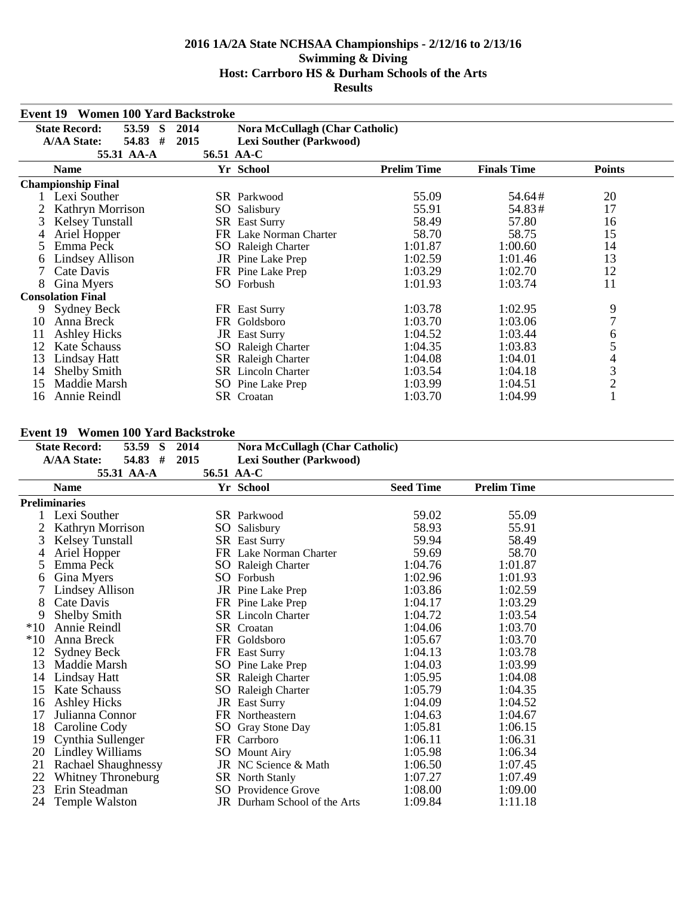# 2016 1A/2A State NCHSAA Championships - 2/12/16 to 2/13/16
## Swimming & Diving
## Host: Carrboro HS & Durham Schools of the Arts
## Results

### Event 19 Women 100 Yard Backstroke

| | | | | |
|---|---|---|---|---|
| State Record: | 53.59 S | 2014 | Nora McCullagh (Char Catholic) | |
| A/AA State: | 54.83 # | 2015 | Lexi Souther (Parkwood) | |
| | 55.31 AA-A | | 56.51 AA-C | |

| | Name | Yr | School | Prelim Time | Finals Time | Points |
|---|---|---|---|---|---|---|
| **Championship Final** | | | | | | |
| 1 | Lexi Souther | SR | Parkwood | 55.09 | 54.64# | 20 |
| 2 | Kathryn Morrison | SO | Salisbury | 55.91 | 54.83# | 17 |
| 3 | Kelsey Tunstall | SR | East Surry | 58.49 | 57.80 | 16 |
| 4 | Ariel Hopper | FR | Lake Norman Charter | 58.70 | 58.75 | 15 |
| 5 | Emma Peck | SO | Raleigh Charter | 1:01.87 | 1:00.60 | 14 |
| 6 | Lindsey Allison | JR | Pine Lake Prep | 1:02.59 | 1:01.46 | 13 |
| 7 | Cate Davis | FR | Pine Lake Prep | 1:03.29 | 1:02.70 | 12 |
| 8 | Gina Myers | SO | Forbush | 1:01.93 | 1:03.74 | 11 |
| **Consolation Final** | | | | | | |
| 9 | Sydney Beck | FR | East Surry | 1:03.78 | 1:02.95 | 9 |
| 10 | Anna Breck | FR | Goldsboro | 1:03.70 | 1:03.06 | 7 |
| 11 | Ashley Hicks | JR | East Surry | 1:04.52 | 1:03.44 | 6 |
| 12 | Kate Schauss | SO | Raleigh Charter | 1:04.35 | 1:03.83 | 5 |
| 13 | Lindsay Hatt | SR | Raleigh Charter | 1:04.08 | 1:04.01 | 4 |
| 14 | Shelby Smith | SR | Lincoln Charter | 1:03.54 | 1:04.18 | 3 |
| 15 | Maddie Marsh | SO | Pine Lake Prep | 1:03.99 | 1:04.51 | 2 |
| 16 | Annie Reindl | SR | Croatan | 1:03.70 | 1:04.99 | 1 |

### Event 19 Women 100 Yard Backstroke

| | | | | |
|---|---|---|---|---|
| State Record: | 53.59 S | 2014 | Nora McCullagh (Char Catholic) | |
| A/AA State: | 54.83 # | 2015 | Lexi Souther (Parkwood) | |
| | 55.31 AA-A | | 56.51 AA-C | |

| | Name | Yr | School | Seed Time | Prelim Time |
|---|---|---|---|---|---|
| **Preliminaries** | | | | | |
| 1 | Lexi Souther | SR | Parkwood | 59.02 | 55.09 |
| 2 | Kathryn Morrison | SO | Salisbury | 58.93 | 55.91 |
| 3 | Kelsey Tunstall | SR | East Surry | 59.94 | 58.49 |
| 4 | Ariel Hopper | FR | Lake Norman Charter | 59.69 | 58.70 |
| 5 | Emma Peck | SO | Raleigh Charter | 1:04.76 | 1:01.87 |
| 6 | Gina Myers | SO | Forbush | 1:02.96 | 1:01.93 |
| 7 | Lindsey Allison | JR | Pine Lake Prep | 1:03.86 | 1:02.59 |
| 8 | Cate Davis | FR | Pine Lake Prep | 1:04.17 | 1:03.29 |
| 9 | Shelby Smith | SR | Lincoln Charter | 1:04.72 | 1:03.54 |
| *10 | Annie Reindl | SR | Croatan | 1:04.06 | 1:03.70 |
| *10 | Anna Breck | FR | Goldsboro | 1:05.67 | 1:03.70 |
| 12 | Sydney Beck | FR | East Surry | 1:04.13 | 1:03.78 |
| 13 | Maddie Marsh | SO | Pine Lake Prep | 1:04.03 | 1:03.99 |
| 14 | Lindsay Hatt | SR | Raleigh Charter | 1:05.95 | 1:04.08 |
| 15 | Kate Schauss | SO | Raleigh Charter | 1:05.79 | 1:04.35 |
| 16 | Ashley Hicks | JR | East Surry | 1:04.09 | 1:04.52 |
| 17 | Julianna Connor | FR | Northeastern | 1:04.63 | 1:04.67 |
| 18 | Caroline Cody | SO | Gray Stone Day | 1:05.81 | 1:06.15 |
| 19 | Cynthia Sullenger | FR | Carrboro | 1:06.11 | 1:06.31 |
| 20 | Lindley Williams | SO | Mount Airy | 1:05.98 | 1:06.34 |
| 21 | Rachael Shaughnessy | JR | NC Science & Math | 1:06.50 | 1:07.45 |
| 22 | Whitney Throneburg | SR | North Stanly | 1:07.27 | 1:07.49 |
| 23 | Erin Steadman | SO | Providence Grove | 1:08.00 | 1:09.00 |
| 24 | Temple Walston | JR | Durham School of the Arts | 1:09.84 | 1:11.18 |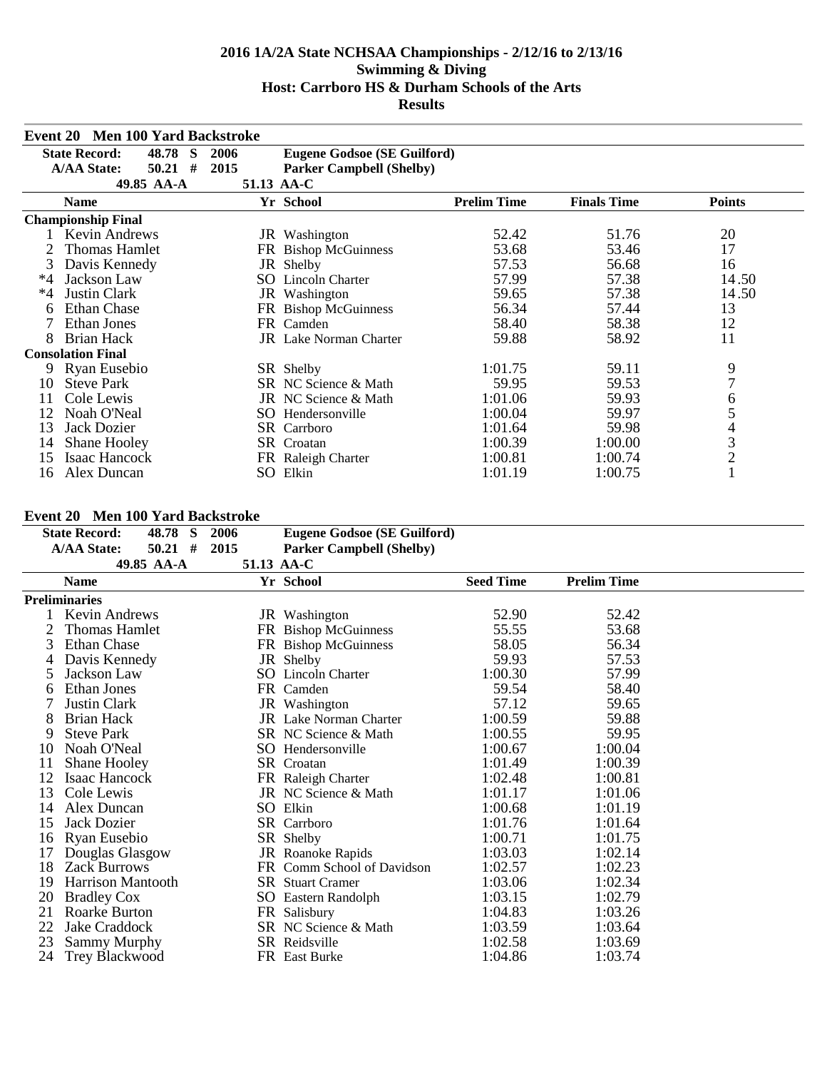# 2016 1A/2A State NCHSAA Championships - 2/12/16 to 2/13/16
## Swimming & Diving
## Host: Carrboro HS & Durham Schools of the Arts
## Results

### Event 20 Men 100 Yard Backstroke

| | | | |
|---|---|---|---|
| State Record: | 48.78 S | 2006 | Eugene Godsoe (SE Guilford) |
| A/AA State: | 50.21 # | 2015 | Parker Campbell (Shelby) |
| | 49.85 AA-A | 51.13 AA-C | |

| | Name | Yr | School | Prelim Time | Finals Time | Points |
|---|---|---|---|---|---|---|
| **Championship Final** | | | | | | |
| 1 | Kevin Andrews | JR | Washington | 52.42 | 51.76 | 20 |
| 2 | Thomas Hamlet | FR | Bishop McGuinness | 53.68 | 53.46 | 17 |
| 3 | Davis Kennedy | JR | Shelby | 57.53 | 56.68 | 16 |
| *4 | Jackson Law | SO | Lincoln Charter | 57.99 | 57.38 | 14.50 |
| *4 | Justin Clark | JR | Washington | 59.65 | 57.38 | 14.50 |
| 6 | Ethan Chase | FR | Bishop McGuinness | 56.34 | 57.44 | 13 |
| 7 | Ethan Jones | FR | Camden | 58.40 | 58.38 | 12 |
| 8 | Brian Hack | JR | Lake Norman Charter | 59.88 | 58.92 | 11 |
| **Consolation Final** | | | | | | |
| 9 | Ryan Eusebio | SR | Shelby | 1:01.75 | 59.11 | 9 |
| 10 | Steve Park | SR | NC Science & Math | 59.95 | 59.53 | 7 |
| 11 | Cole Lewis | JR | NC Science & Math | 1:01.06 | 59.93 | 6 |
| 12 | Noah O'Neal | SO | Hendersonville | 1:00.04 | 59.97 | 5 |
| 13 | Jack Dozier | SR | Carrboro | 1:01.64 | 59.98 | 4 |
| 14 | Shane Hooley | SR | Croatan | 1:00.39 | 1:00.00 | 3 |
| 15 | Isaac Hancock | FR | Raleigh Charter | 1:00.81 | 1:00.74 | 2 |
| 16 | Alex Duncan | SO | Elkin | 1:01.19 | 1:00.75 | 1 |

### Event 20 Men 100 Yard Backstroke

| | | | |
|---|---|---|---|
| State Record: | 48.78 S | 2006 | Eugene Godsoe (SE Guilford) |
| A/AA State: | 50.21 # | 2015 | Parker Campbell (Shelby) |
| | 49.85 AA-A | 51.13 AA-C | |

| | Name | Yr | School | Seed Time | Prelim Time |
|---|---|---|---|---|---|
| **Preliminaries** | | | | | |
| 1 | Kevin Andrews | JR | Washington | 52.90 | 52.42 |
| 2 | Thomas Hamlet | FR | Bishop McGuinness | 55.55 | 53.68 |
| 3 | Ethan Chase | FR | Bishop McGuinness | 58.05 | 56.34 |
| 4 | Davis Kennedy | JR | Shelby | 59.93 | 57.53 |
| 5 | Jackson Law | SO | Lincoln Charter | 1:00.30 | 57.99 |
| 6 | Ethan Jones | FR | Camden | 59.54 | 58.40 |
| 7 | Justin Clark | JR | Washington | 57.12 | 59.65 |
| 8 | Brian Hack | JR | Lake Norman Charter | 1:00.59 | 59.88 |
| 9 | Steve Park | SR | NC Science & Math | 1:00.55 | 59.95 |
| 10 | Noah O'Neal | SO | Hendersonville | 1:00.67 | 1:00.04 |
| 11 | Shane Hooley | SR | Croatan | 1:01.49 | 1:00.39 |
| 12 | Isaac Hancock | FR | Raleigh Charter | 1:02.48 | 1:00.81 |
| 13 | Cole Lewis | JR | NC Science & Math | 1:01.17 | 1:01.06 |
| 14 | Alex Duncan | SO | Elkin | 1:00.68 | 1:01.19 |
| 15 | Jack Dozier | SR | Carrboro | 1:01.76 | 1:01.64 |
| 16 | Ryan Eusebio | SR | Shelby | 1:00.71 | 1:01.75 |
| 17 | Douglas Glasgow | JR | Roanoke Rapids | 1:03.03 | 1:02.14 |
| 18 | Zack Burrows | FR | Comm School of Davidson | 1:02.57 | 1:02.23 |
| 19 | Harrison Mantooth | SR | Stuart Cramer | 1:03.06 | 1:02.34 |
| 20 | Bradley Cox | SO | Eastern Randolph | 1:03.15 | 1:02.79 |
| 21 | Roarke Burton | FR | Salisbury | 1:04.83 | 1:03.26 |
| 22 | Jake Craddock | SR | NC Science & Math | 1:03.59 | 1:03.64 |
| 23 | Sammy Murphy | SR | Reidsville | 1:02.58 | 1:03.69 |
| 24 | Trey Blackwood | FR | East Burke | 1:04.86 | 1:03.74 |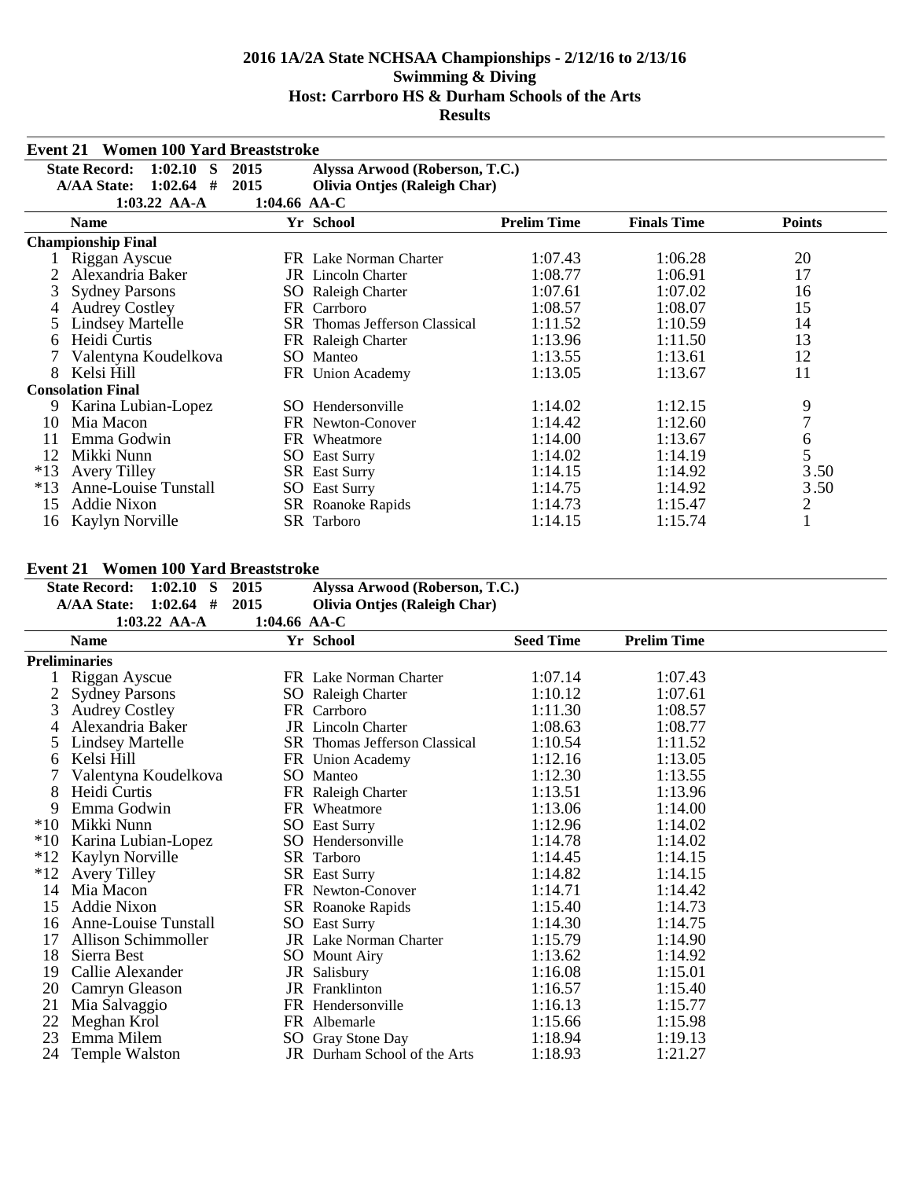## 2016 1A/2A State NCHSAA Championships - 2/12/16 to 2/13/16

## Swimming & Diving

## Host: Carrboro HS & Durham Schools of the Arts

## Results

### Event 21 Women 100 Yard Breaststroke

| | | | |
|---|---|---|---|
| State Record: | 1:02.10 S | 2015 | Alyssa Arwood (Roberson, T.C.) |
| A/AA State: | 1:02.64 # | 2015 | Olivia Ontjes (Raleigh Char) |
| | 1:03.22 AA-A | 1:04.66 AA-C | |

| | Name | Yr | School | Prelim Time | Finals Time | Points |
|---|---|---|---|---|---|---|
| **Championship Final** | | | | | | |
| 1 | Riggan Ayscue | FR | Lake Norman Charter | 1:07.43 | 1:06.28 | 20 |
| 2 | Alexandria Baker | JR | Lincoln Charter | 1:08.77 | 1:06.91 | 17 |
| 3 | Sydney Parsons | SO | Raleigh Charter | 1:07.61 | 1:07.02 | 16 |
| 4 | Audrey Costley | FR | Carrboro | 1:08.57 | 1:08.07 | 15 |
| 5 | Lindsey Martelle | SR | Thomas Jefferson Classical | 1:11.52 | 1:10.59 | 14 |
| 6 | Heidi Curtis | FR | Raleigh Charter | 1:13.96 | 1:11.50 | 13 |
| 7 | Valentyna Koudelkova | SO | Manteo | 1:13.55 | 1:13.61 | 12 |
| 8 | Kelsi Hill | FR | Union Academy | 1:13.05 | 1:13.67 | 11 |
| **Consolation Final** | | | | | | |
| 9 | Karina Lubian-Lopez | SO | Hendersonville | 1:14.02 | 1:12.15 | 9 |
| 10 | Mia Macon | FR | Newton-Conover | 1:14.42 | 1:12.60 | 7 |
| 11 | Emma Godwin | FR | Wheatmore | 1:14.00 | 1:13.67 | 6 |
| 12 | Mikki Nunn | SO | East Surry | 1:14.02 | 1:14.19 | 5 |
| *13 | Avery Tilley | SR | East Surry | 1:14.15 | 1:14.92 | 3.50 |
| *13 | Anne-Louise Tunstall | SO | East Surry | 1:14.75 | 1:14.92 | 3.50 |
| 15 | Addie Nixon | SR | Roanoke Rapids | 1:14.73 | 1:15.47 | 2 |
| 16 | Kaylyn Norville | SR | Tarboro | 1:14.15 | 1:15.74 | 1 |

### Event 21 Women 100 Yard Breaststroke

| | | | |
|---|---|---|---|
| State Record: | 1:02.10 S | 2015 | Alyssa Arwood (Roberson, T.C.) |
| A/AA State: | 1:02.64 # | 2015 | Olivia Ontjes (Raleigh Char) |
| | 1:03.22 AA-A | 1:04.66 AA-C | |

| | Name | Yr | School | Seed Time | Prelim Time |
|---|---|---|---|---|---|
| **Preliminaries** | | | | | |
| 1 | Riggan Ayscue | FR | Lake Norman Charter | 1:07.14 | 1:07.43 |
| 2 | Sydney Parsons | SO | Raleigh Charter | 1:10.12 | 1:07.61 |
| 3 | Audrey Costley | FR | Carrboro | 1:11.30 | 1:08.57 |
| 4 | Alexandria Baker | JR | Lincoln Charter | 1:08.63 | 1:08.77 |
| 5 | Lindsey Martelle | SR | Thomas Jefferson Classical | 1:10.54 | 1:11.52 |
| 6 | Kelsi Hill | FR | Union Academy | 1:12.16 | 1:13.05 |
| 7 | Valentyna Koudelkova | SO | Manteo | 1:12.30 | 1:13.55 |
| 8 | Heidi Curtis | FR | Raleigh Charter | 1:13.51 | 1:13.96 |
| 9 | Emma Godwin | FR | Wheatmore | 1:13.06 | 1:14.00 |
| *10 | Mikki Nunn | SO | East Surry | 1:12.96 | 1:14.02 |
| *10 | Karina Lubian-Lopez | SO | Hendersonville | 1:14.78 | 1:14.02 |
| *12 | Kaylyn Norville | SR | Tarboro | 1:14.45 | 1:14.15 |
| *12 | Avery Tilley | SR | East Surry | 1:14.82 | 1:14.15 |
| 14 | Mia Macon | FR | Newton-Conover | 1:14.71 | 1:14.42 |
| 15 | Addie Nixon | SR | Roanoke Rapids | 1:15.40 | 1:14.73 |
| 16 | Anne-Louise Tunstall | SO | East Surry | 1:14.30 | 1:14.75 |
| 17 | Allison Schimmoller | JR | Lake Norman Charter | 1:15.79 | 1:14.90 |
| 18 | Sierra Best | SO | Mount Airy | 1:13.62 | 1:14.92 |
| 19 | Callie Alexander | JR | Salisbury | 1:16.08 | 1:15.01 |
| 20 | Camryn Gleason | JR | Franklinton | 1:16.57 | 1:15.40 |
| 21 | Mia Salvaggio | FR | Hendersonville | 1:16.13 | 1:15.77 |
| 22 | Meghan Krol | FR | Albemarle | 1:15.66 | 1:15.98 |
| 23 | Emma Milem | SO | Gray Stone Day | 1:18.94 | 1:19.13 |
| 24 | Temple Walston | JR | Durham School of the Arts | 1:18.93 | 1:21.27 |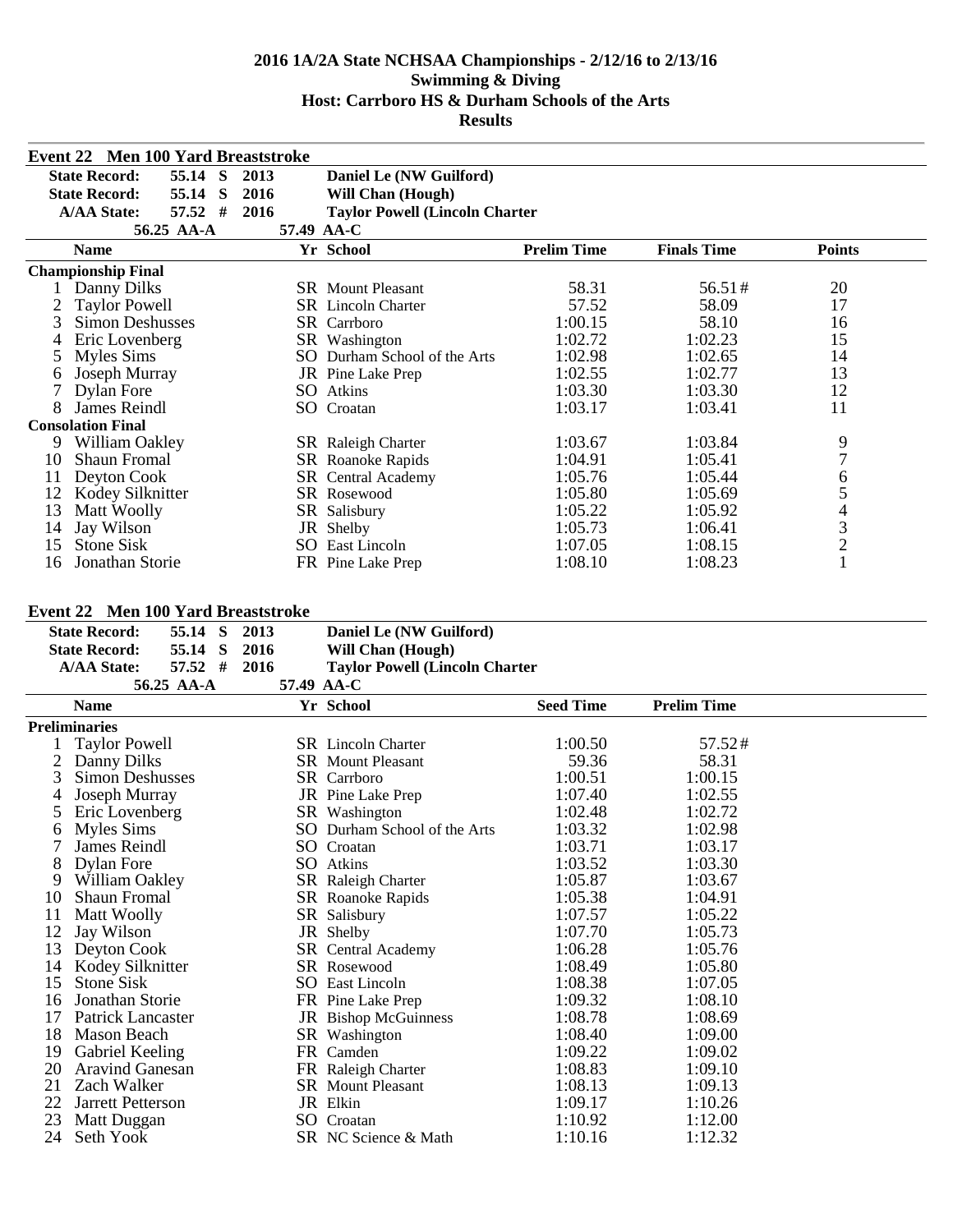## 2016 1A/2A State NCHSAA Championships - 2/12/16 to 2/13/16
## Swimming & Diving
## Host: Carrboro HS & Durham Schools of the Arts
## Results

### Event 22 Men 100 Yard Breaststroke

| | | | | |
|---|---|---|---|---|
| State Record: | 55.14 | S | 2013 | Daniel Le (NW Guilford) |
| State Record: | 55.14 | S | 2016 | Will Chan (Hough) |
| A/AA State: | 57.52 | # | 2016 | Taylor Powell (Lincoln Charter |
| | 56.25 | AA-A | | 57.49 AA-C |

| | Name | Yr | School | Prelim Time | Finals Time | Points |
|---|---|---|---|---|---|---|
| **Championship Final** | | | | | | |
| 1 | Danny Dilks | SR | Mount Pleasant | 58.31 | 56.51# | 20 |
| 2 | Taylor Powell | SR | Lincoln Charter | 57.52 | 58.09 | 17 |
| 3 | Simon Deshusses | SR | Carrboro | 1:00.15 | 58.10 | 16 |
| 4 | Eric Lovenberg | SR | Washington | 1:02.72 | 1:02.23 | 15 |
| 5 | Myles Sims | SO | Durham School of the Arts | 1:02.98 | 1:02.65 | 14 |
| 6 | Joseph Murray | JR | Pine Lake Prep | 1:02.55 | 1:02.77 | 13 |
| 7 | Dylan Fore | SO | Atkins | 1:03.30 | 1:03.30 | 12 |
| 8 | James Reindl | SO | Croatan | 1:03.17 | 1:03.41 | 11 |
| **Consolation Final** | | | | | | |
| 9 | William Oakley | SR | Raleigh Charter | 1:03.67 | 1:03.84 | 9 |
| 10 | Shaun Fromal | SR | Roanoke Rapids | 1:04.91 | 1:05.41 | 7 |
| 11 | Deyton Cook | SR | Central Academy | 1:05.76 | 1:05.44 | 6 |
| 12 | Kodey Silknitter | SR | Rosewood | 1:05.80 | 1:05.69 | 5 |
| 13 | Matt Woolly | SR | Salisbury | 1:05.22 | 1:05.92 | 4 |
| 14 | Jay Wilson | JR | Shelby | 1:05.73 | 1:06.41 | 3 |
| 15 | Stone Sisk | SO | East Lincoln | 1:07.05 | 1:08.15 | 2 |
| 16 | Jonathan Storie | FR | Pine Lake Prep | 1:08.10 | 1:08.23 | 1 |

### Event 22 Men 100 Yard Breaststroke

| | | | | |
|---|---|---|---|---|
| State Record: | 55.14 | S | 2013 | Daniel Le (NW Guilford) |
| State Record: | 55.14 | S | 2016 | Will Chan (Hough) |
| A/AA State: | 57.52 | # | 2016 | Taylor Powell (Lincoln Charter |
| | 56.25 | AA-A | | 57.49 AA-C |

| | Name | Yr | School | Seed Time | Prelim Time |
|---|---|---|---|---|---|
| **Preliminaries** | | | | | |
| 1 | Taylor Powell | SR | Lincoln Charter | 1:00.50 | 57.52# |
| 2 | Danny Dilks | SR | Mount Pleasant | 59.36 | 58.31 |
| 3 | Simon Deshusses | SR | Carrboro | 1:00.51 | 1:00.15 |
| 4 | Joseph Murray | JR | Pine Lake Prep | 1:07.40 | 1:02.55 |
| 5 | Eric Lovenberg | SR | Washington | 1:02.48 | 1:02.72 |
| 6 | Myles Sims | SO | Durham School of the Arts | 1:03.32 | 1:02.98 |
| 7 | James Reindl | SO | Croatan | 1:03.71 | 1:03.17 |
| 8 | Dylan Fore | SO | Atkins | 1:03.52 | 1:03.30 |
| 9 | William Oakley | SR | Raleigh Charter | 1:05.87 | 1:03.67 |
| 10 | Shaun Fromal | SR | Roanoke Rapids | 1:05.38 | 1:04.91 |
| 11 | Matt Woolly | SR | Salisbury | 1:07.57 | 1:05.22 |
| 12 | Jay Wilson | JR | Shelby | 1:07.70 | 1:05.73 |
| 13 | Deyton Cook | SR | Central Academy | 1:06.28 | 1:05.76 |
| 14 | Kodey Silknitter | SR | Rosewood | 1:08.49 | 1:05.80 |
| 15 | Stone Sisk | SO | East Lincoln | 1:08.38 | 1:07.05 |
| 16 | Jonathan Storie | FR | Pine Lake Prep | 1:09.32 | 1:08.10 |
| 17 | Patrick Lancaster | JR | Bishop McGuinness | 1:08.78 | 1:08.69 |
| 18 | Mason Beach | SR | Washington | 1:08.40 | 1:09.00 |
| 19 | Gabriel Keeling | FR | Camden | 1:09.22 | 1:09.02 |
| 20 | Aravind Ganesan | FR | Raleigh Charter | 1:08.83 | 1:09.10 |
| 21 | Zach Walker | SR | Mount Pleasant | 1:08.13 | 1:09.13 |
| 22 | Jarrett Petterson | JR | Elkin | 1:09.17 | 1:10.26 |
| 23 | Matt Duggan | SO | Croatan | 1:10.92 | 1:12.00 |
| 24 | Seth Yook | SR | NC Science & Math | 1:10.16 | 1:12.32 |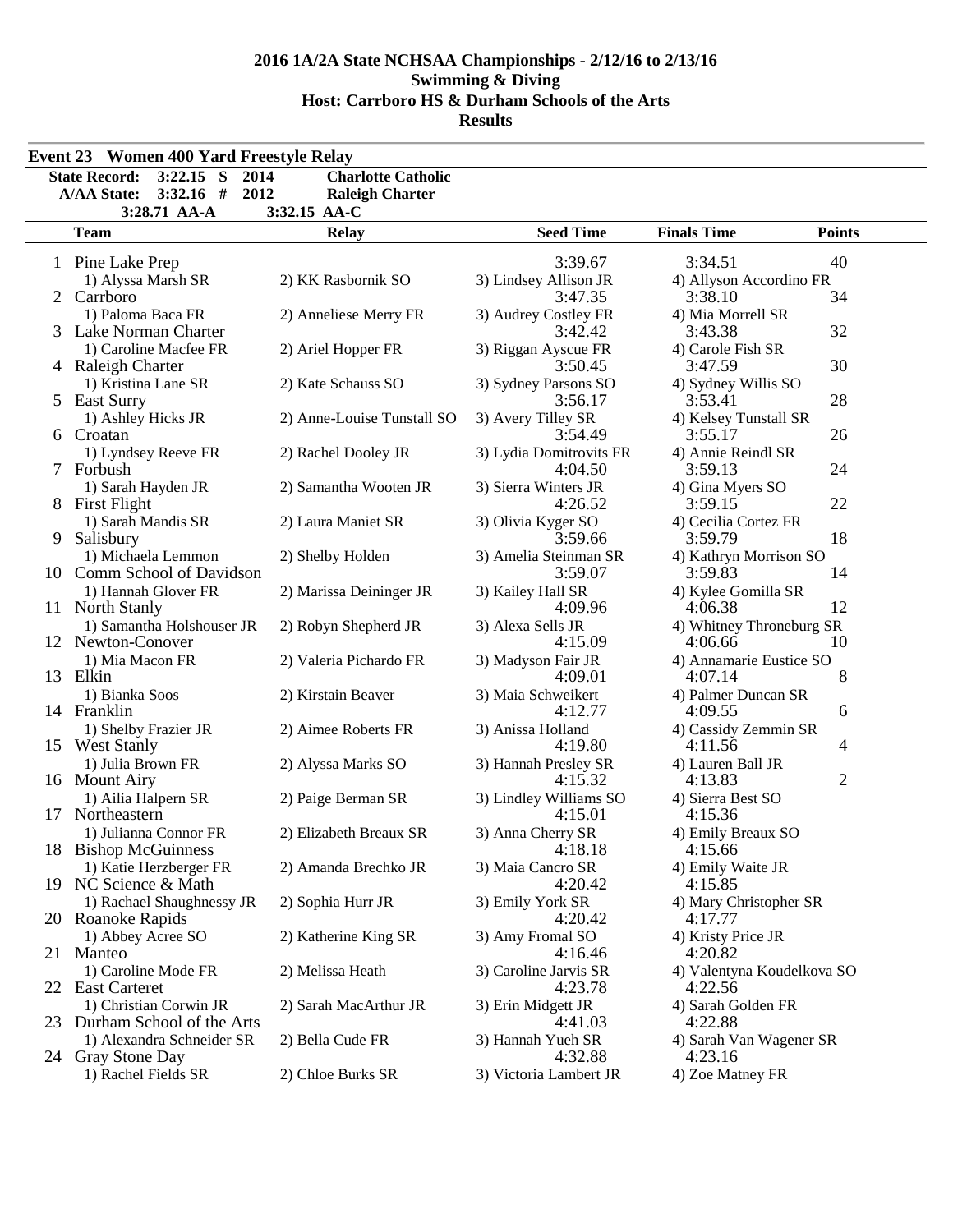# 2016 1A/2A State NCHSAA Championships - 2/12/16 to 2/13/16
## Swimming & Diving
## Host: Carrboro HS & Durham Schools of the Arts
## Results

**Event 23 Women 400 Yard Freestyle Relay**

| | | | |
|---|---|---|---|
| **State Record:** | **3:22.15 S** | **2014** | **Charlotte Catholic** |
| **A/AA State:** | **3:32.16 #** | **2012** | **Raleigh Charter** |
| **3:28.71 AA-A** | | **3:32.15 AA-C** | |

| | Team | Relay | Seed Time | Finals Time | Points |
|---|---|---|---|---|---|
| 1 | Pine Lake Prep | | 3:39.67 | 3:34.51 | 40 |
| | 1) Alyssa Marsh SR | 2) KK Rasbornik SO | 3) Lindsey Allison JR | 4) Allyson Accordino FR | |
| 2 | Carrboro | | 3:47.35 | 3:38.10 | 34 |
| | 1) Paloma Baca FR | 2) Anneliese Merry FR | 3) Audrey Costley FR | 4) Mia Morrell SR | |
| 3 | Lake Norman Charter | | 3:42.42 | 3:43.38 | 32 |
| | 1) Caroline Macfee FR | 2) Ariel Hopper FR | 3) Riggan Ayscue FR | 4) Carole Fish SR | |
| 4 | Raleigh Charter | | 3:50.45 | 3:47.59 | 30 |
| | 1) Kristina Lane SR | 2) Kate Schauss SO | 3) Sydney Parsons SO | 4) Sydney Willis SO | |
| 5 | East Surry | | 3:56.17 | 3:53.41 | 28 |
| | 1) Ashley Hicks JR | 2) Anne-Louise Tunstall SO | 3) Avery Tilley SR | 4) Kelsey Tunstall SR | |
| 6 | Croatan | | 3:54.49 | 3:55.17 | 26 |
| | 1) Lyndsey Reeve FR | 2) Rachel Dooley JR | 3) Lydia Domitrovits FR | 4) Annie Reindl SR | |
| 7 | Forbush | | 4:04.50 | 3:59.13 | 24 |
| | 1) Sarah Hayden JR | 2) Samantha Wooten JR | 3) Sierra Winters JR | 4) Gina Myers SO | |
| 8 | First Flight | | 4:26.52 | 3:59.15 | 22 |
| | 1) Sarah Mandis SR | 2) Laura Maniet SR | 3) Olivia Kyger SO | 4) Cecilia Cortez FR | |
| 9 | Salisbury | | 3:59.66 | 3:59.79 | 18 |
| | 1) Michaela Lemmon | 2) Shelby Holden | 3) Amelia Steinman SR | 4) Kathryn Morrison SO | |
| 10 | Comm School of Davidson | | 3:59.07 | 3:59.83 | 14 |
| | 1) Hannah Glover FR | 2) Marissa Deininger JR | 3) Kailey Hall SR | 4) Kylee Gomilla SR | |
| 11 | North Stanly | | 4:09.96 | 4:06.38 | 12 |
| | 1) Samantha Holshouser JR | 2) Robyn Shepherd JR | 3) Alexa Sells JR | 4) Whitney Throneburg SR | |
| 12 | Newton-Conover | | 4:15.09 | 4:06.66 | 10 |
| | 1) Mia Macon FR | 2) Valeria Pichardo FR | 3) Madyson Fair JR | 4) Annamarie Eustice SO | |
| 13 | Elkin | | 4:09.01 | 4:07.14 | 8 |
| | 1) Bianka Soos | 2) Kirstain Beaver | 3) Maia Schweikert | 4) Palmer Duncan SR | |
| 14 | Franklin | | 4:12.77 | 4:09.55 | 6 |
| | 1) Shelby Frazier JR | 2) Aimee Roberts FR | 3) Anissa Holland | 4) Cassidy Zemmin SR | |
| 15 | West Stanly | | 4:19.80 | 4:11.56 | 4 |
| | 1) Julia Brown FR | 2) Alyssa Marks SO | 3) Hannah Presley SR | 4) Lauren Ball JR | |
| 16 | Mount Airy | | 4:15.32 | 4:13.83 | 2 |
| | 1) Ailia Halpern SR | 2) Paige Berman SR | 3) Lindley Williams SO | 4) Sierra Best SO | |
| 17 | Northeastern | | 4:15.01 | 4:15.36 | |
| | 1) Julianna Connor FR | 2) Elizabeth Breaux SR | 3) Anna Cherry SR | 4) Emily Breaux SO | |
| 18 | Bishop McGuinness | | 4:18.18 | 4:15.66 | |
| | 1) Katie Herzberger FR | 2) Amanda Brechko JR | 3) Maia Cancro SR | 4) Emily Waite JR | |
| 19 | NC Science & Math | | 4:20.42 | 4:15.85 | |
| | 1) Rachael Shaughnessy JR | 2) Sophia Hurr JR | 3) Emily York SR | 4) Mary Christopher SR | |
| 20 | Roanoke Rapids | | 4:20.42 | 4:17.77 | |
| | 1) Abbey Acree SO | 2) Katherine King SR | 3) Amy Fromal SO | 4) Kristy Price JR | |
| 21 | Manteo | | 4:16.46 | 4:20.82 | |
| | 1) Caroline Mode FR | 2) Melissa Heath | 3) Caroline Jarvis SR | 4) Valentyna Koudelkova SO | |
| 22 | East Carteret | | 4:23.78 | 4:22.56 | |
| | 1) Christian Corwin JR | 2) Sarah MacArthur JR | 3) Erin Midgett JR | 4) Sarah Golden FR | |
| 23 | Durham School of the Arts | | 4:41.03 | 4:22.88 | |
| | 1) Alexandra Schneider SR | 2) Bella Cude FR | 3) Hannah Yueh SR | 4) Sarah Van Wagener SR | |
| 24 | Gray Stone Day | | 4:32.88 | 4:23.16 | |
| | 1) Rachel Fields SR | 2) Chloe Burks SR | 3) Victoria Lambert JR | 4) Zoe Matney FR | |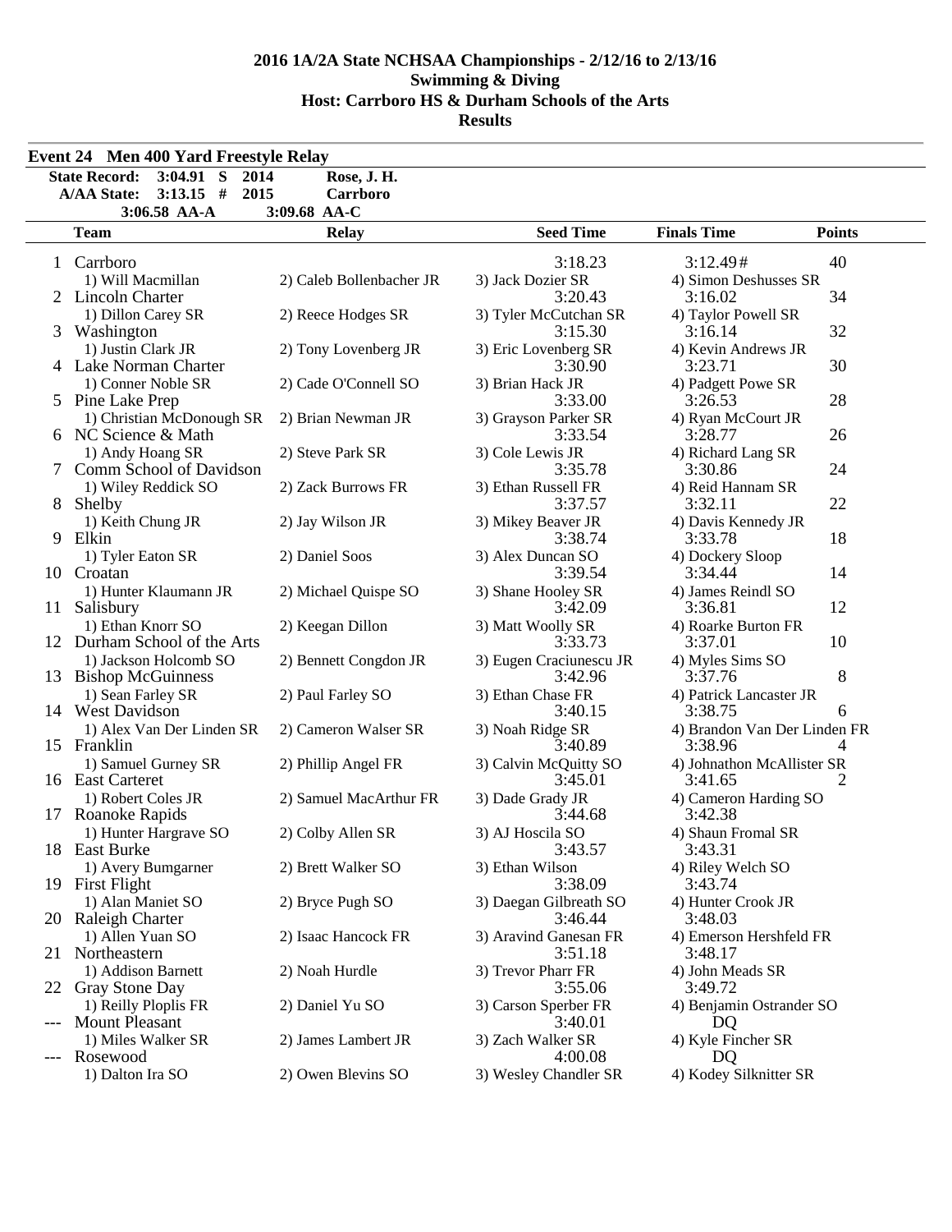# 2016 1A/2A State NCHSAA Championships - 2/12/16 to 2/13/16
## Swimming & Diving
## Host: Carrboro HS & Durham Schools of the Arts
## Results

### Event 24 Men 400 Yard Freestyle Relay

State Record: 3:04.91 S 2014 Rose, J. H.
A/AA State: 3:13.15 # 2015 Carrboro
3:06.58 AA-A 3:09.68 AA-C

| | Team | Relay | Seed Time | Finals Time | Points |
|---|---|---|---|---|---|
| 1 | Carrboro | | 3:18.23 | 3:12.49# | 40 |
| | 1) Will Macmillan | 2) Caleb Bollenbacher JR | 3) Jack Dozier SR | 4) Simon Deshusses SR | |
| 2 | Lincoln Charter | | 3:20.43 | 3:16.02 | 34 |
| | 1) Dillon Carey SR | 2) Reece Hodges SR | 3) Tyler McCutchan SR | 4) Taylor Powell SR | |
| 3 | Washington | | 3:15.30 | 3:16.14 | 32 |
| | 1) Justin Clark JR | 2) Tony Lovenberg JR | 3) Eric Lovenberg SR | 4) Kevin Andrews JR | |
| 4 | Lake Norman Charter | | 3:30.90 | 3:23.71 | 30 |
| | 1) Conner Noble SR | 2) Cade O'Connell SO | 3) Brian Hack JR | 4) Padgett Powe SR | |
| 5 | Pine Lake Prep | | 3:33.00 | 3:26.53 | 28 |
| | 1) Christian McDonough SR | 2) Brian Newman JR | 3) Grayson Parker SR | 4) Ryan McCourt JR | |
| 6 | NC Science & Math | | 3:33.54 | 3:28.77 | 26 |
| | 1) Andy Hoang SR | 2) Steve Park SR | 3) Cole Lewis JR | 4) Richard Lang SR | |
| 7 | Comm School of Davidson | | 3:35.78 | 3:30.86 | 24 |
| | 1) Wiley Reddick SO | 2) Zack Burrows FR | 3) Ethan Russell FR | 4) Reid Hannam SR | |
| 8 | Shelby | | 3:37.57 | 3:32.11 | 22 |
| | 1) Keith Chung JR | 2) Jay Wilson JR | 3) Mikey Beaver JR | 4) Davis Kennedy JR | |
| 9 | Elkin | | 3:38.74 | 3:33.78 | 18 |
| | 1) Tyler Eaton SR | 2) Daniel Soos | 3) Alex Duncan SO | 4) Dockery Sloop | |
| 10 | Croatan | | 3:39.54 | 3:34.44 | 14 |
| | 1) Hunter Klaumann JR | 2) Michael Quispe SO | 3) Shane Hooley SR | 4) James Reindl SO | |
| 11 | Salisbury | | 3:42.09 | 3:36.81 | 12 |
| | 1) Ethan Knorr SO | 2) Keegan Dillon | 3) Matt Woolly SR | 4) Roarke Burton FR | |
| 12 | Durham School of the Arts | | 3:33.73 | 3:37.01 | 10 |
| | 1) Jackson Holcomb SO | 2) Bennett Congdon JR | 3) Eugen Craciunescu JR | 4) Myles Sims SO | |
| 13 | Bishop McGuinness | | 3:42.96 | 3:37.76 | 8 |
| | 1) Sean Farley SR | 2) Paul Farley SO | 3) Ethan Chase FR | 4) Patrick Lancaster JR | |
| 14 | West Davidson | | 3:40.15 | 3:38.75 | 6 |
| | 1) Alex Van Der Linden SR | 2) Cameron Walser SR | 3) Noah Ridge SR | 4) Brandon Van Der Linden FR | |
| 15 | Franklin | | 3:40.89 | 3:38.96 | 4 |
| | 1) Samuel Gurney SR | 2) Phillip Angel FR | 3) Calvin McQuitty SO | 4) Johnathon McAllister SR | |
| 16 | East Carteret | | 3:45.01 | 3:41.65 | 2 |
| | 1) Robert Coles JR | 2) Samuel MacArthur FR | 3) Dade Grady JR | 4) Cameron Harding SO | |
| 17 | Roanoke Rapids | | 3:44.68 | 3:42.38 | |
| | 1) Hunter Hargrave SO | 2) Colby Allen SR | 3) AJ Hoscila SO | 4) Shaun Fromal SR | |
| 18 | East Burke | | 3:43.57 | 3:43.31 | |
| | 1) Avery Bumgarner | 2) Brett Walker SO | 3) Ethan Wilson | 4) Riley Welch SO | |
| 19 | First Flight | | 3:38.09 | 3:43.74 | |
| | 1) Alan Maniet SO | 2) Bryce Pugh SO | 3) Daegan Gilbreath SO | 4) Hunter Crook JR | |
| 20 | Raleigh Charter | | 3:46.44 | 3:48.03 | |
| | 1) Allen Yuan SO | 2) Isaac Hancock FR | 3) Aravind Ganesan FR | 4) Emerson Hershfeld FR | |
| 21 | Northeastern | | 3:51.18 | 3:48.17 | |
| | 1) Addison Barnett | 2) Noah Hurdle | 3) Trevor Pharr FR | 4) John Meads SR | |
| 22 | Gray Stone Day | | 3:55.06 | 3:49.72 | |
| | 1) Reilly Ploplis FR | 2) Daniel Yu SO | 3) Carson Sperber FR | 4) Benjamin Ostrander SO | |
| --- | Mount Pleasant | | 3:40.01 | DQ | |
| | 1) Miles Walker SR | 2) James Lambert JR | 3) Zach Walker SR | 4) Kyle Fincher SR | |
| --- | Rosewood | | 4:00.08 | DQ | |
| | 1) Dalton Ira SO | 2) Owen Blevins SO | 3) Wesley Chandler SR | 4) Kodey Silknitter SR | |